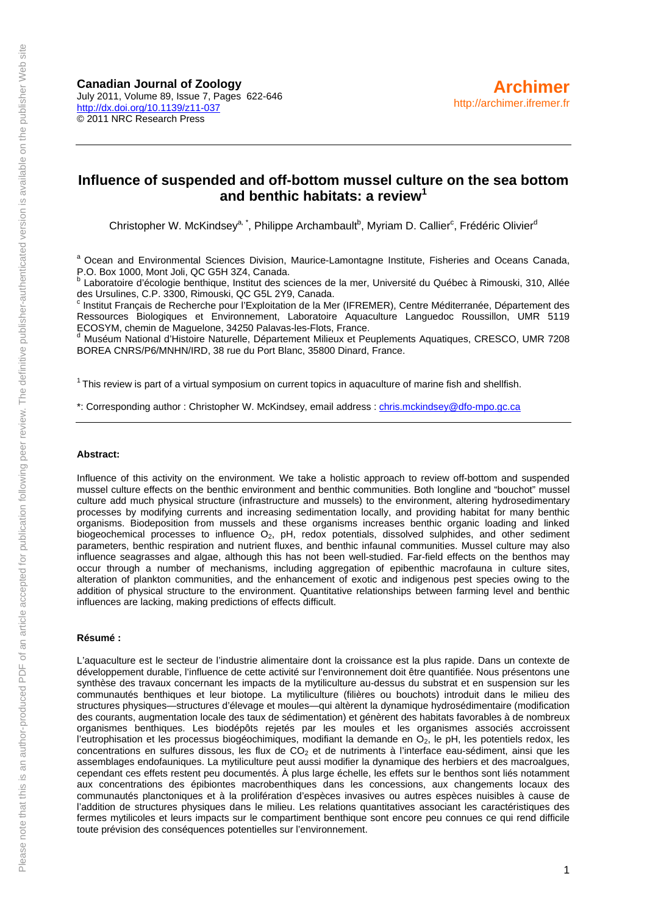**Canadian Journal of Zoology**
July 2011, Volume 89, Issue 7, Pages 622-646
http://dx.doi.org/10.1139/z11-037
© 2011 NRC Research Press

**Archimer**
http://archimer.ifremer.fr

# Influence of suspended and off-bottom mussel culture on the sea bottom and benthic habitats: a review[1]

Christopher W. McKindsey[a, *], Philippe Archambault[b], Myriam D. Callier[c], Frédéric Olivier[d]

[a] Ocean and Environmental Sciences Division, Maurice-Lamontagne Institute, Fisheries and Oceans Canada, P.O. Box 1000, Mont Joli, QC G5H 3Z4, Canada.
[b] Laboratoire d'écologie benthique, Institut des sciences de la mer, Université du Québec à Rimouski, 310, Allée des Ursulines, C.P. 3300, Rimouski, QC G5L 2Y9, Canada.
[c] Institut Français de Recherche pour l'Exploitation de la Mer (IFREMER), Centre Méditerranée, Département des Ressources Biologiques et Environnement, Laboratoire Aquaculture Languedoc Roussillon, UMR 5119 ECOSYM, chemin de Maguelone, 34250 Palavas-les-Flots, France.
[d] Muséum National d'Histoire Naturelle, Département Milieux et Peuplements Aquatiques, CRESCO, UMR 7208 BOREA CNRS/P6/MNHN/IRD, 38 rue du Port Blanc, 35800 Dinard, France.

[1] This review is part of a virtual symposium on current topics in aquaculture of marine fish and shellfish.

*: Corresponding author : Christopher W. McKindsey, email address : chris.mckindsey@dfo-mpo.gc.ca

**Abstract:**

Influence of this activity on the environment. We take a holistic approach to review off-bottom and suspended mussel culture effects on the benthic environment and benthic communities. Both longline and "bouchot" mussel culture add much physical structure (infrastructure and mussels) to the environment, altering hydrosedimentary processes by modifying currents and increasing sedimentation locally, and providing habitat for many benthic organisms. Biodeposition from mussels and these organisms increases benthic organic loading and linked biogeochemical processes to influence $O_2$, pH, redox potentials, dissolved sulphides, and other sediment parameters, benthic respiration and nutrient fluxes, and benthic infaunal communities. Mussel culture may also influence seagrasses and algae, although this has not been well-studied. Far-field effects on the benthos may occur through a number of mechanisms, including aggregation of epibenthic macrofauna in culture sites, alteration of plankton communities, and the enhancement of exotic and indigenous pest species owing to the addition of physical structure to the environment. Quantitative relationships between farming level and benthic influences are lacking, making predictions of effects difficult.

**Résumé :**

L'aquaculture est le secteur de l'industrie alimentaire dont la croissance est la plus rapide. Dans un contexte de développement durable, l'influence de cette activité sur l'environnement doit être quantifiée. Nous présentons une synthèse des travaux concernant les impacts de la mytiliculture au-dessus du substrat et en suspension sur les communautés benthiques et leur biotope. La mytiliculture (filières ou bouchots) introduit dans le milieu des structures physiques—structures d'élevage et moules—qui altèrent la dynamique hydrosédimentaire (modification des courants, augmentation locale des taux de sédimentation) et génèrent des habitats favorables à de nombreux organismes benthiques. Les biodépôts rejetés par les moules et les organismes associés accroissent l'eutrophisation et les processus biogéochimiques, modifiant la demande en $O_2$, le pH, les potentiels redox, les concentrations en sulfures dissous, les flux de $CO_2$ et de nutriments à l'interface eau-sédiment, ainsi que les assemblages endofauniques. La mytiliculture peut aussi modifier la dynamique des herbiers et des macroalgues, cependant ces effets restent peu documentés. À plus large échelle, les effets sur le benthos sont liés notamment aux concentrations des épibiontes macrobenthiques dans les concessions, aux changements locaux des communautés planctoniques et à la prolifération d'espèces invasives ou autres espèces nuisibles à cause de l'addition de structures physiques dans le milieu. Les relations quantitatives associant les caractéristiques des fermes mytilicoles et leurs impacts sur le compartiment benthique sont encore peu connues ce qui rend difficile toute prévision des conséquences potentielles sur l'environnement.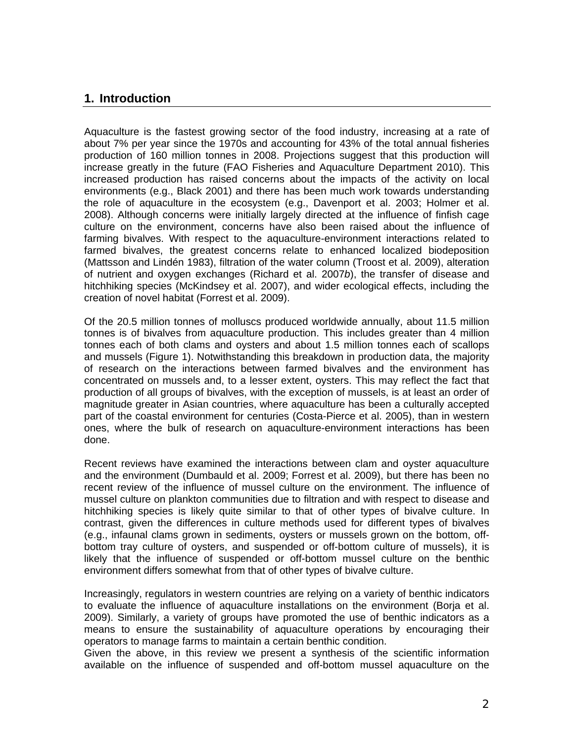## 1. Introduction

Aquaculture is the fastest growing sector of the food industry, increasing at a rate of about 7% per year since the 1970s and accounting for 43% of the total annual fisheries production of 160 million tonnes in 2008. Projections suggest that this production will increase greatly in the future (FAO Fisheries and Aquaculture Department 2010). This increased production has raised concerns about the impacts of the activity on local environments (e.g., Black 2001) and there has been much work towards understanding the role of aquaculture in the ecosystem (e.g., Davenport et al. 2003; Holmer et al. 2008). Although concerns were initially largely directed at the influence of finfish cage culture on the environment, concerns have also been raised about the influence of farming bivalves. With respect to the aquaculture-environment interactions related to farmed bivalves, the greatest concerns relate to enhanced localized biodeposition (Mattsson and Lindén 1983), filtration of the water column (Troost et al. 2009), alteration of nutrient and oxygen exchanges (Richard et al. 2007*b*), the transfer of disease and hitchhiking species (McKindsey et al. 2007), and wider ecological effects, including the creation of novel habitat (Forrest et al. 2009).

Of the 20.5 million tonnes of molluscs produced worldwide annually, about 11.5 million tonnes is of bivalves from aquaculture production. This includes greater than 4 million tonnes each of both clams and oysters and about 1.5 million tonnes each of scallops and mussels (Figure 1). Notwithstanding this breakdown in production data, the majority of research on the interactions between farmed bivalves and the environment has concentrated on mussels and, to a lesser extent, oysters. This may reflect the fact that production of all groups of bivalves, with the exception of mussels, is at least an order of magnitude greater in Asian countries, where aquaculture has been a culturally accepted part of the coastal environment for centuries (Costa-Pierce et al. 2005), than in western ones, where the bulk of research on aquaculture-environment interactions has been done.

Recent reviews have examined the interactions between clam and oyster aquaculture and the environment (Dumbauld et al. 2009; Forrest et al. 2009), but there has been no recent review of the influence of mussel culture on the environment. The influence of mussel culture on plankton communities due to filtration and with respect to disease and hitchhiking species is likely quite similar to that of other types of bivalve culture. In contrast, given the differences in culture methods used for different types of bivalves (e.g., infaunal clams grown in sediments, oysters or mussels grown on the bottom, off-bottom tray culture of oysters, and suspended or off-bottom culture of mussels), it is likely that the influence of suspended or off-bottom mussel culture on the benthic environment differs somewhat from that of other types of bivalve culture.

Increasingly, regulators in western countries are relying on a variety of benthic indicators to evaluate the influence of aquaculture installations on the environment (Borja et al. 2009). Similarly, a variety of groups have promoted the use of benthic indicators as a means to ensure the sustainability of aquaculture operations by encouraging their operators to manage farms to maintain a certain benthic condition.

Given the above, in this review we present a synthesis of the scientific information available on the influence of suspended and off-bottom mussel aquaculture on the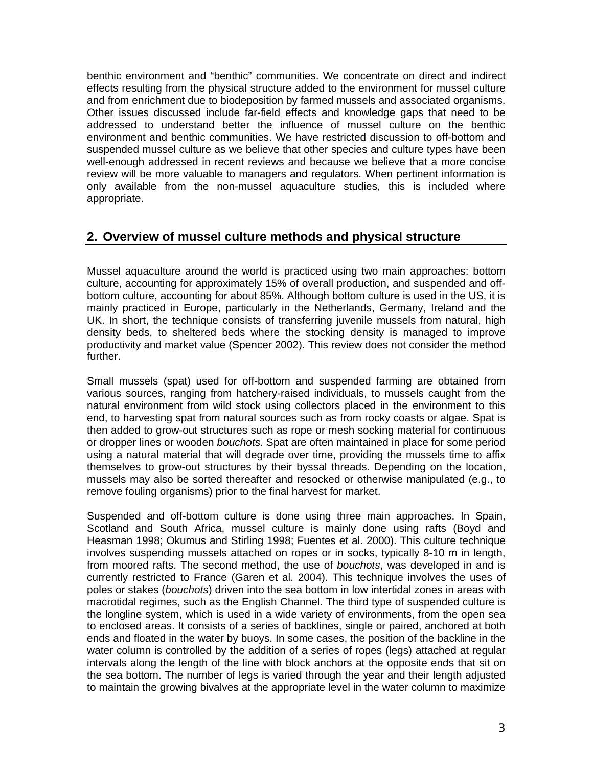benthic environment and "benthic" communities. We concentrate on direct and indirect effects resulting from the physical structure added to the environment for mussel culture and from enrichment due to biodeposition by farmed mussels and associated organisms. Other issues discussed include far-field effects and knowledge gaps that need to be addressed to understand better the influence of mussel culture on the benthic environment and benthic communities. We have restricted discussion to off-bottom and suspended mussel culture as we believe that other species and culture types have been well-enough addressed in recent reviews and because we believe that a more concise review will be more valuable to managers and regulators. When pertinent information is only available from the non-mussel aquaculture studies, this is included where appropriate.

## 2. Overview of mussel culture methods and physical structure

Mussel aquaculture around the world is practiced using two main approaches: bottom culture, accounting for approximately 15% of overall production, and suspended and off-bottom culture, accounting for about 85%. Although bottom culture is used in the US, it is mainly practiced in Europe, particularly in the Netherlands, Germany, Ireland and the UK. In short, the technique consists of transferring juvenile mussels from natural, high density beds, to sheltered beds where the stocking density is managed to improve productivity and market value (Spencer 2002). This review does not consider the method further.

Small mussels (spat) used for off-bottom and suspended farming are obtained from various sources, ranging from hatchery-raised individuals, to mussels caught from the natural environment from wild stock using collectors placed in the environment to this end, to harvesting spat from natural sources such as from rocky coasts or algae. Spat is then added to grow-out structures such as rope or mesh socking material for continuous or dropper lines or wooden *bouchots*. Spat are often maintained in place for some period using a natural material that will degrade over time, providing the mussels time to affix themselves to grow-out structures by their byssal threads. Depending on the location, mussels may also be sorted thereafter and resocked or otherwise manipulated (e.g., to remove fouling organisms) prior to the final harvest for market.

Suspended and off-bottom culture is done using three main approaches. In Spain, Scotland and South Africa, mussel culture is mainly done using rafts (Boyd and Heasman 1998; Okumus and Stirling 1998; Fuentes et al. 2000). This culture technique involves suspending mussels attached on ropes or in socks, typically 8-10 m in length, from moored rafts. The second method, the use of *bouchots*, was developed in and is currently restricted to France (Garen et al. 2004). This technique involves the uses of poles or stakes (*bouchots*) driven into the sea bottom in low intertidal zones in areas with macrotidal regimes, such as the English Channel. The third type of suspended culture is the longline system, which is used in a wide variety of environments, from the open sea to enclosed areas. It consists of a series of backlines, single or paired, anchored at both ends and floated in the water by buoys. In some cases, the position of the backline in the water column is controlled by the addition of a series of ropes (legs) attached at regular intervals along the length of the line with block anchors at the opposite ends that sit on the sea bottom. The number of legs is varied through the year and their length adjusted to maintain the growing bivalves at the appropriate level in the water column to maximize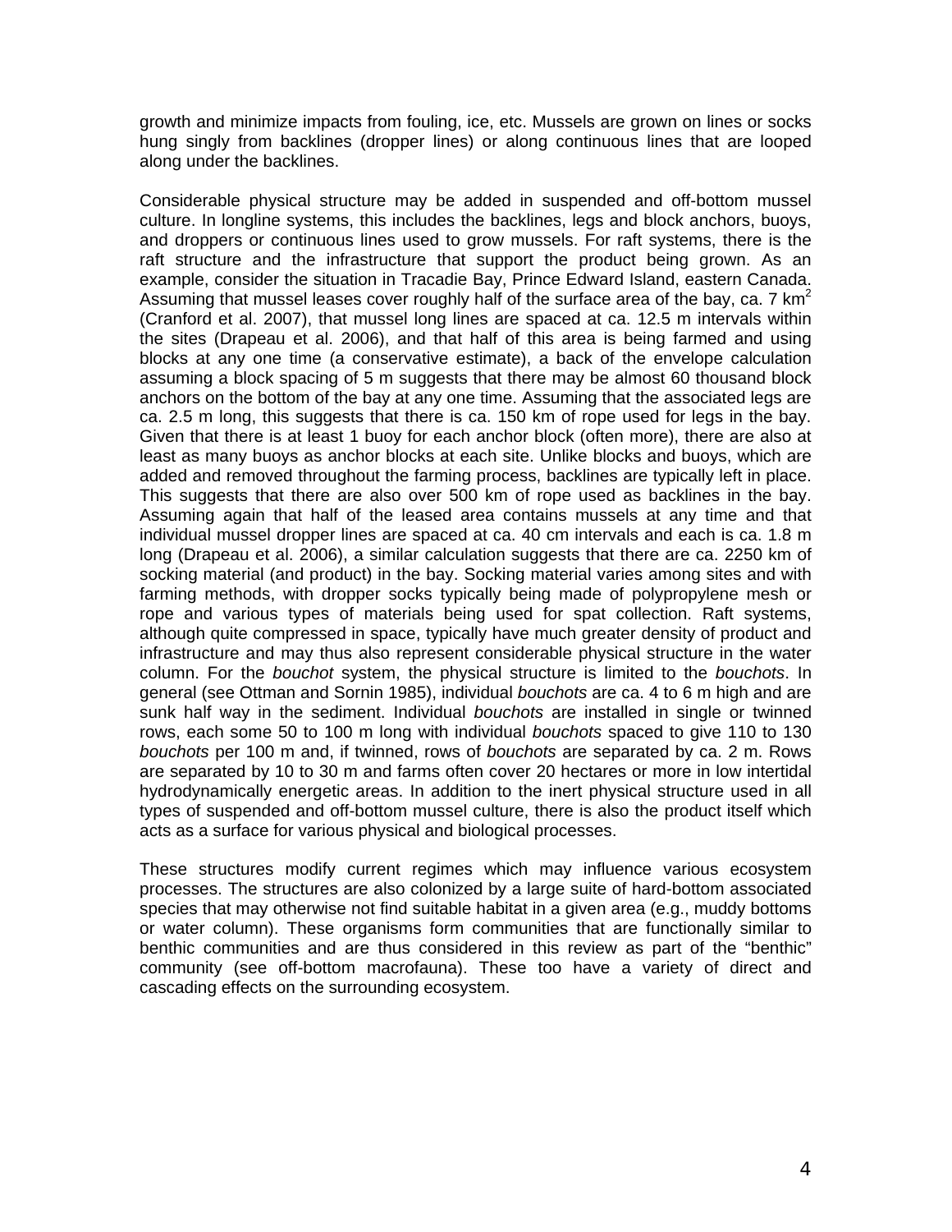growth and minimize impacts from fouling, ice, etc. Mussels are grown on lines or socks hung singly from backlines (dropper lines) or along continuous lines that are looped along under the backlines.

Considerable physical structure may be added in suspended and off-bottom mussel culture. In longline systems, this includes the backlines, legs and block anchors, buoys, and droppers or continuous lines used to grow mussels. For raft systems, there is the raft structure and the infrastructure that support the product being grown. As an example, consider the situation in Tracadie Bay, Prince Edward Island, eastern Canada. Assuming that mussel leases cover roughly half of the surface area of the bay, ca. 7 km$^2$ (Cranford et al. 2007), that mussel long lines are spaced at ca. 12.5 m intervals within the sites (Drapeau et al. 2006), and that half of this area is being farmed and using blocks at any one time (a conservative estimate), a back of the envelope calculation assuming a block spacing of 5 m suggests that there may be almost 60 thousand block anchors on the bottom of the bay at any one time. Assuming that the associated legs are ca. 2.5 m long, this suggests that there is ca. 150 km of rope used for legs in the bay. Given that there is at least 1 buoy for each anchor block (often more), there are also at least as many buoys as anchor blocks at each site. Unlike blocks and buoys, which are added and removed throughout the farming process, backlines are typically left in place. This suggests that there are also over 500 km of rope used as backlines in the bay. Assuming again that half of the leased area contains mussels at any time and that individual mussel dropper lines are spaced at ca. 40 cm intervals and each is ca. 1.8 m long (Drapeau et al. 2006), a similar calculation suggests that there are ca. 2250 km of socking material (and product) in the bay. Socking material varies among sites and with farming methods, with dropper socks typically being made of polypropylene mesh or rope and various types of materials being used for spat collection. Raft systems, although quite compressed in space, typically have much greater density of product and infrastructure and may thus also represent considerable physical structure in the water column. For the *bouchot* system, the physical structure is limited to the *bouchots*. In general (see Ottman and Sornin 1985), individual *bouchots* are ca. 4 to 6 m high and are sunk half way in the sediment. Individual *bouchots* are installed in single or twinned rows, each some 50 to 100 m long with individual *bouchots* spaced to give 110 to 130 *bouchots* per 100 m and, if twinned, rows of *bouchots* are separated by ca. 2 m. Rows are separated by 10 to 30 m and farms often cover 20 hectares or more in low intertidal hydrodynamically energetic areas. In addition to the inert physical structure used in all types of suspended and off-bottom mussel culture, there is also the product itself which acts as a surface for various physical and biological processes.

These structures modify current regimes which may influence various ecosystem processes. The structures are also colonized by a large suite of hard-bottom associated species that may otherwise not find suitable habitat in a given area (e.g., muddy bottoms or water column). These organisms form communities that are functionally similar to benthic communities and are thus considered in this review as part of the "benthic" community (see off-bottom macrofauna). These too have a variety of direct and cascading effects on the surrounding ecosystem.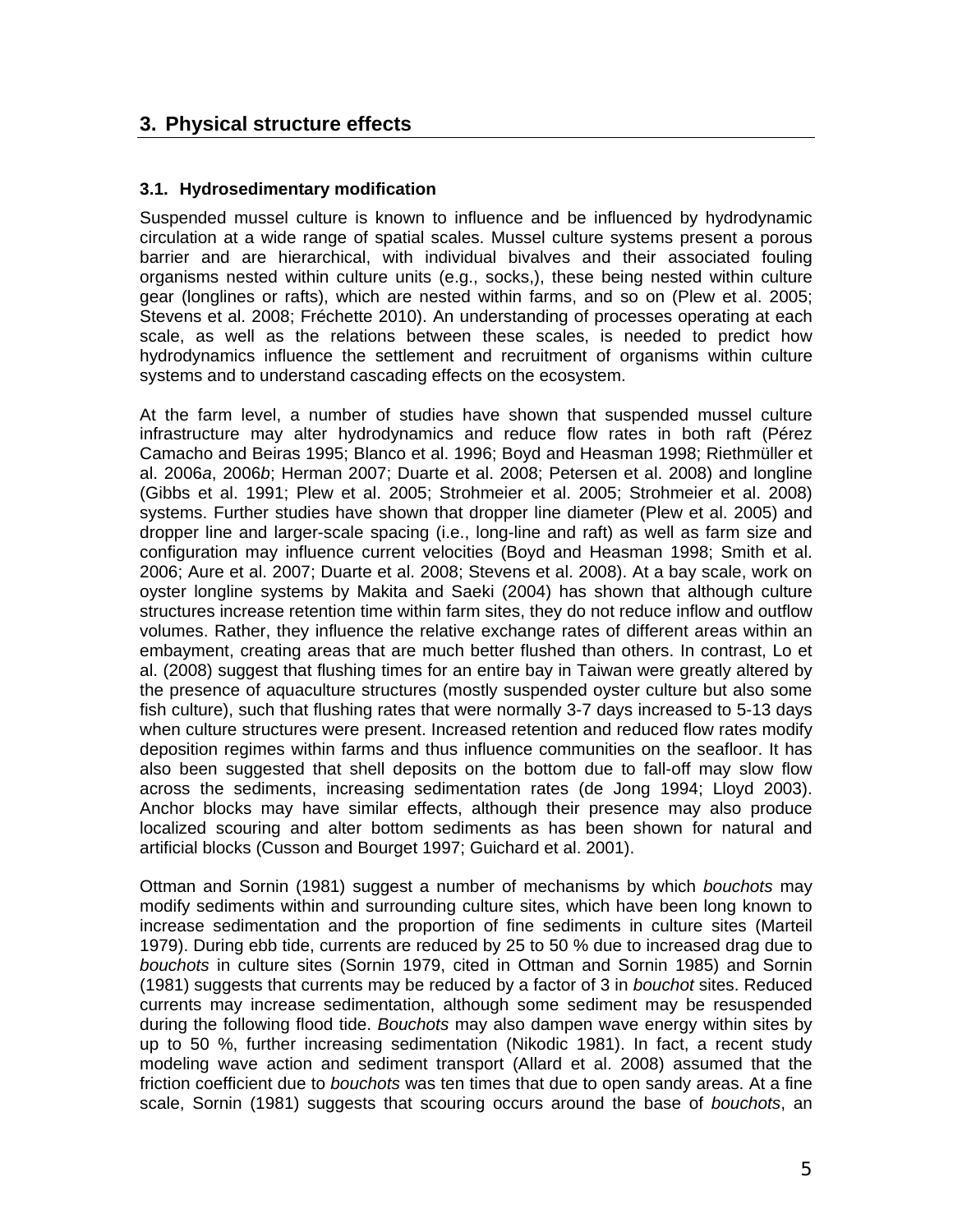# 3. Physical structure effects

## 3.1. Hydrosedimentary modification

Suspended mussel culture is known to influence and be influenced by hydrodynamic circulation at a wide range of spatial scales. Mussel culture systems present a porous barrier and are hierarchical, with individual bivalves and their associated fouling organisms nested within culture units (e.g., socks,), these being nested within culture gear (longlines or rafts), which are nested within farms, and so on (Plew et al. 2005; Stevens et al. 2008; Fréchette 2010). An understanding of processes operating at each scale, as well as the relations between these scales, is needed to predict how hydrodynamics influence the settlement and recruitment of organisms within culture systems and to understand cascading effects on the ecosystem.

At the farm level, a number of studies have shown that suspended mussel culture infrastructure may alter hydrodynamics and reduce flow rates in both raft (Pérez Camacho and Beiras 1995; Blanco et al. 1996; Boyd and Heasman 1998; Riethmüller et al. 2006*a*, 2006*b*; Herman 2007; Duarte et al. 2008; Petersen et al. 2008) and longline (Gibbs et al. 1991; Plew et al. 2005; Strohmeier et al. 2005; Strohmeier et al. 2008) systems. Further studies have shown that dropper line diameter (Plew et al. 2005) and dropper line and larger-scale spacing (i.e., long-line and raft) as well as farm size and configuration may influence current velocities (Boyd and Heasman 1998; Smith et al. 2006; Aure et al. 2007; Duarte et al. 2008; Stevens et al. 2008). At a bay scale, work on oyster longline systems by Makita and Saeki (2004) has shown that although culture structures increase retention time within farm sites, they do not reduce inflow and outflow volumes. Rather, they influence the relative exchange rates of different areas within an embayment, creating areas that are much better flushed than others. In contrast, Lo et al. (2008) suggest that flushing times for an entire bay in Taiwan were greatly altered by the presence of aquaculture structures (mostly suspended oyster culture but also some fish culture), such that flushing rates that were normally 3-7 days increased to 5-13 days when culture structures were present. Increased retention and reduced flow rates modify deposition regimes within farms and thus influence communities on the seafloor. It has also been suggested that shell deposits on the bottom due to fall-off may slow flow across the sediments, increasing sedimentation rates (de Jong 1994; Lloyd 2003). Anchor blocks may have similar effects, although their presence may also produce localized scouring and alter bottom sediments as has been shown for natural and artificial blocks (Cusson and Bourget 1997; Guichard et al. 2001).

Ottman and Sornin (1981) suggest a number of mechanisms by which *bouchots* may modify sediments within and surrounding culture sites, which have been long known to increase sedimentation and the proportion of fine sediments in culture sites (Marteil 1979). During ebb tide, currents are reduced by 25 to 50 % due to increased drag due to *bouchots* in culture sites (Sornin 1979, cited in Ottman and Sornin 1985) and Sornin (1981) suggests that currents may be reduced by a factor of 3 in *bouchot* sites. Reduced currents may increase sedimentation, although some sediment may be resuspended during the following flood tide. *Bouchots* may also dampen wave energy within sites by up to 50 %, further increasing sedimentation (Nikodic 1981). In fact, a recent study modeling wave action and sediment transport (Allard et al. 2008) assumed that the friction coefficient due to *bouchots* was ten times that due to open sandy areas. At a fine scale, Sornin (1981) suggests that scouring occurs around the base of *bouchots*, an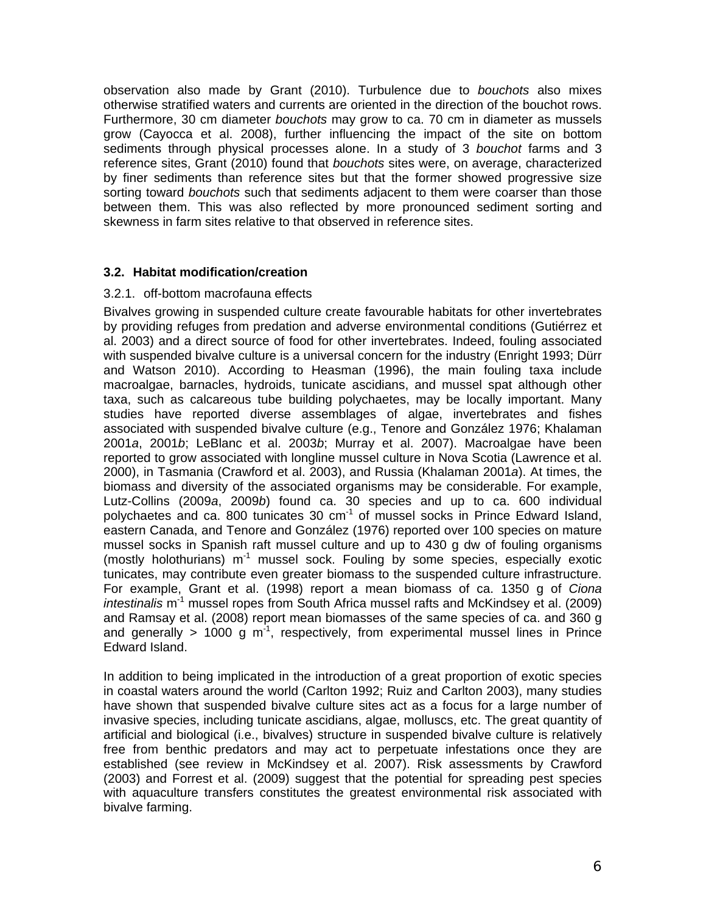observation also made by Grant (2010). Turbulence due to *bouchots* also mixes otherwise stratified waters and currents are oriented in the direction of the bouchot rows. Furthermore, 30 cm diameter *bouchots* may grow to ca. 70 cm in diameter as mussels grow (Cayocca et al. 2008), further influencing the impact of the site on bottom sediments through physical processes alone. In a study of 3 *bouchot* farms and 3 reference sites, Grant (2010) found that *bouchots* sites were, on average, characterized by finer sediments than reference sites but that the former showed progressive size sorting toward *bouchots* such that sediments adjacent to them were coarser than those between them. This was also reflected by more pronounced sediment sorting and skewness in farm sites relative to that observed in reference sites.

### 3.2. Habitat modification/creation

#### 3.2.1. off-bottom macrofauna effects

Bivalves growing in suspended culture create favourable habitats for other invertebrates by providing refuges from predation and adverse environmental conditions (Gutiérrez et al. 2003) and a direct source of food for other invertebrates. Indeed, fouling associated with suspended bivalve culture is a universal concern for the industry (Enright 1993; Dürr and Watson 2010). According to Heasman (1996), the main fouling taxa include macroalgae, barnacles, hydroids, tunicate ascidians, and mussel spat although other taxa, such as calcareous tube building polychaetes, may be locally important. Many studies have reported diverse assemblages of algae, invertebrates and fishes associated with suspended bivalve culture (e.g., Tenore and González 1976; Khalaman 2001*a*, 2001*b*; LeBlanc et al. 2003*b*; Murray et al. 2007). Macroalgae have been reported to grow associated with longline mussel culture in Nova Scotia (Lawrence et al. 2000), in Tasmania (Crawford et al. 2003), and Russia (Khalaman 2001*a*). At times, the biomass and diversity of the associated organisms may be considerable. For example, Lutz-Collins (2009*a*, 2009*b*) found ca. 30 species and up to ca. 600 individual polychaetes and ca. 800 tunicates 30 $cm^{-1}$ of mussel socks in Prince Edward Island, eastern Canada, and Tenore and González (1976) reported over 100 species on mature mussel socks in Spanish raft mussel culture and up to 430 g dw of fouling organisms (mostly holothurians) $m^{-1}$ mussel sock. Fouling by some species, especially exotic tunicates, may contribute even greater biomass to the suspended culture infrastructure. For example, Grant et al. (1998) report a mean biomass of ca. 1350 g of *Ciona intestinalis* $m^{-1}$ mussel ropes from South Africa mussel rafts and McKindsey et al. (2009) and Ramsay et al. (2008) report mean biomasses of the same species of ca. and 360 g and generally > 1000 g $m^{-1}$, respectively, from experimental mussel lines in Prince Edward Island.

In addition to being implicated in the introduction of a great proportion of exotic species in coastal waters around the world (Carlton 1992; Ruiz and Carlton 2003), many studies have shown that suspended bivalve culture sites act as a focus for a large number of invasive species, including tunicate ascidians, algae, molluscs, etc. The great quantity of artificial and biological (i.e., bivalves) structure in suspended bivalve culture is relatively free from benthic predators and may act to perpetuate infestations once they are established (see review in McKindsey et al. 2007). Risk assessments by Crawford (2003) and Forrest et al. (2009) suggest that the potential for spreading pest species with aquaculture transfers constitutes the greatest environmental risk associated with bivalve farming.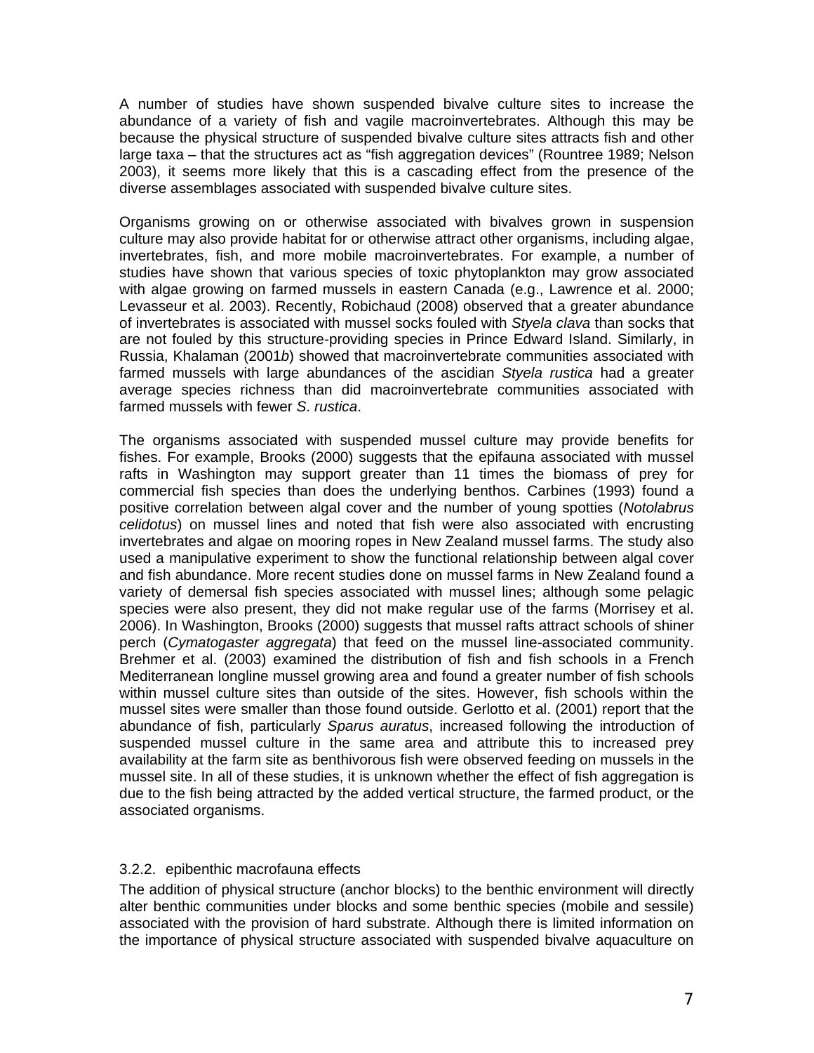A number of studies have shown suspended bivalve culture sites to increase the abundance of a variety of fish and vagile macroinvertebrates. Although this may be because the physical structure of suspended bivalve culture sites attracts fish and other large taxa – that the structures act as "fish aggregation devices" (Rountree 1989; Nelson 2003), it seems more likely that this is a cascading effect from the presence of the diverse assemblages associated with suspended bivalve culture sites.

Organisms growing on or otherwise associated with bivalves grown in suspension culture may also provide habitat for or otherwise attract other organisms, including algae, invertebrates, fish, and more mobile macroinvertebrates. For example, a number of studies have shown that various species of toxic phytoplankton may grow associated with algae growing on farmed mussels in eastern Canada (e.g., Lawrence et al. 2000; Levasseur et al. 2003). Recently, Robichaud (2008) observed that a greater abundance of invertebrates is associated with mussel socks fouled with *Styela clava* than socks that are not fouled by this structure-providing species in Prince Edward Island. Similarly, in Russia, Khalaman (2001*b*) showed that macroinvertebrate communities associated with farmed mussels with large abundances of the ascidian *Styela rustica* had a greater average species richness than did macroinvertebrate communities associated with farmed mussels with fewer *S*. *rustica*.

The organisms associated with suspended mussel culture may provide benefits for fishes. For example, Brooks (2000) suggests that the epifauna associated with mussel rafts in Washington may support greater than 11 times the biomass of prey for commercial fish species than does the underlying benthos. Carbines (1993) found a positive correlation between algal cover and the number of young spotties (*Notolabrus celidotus*) on mussel lines and noted that fish were also associated with encrusting invertebrates and algae on mooring ropes in New Zealand mussel farms. The study also used a manipulative experiment to show the functional relationship between algal cover and fish abundance. More recent studies done on mussel farms in New Zealand found a variety of demersal fish species associated with mussel lines; although some pelagic species were also present, they did not make regular use of the farms (Morrisey et al. 2006). In Washington, Brooks (2000) suggests that mussel rafts attract schools of shiner perch (*Cymatogaster aggregata*) that feed on the mussel line-associated community. Brehmer et al. (2003) examined the distribution of fish and fish schools in a French Mediterranean longline mussel growing area and found a greater number of fish schools within mussel culture sites than outside of the sites. However, fish schools within the mussel sites were smaller than those found outside. Gerlotto et al. (2001) report that the abundance of fish, particularly *Sparus auratus*, increased following the introduction of suspended mussel culture in the same area and attribute this to increased prey availability at the farm site as benthivorous fish were observed feeding on mussels in the mussel site. In all of these studies, it is unknown whether the effect of fish aggregation is due to the fish being attracted by the added vertical structure, the farmed product, or the associated organisms.

### 3.2.2. epibenthic macrofauna effects

The addition of physical structure (anchor blocks) to the benthic environment will directly alter benthic communities under blocks and some benthic species (mobile and sessile) associated with the provision of hard substrate. Although there is limited information on the importance of physical structure associated with suspended bivalve aquaculture on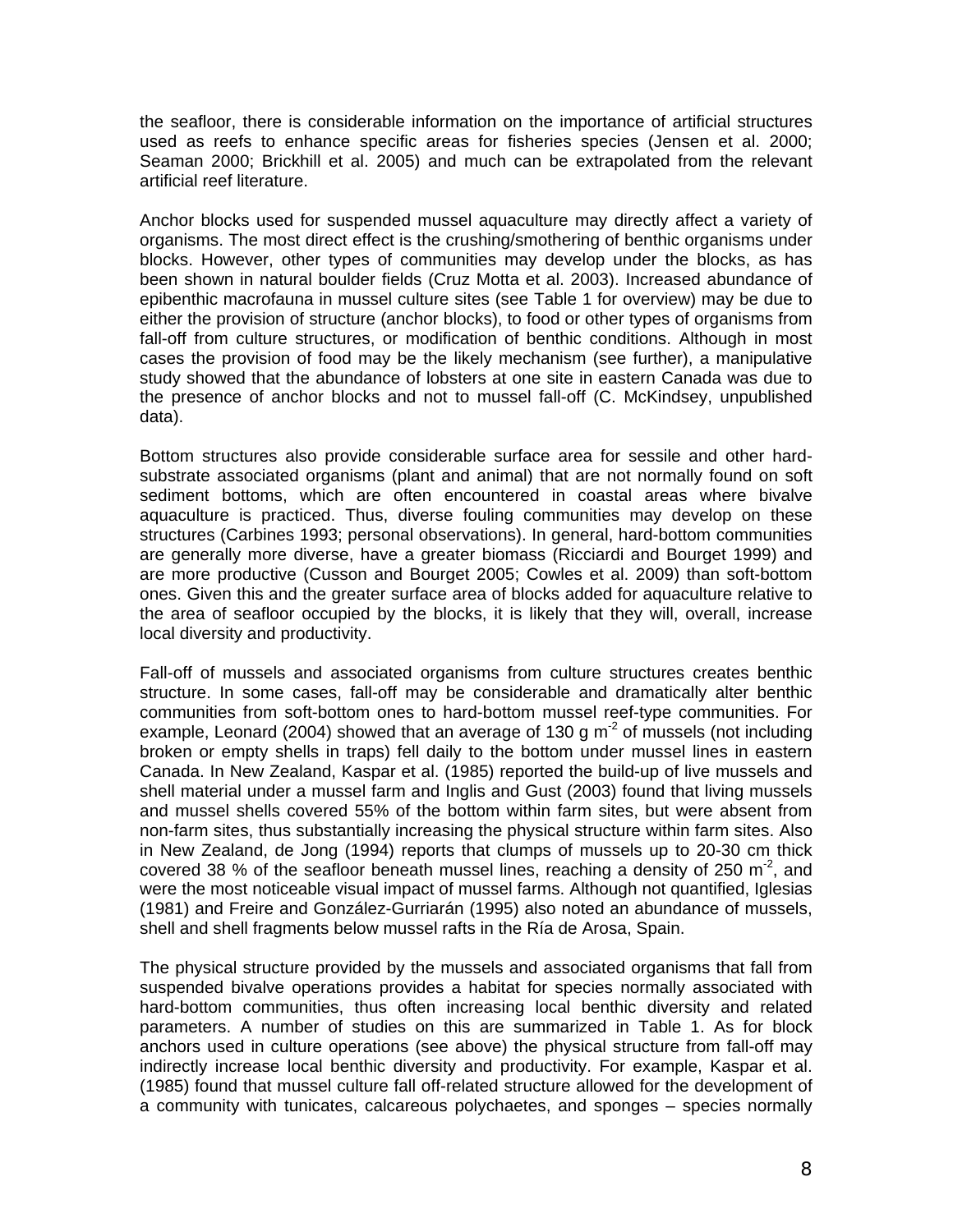the seafloor, there is considerable information on the importance of artificial structures used as reefs to enhance specific areas for fisheries species (Jensen et al. 2000; Seaman 2000; Brickhill et al. 2005) and much can be extrapolated from the relevant artificial reef literature.

Anchor blocks used for suspended mussel aquaculture may directly affect a variety of organisms. The most direct effect is the crushing/smothering of benthic organisms under blocks. However, other types of communities may develop under the blocks, as has been shown in natural boulder fields (Cruz Motta et al. 2003). Increased abundance of epibenthic macrofauna in mussel culture sites (see Table 1 for overview) may be due to either the provision of structure (anchor blocks), to food or other types of organisms from fall-off from culture structures, or modification of benthic conditions. Although in most cases the provision of food may be the likely mechanism (see further), a manipulative study showed that the abundance of lobsters at one site in eastern Canada was due to the presence of anchor blocks and not to mussel fall-off (C. McKindsey, unpublished data).

Bottom structures also provide considerable surface area for sessile and other hard-substrate associated organisms (plant and animal) that are not normally found on soft sediment bottoms, which are often encountered in coastal areas where bivalve aquaculture is practiced. Thus, diverse fouling communities may develop on these structures (Carbines 1993; personal observations). In general, hard-bottom communities are generally more diverse, have a greater biomass (Ricciardi and Bourget 1999) and are more productive (Cusson and Bourget 2005; Cowles et al. 2009) than soft-bottom ones. Given this and the greater surface area of blocks added for aquaculture relative to the area of seafloor occupied by the blocks, it is likely that they will, overall, increase local diversity and productivity.

Fall-off of mussels and associated organisms from culture structures creates benthic structure. In some cases, fall-off may be considerable and dramatically alter benthic communities from soft-bottom ones to hard-bottom mussel reef-type communities. For example, Leonard (2004) showed that an average of 130 g $m^{-2}$ of mussels (not including broken or empty shells in traps) fell daily to the bottom under mussel lines in eastern Canada. In New Zealand, Kaspar et al. (1985) reported the build-up of live mussels and shell material under a mussel farm and Inglis and Gust (2003) found that living mussels and mussel shells covered 55% of the bottom within farm sites, but were absent from non-farm sites, thus substantially increasing the physical structure within farm sites. Also in New Zealand, de Jong (1994) reports that clumps of mussels up to 20-30 cm thick covered 38 % of the seafloor beneath mussel lines, reaching a density of 250 $m^{-2}$, and were the most noticeable visual impact of mussel farms. Although not quantified, Iglesias (1981) and Freire and González-Gurriarán (1995) also noted an abundance of mussels, shell and shell fragments below mussel rafts in the Ría de Arosa, Spain.

The physical structure provided by the mussels and associated organisms that fall from suspended bivalve operations provides a habitat for species normally associated with hard-bottom communities, thus often increasing local benthic diversity and related parameters. A number of studies on this are summarized in Table 1. As for block anchors used in culture operations (see above) the physical structure from fall-off may indirectly increase local benthic diversity and productivity. For example, Kaspar et al. (1985) found that mussel culture fall off-related structure allowed for the development of a community with tunicates, calcareous polychaetes, and sponges – species normally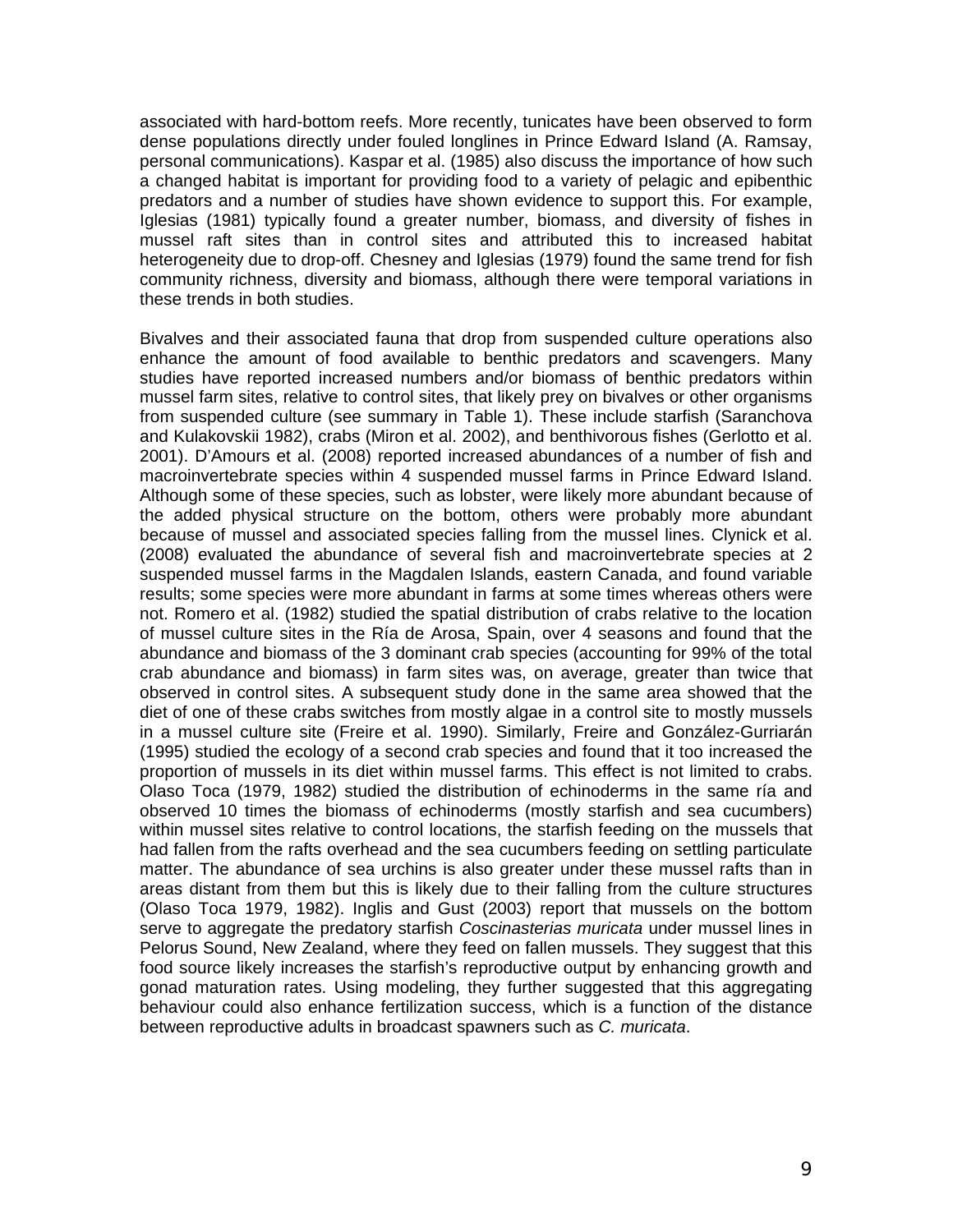associated with hard-bottom reefs. More recently, tunicates have been observed to form dense populations directly under fouled longlines in Prince Edward Island (A. Ramsay, personal communications). Kaspar et al. (1985) also discuss the importance of how such a changed habitat is important for providing food to a variety of pelagic and epibenthic predators and a number of studies have shown evidence to support this. For example, Iglesias (1981) typically found a greater number, biomass, and diversity of fishes in mussel raft sites than in control sites and attributed this to increased habitat heterogeneity due to drop-off. Chesney and Iglesias (1979) found the same trend for fish community richness, diversity and biomass, although there were temporal variations in these trends in both studies.

Bivalves and their associated fauna that drop from suspended culture operations also enhance the amount of food available to benthic predators and scavengers. Many studies have reported increased numbers and/or biomass of benthic predators within mussel farm sites, relative to control sites, that likely prey on bivalves or other organisms from suspended culture (see summary in Table 1). These include starfish (Saranchova and Kulakovskii 1982), crabs (Miron et al. 2002), and benthivorous fishes (Gerlotto et al. 2001). D'Amours et al. (2008) reported increased abundances of a number of fish and macroinvertebrate species within 4 suspended mussel farms in Prince Edward Island. Although some of these species, such as lobster, were likely more abundant because of the added physical structure on the bottom, others were probably more abundant because of mussel and associated species falling from the mussel lines. Clynick et al. (2008) evaluated the abundance of several fish and macroinvertebrate species at 2 suspended mussel farms in the Magdalen Islands, eastern Canada, and found variable results; some species were more abundant in farms at some times whereas others were not. Romero et al. (1982) studied the spatial distribution of crabs relative to the location of mussel culture sites in the Ría de Arosa, Spain, over 4 seasons and found that the abundance and biomass of the 3 dominant crab species (accounting for 99% of the total crab abundance and biomass) in farm sites was, on average, greater than twice that observed in control sites. A subsequent study done in the same area showed that the diet of one of these crabs switches from mostly algae in a control site to mostly mussels in a mussel culture site (Freire et al. 1990). Similarly, Freire and González-Gurriarán (1995) studied the ecology of a second crab species and found that it too increased the proportion of mussels in its diet within mussel farms. This effect is not limited to crabs. Olaso Toca (1979, 1982) studied the distribution of echinoderms in the same ría and observed 10 times the biomass of echinoderms (mostly starfish and sea cucumbers) within mussel sites relative to control locations, the starfish feeding on the mussels that had fallen from the rafts overhead and the sea cucumbers feeding on settling particulate matter. The abundance of sea urchins is also greater under these mussel rafts than in areas distant from them but this is likely due to their falling from the culture structures (Olaso Toca 1979, 1982). Inglis and Gust (2003) report that mussels on the bottom serve to aggregate the predatory starfish *Coscinasterias muricata* under mussel lines in Pelorus Sound, New Zealand, where they feed on fallen mussels. They suggest that this food source likely increases the starfish's reproductive output by enhancing growth and gonad maturation rates. Using modeling, they further suggested that this aggregating behaviour could also enhance fertilization success, which is a function of the distance between reproductive adults in broadcast spawners such as *C. muricata*.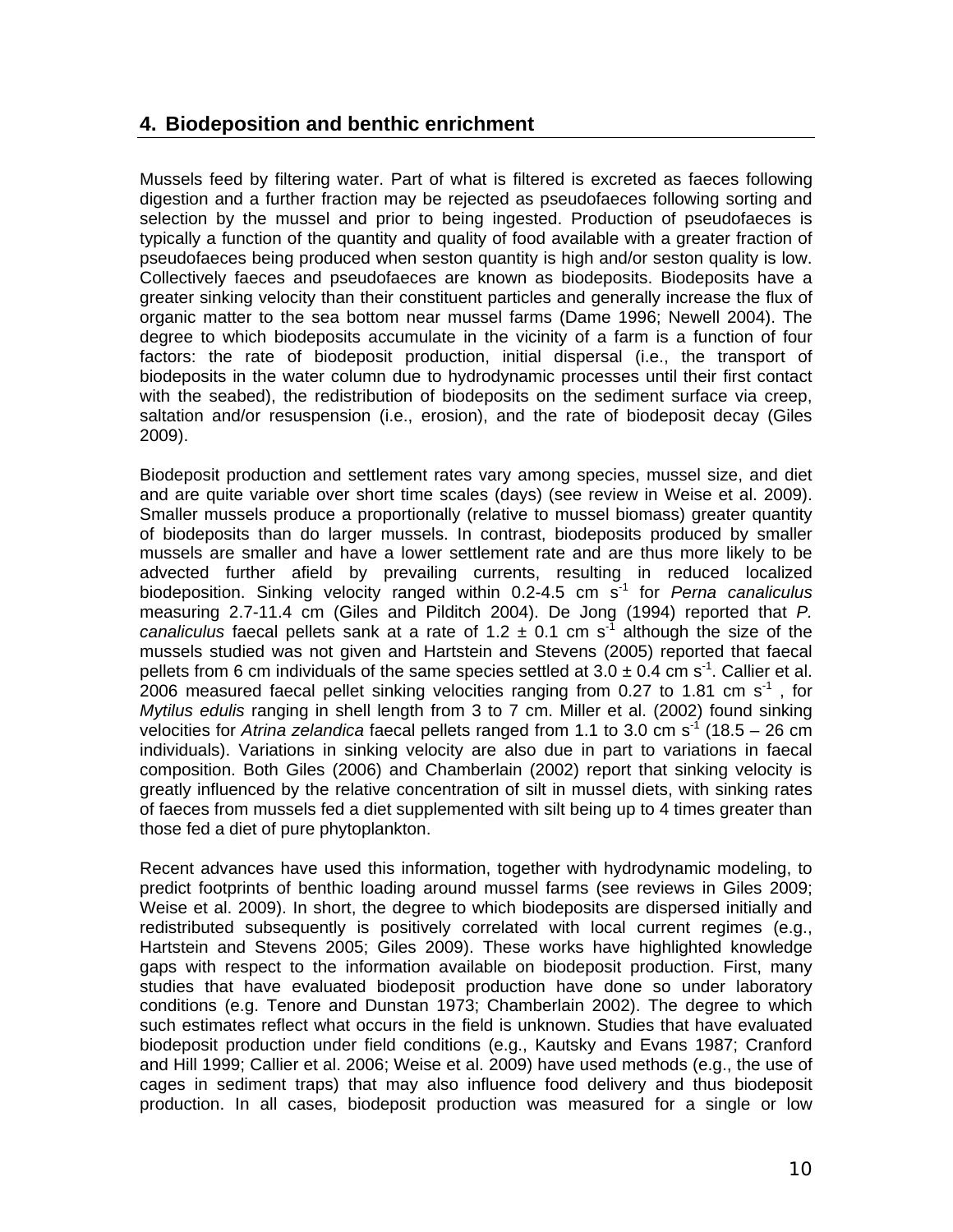## 4. Biodeposition and benthic enrichment

Mussels feed by filtering water. Part of what is filtered is excreted as faeces following digestion and a further fraction may be rejected as pseudofaeces following sorting and selection by the mussel and prior to being ingested. Production of pseudofaeces is typically a function of the quantity and quality of food available with a greater fraction of pseudofaeces being produced when seston quantity is high and/or seston quality is low. Collectively faeces and pseudofaeces are known as biodeposits. Biodeposits have a greater sinking velocity than their constituent particles and generally increase the flux of organic matter to the sea bottom near mussel farms (Dame 1996; Newell 2004). The degree to which biodeposits accumulate in the vicinity of a farm is a function of four factors: the rate of biodeposit production, initial dispersal (i.e., the transport of biodeposits in the water column due to hydrodynamic processes until their first contact with the seabed), the redistribution of biodeposits on the sediment surface via creep, saltation and/or resuspension (i.e., erosion), and the rate of biodeposit decay (Giles 2009).

Biodeposit production and settlement rates vary among species, mussel size, and diet and are quite variable over short time scales (days) (see review in Weise et al. 2009). Smaller mussels produce a proportionally (relative to mussel biomass) greater quantity of biodeposits than do larger mussels. In contrast, biodeposits produced by smaller mussels are smaller and have a lower settlement rate and are thus more likely to be advected further afield by prevailing currents, resulting in reduced localized biodeposition. Sinking velocity ranged within 0.2-4.5 cm $s^{-1}$ for *Perna canaliculus* measuring 2.7-11.4 cm (Giles and Pilditch 2004). De Jong (1994) reported that *P. canaliculus* faecal pellets sank at a rate of $1.2 \pm 0.1$ cm $s^{-1}$ although the size of the mussels studied was not given and Hartstein and Stevens (2005) reported that faecal pellets from 6 cm individuals of the same species settled at $3.0 \pm 0.4$ cm $s^{-1}$. Callier et al. 2006 measured faecal pellet sinking velocities ranging from 0.27 to 1.81 cm $s^{-1}$, for *Mytilus edulis* ranging in shell length from 3 to 7 cm. Miller et al. (2002) found sinking velocities for *Atrina zelandica* faecal pellets ranged from 1.1 to 3.0 cm $s^{-1}$ (18.5 – 26 cm individuals). Variations in sinking velocity are also due in part to variations in faecal composition. Both Giles (2006) and Chamberlain (2002) report that sinking velocity is greatly influenced by the relative concentration of silt in mussel diets, with sinking rates of faeces from mussels fed a diet supplemented with silt being up to 4 times greater than those fed a diet of pure phytoplankton.

Recent advances have used this information, together with hydrodynamic modeling, to predict footprints of benthic loading around mussel farms (see reviews in Giles 2009; Weise et al. 2009). In short, the degree to which biodeposits are dispersed initially and redistributed subsequently is positively correlated with local current regimes (e.g., Hartstein and Stevens 2005; Giles 2009). These works have highlighted knowledge gaps with respect to the information available on biodeposit production. First, many studies that have evaluated biodeposit production have done so under laboratory conditions (e.g. Tenore and Dunstan 1973; Chamberlain 2002). The degree to which such estimates reflect what occurs in the field is unknown. Studies that have evaluated biodeposit production under field conditions (e.g., Kautsky and Evans 1987; Cranford and Hill 1999; Callier et al. 2006; Weise et al. 2009) have used methods (e.g., the use of cages in sediment traps) that may also influence food delivery and thus biodeposit production. In all cases, biodeposit production was measured for a single or low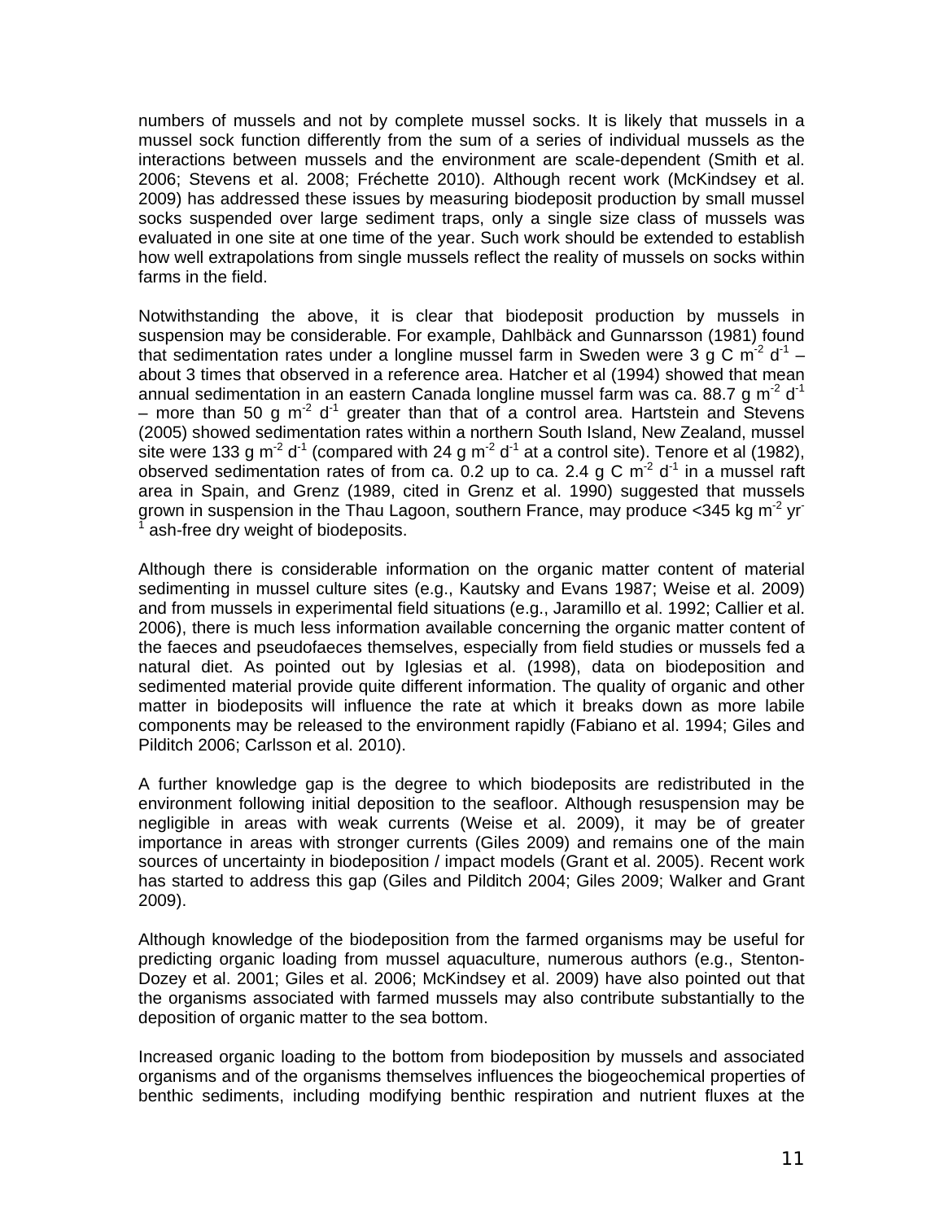numbers of mussels and not by complete mussel socks. It is likely that mussels in a mussel sock function differently from the sum of a series of individual mussels as the interactions between mussels and the environment are scale-dependent (Smith et al. 2006; Stevens et al. 2008; Fréchette 2010). Although recent work (McKindsey et al. 2009) has addressed these issues by measuring biodeposit production by small mussel socks suspended over large sediment traps, only a single size class of mussels was evaluated in one site at one time of the year. Such work should be extended to establish how well extrapolations from single mussels reflect the reality of mussels on socks within farms in the field.

Notwithstanding the above, it is clear that biodeposit production by mussels in suspension may be considerable. For example, Dahlbäck and Gunnarsson (1981) found that sedimentation rates under a longline mussel farm in Sweden were 3 g C $m^{-2}$ $d^{-1}$ – about 3 times that observed in a reference area. Hatcher et al (1994) showed that mean annual sedimentation in an eastern Canada longline mussel farm was ca. 88.7 g $m^{-2}$ $d^{-1}$ – more than 50 g $m^{-2}$ $d^{-1}$ greater than that of a control area. Hartstein and Stevens (2005) showed sedimentation rates within a northern South Island, New Zealand, mussel site were 133 g $m^{-2}$ $d^{-1}$ (compared with 24 g $m^{-2}$ $d^{-1}$ at a control site). Tenore et al (1982), observed sedimentation rates of from ca. 0.2 up to ca. 2.4 g C $m^{-2}$ $d^{-1}$ in a mussel raft area in Spain, and Grenz (1989, cited in Grenz et al. 1990) suggested that mussels grown in suspension in the Thau Lagoon, southern France, may produce <345 kg $m^{-2}$ $yr^{-1}$ ash-free dry weight of biodeposits.

Although there is considerable information on the organic matter content of material sedimenting in mussel culture sites (e.g., Kautsky and Evans 1987; Weise et al. 2009) and from mussels in experimental field situations (e.g., Jaramillo et al. 1992; Callier et al. 2006), there is much less information available concerning the organic matter content of the faeces and pseudofaeces themselves, especially from field studies or mussels fed a natural diet. As pointed out by Iglesias et al. (1998), data on biodeposition and sedimented material provide quite different information. The quality of organic and other matter in biodeposits will influence the rate at which it breaks down as more labile components may be released to the environment rapidly (Fabiano et al. 1994; Giles and Pilditch 2006; Carlsson et al. 2010).

A further knowledge gap is the degree to which biodeposits are redistributed in the environment following initial deposition to the seafloor. Although resuspension may be negligible in areas with weak currents (Weise et al. 2009), it may be of greater importance in areas with stronger currents (Giles 2009) and remains one of the main sources of uncertainty in biodeposition / impact models (Grant et al. 2005). Recent work has started to address this gap (Giles and Pilditch 2004; Giles 2009; Walker and Grant 2009).

Although knowledge of the biodeposition from the farmed organisms may be useful for predicting organic loading from mussel aquaculture, numerous authors (e.g., Stenton-Dozey et al. 2001; Giles et al. 2006; McKindsey et al. 2009) have also pointed out that the organisms associated with farmed mussels may also contribute substantially to the deposition of organic matter to the sea bottom.

Increased organic loading to the bottom from biodeposition by mussels and associated organisms and of the organisms themselves influences the biogeochemical properties of benthic sediments, including modifying benthic respiration and nutrient fluxes at the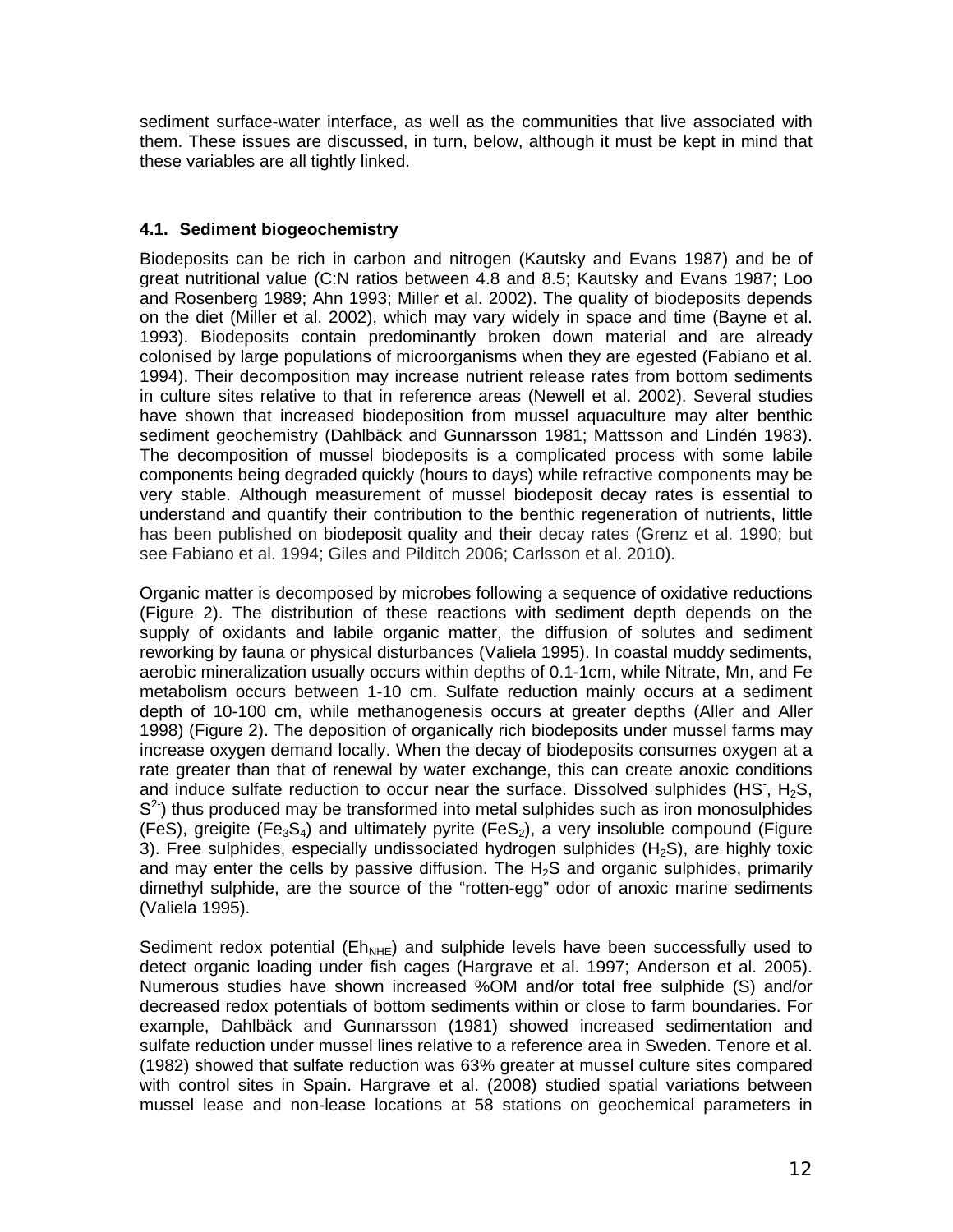sediment surface-water interface, as well as the communities that live associated with them. These issues are discussed, in turn, below, although it must be kept in mind that these variables are all tightly linked.

### 4.1. Sediment biogeochemistry

Biodeposits can be rich in carbon and nitrogen (Kautsky and Evans 1987) and be of great nutritional value (C:N ratios between 4.8 and 8.5; Kautsky and Evans 1987; Loo and Rosenberg 1989; Ahn 1993; Miller et al. 2002). The quality of biodeposits depends on the diet (Miller et al. 2002), which may vary widely in space and time (Bayne et al. 1993). Biodeposits contain predominantly broken down material and are already colonised by large populations of microorganisms when they are egested (Fabiano et al. 1994). Their decomposition may increase nutrient release rates from bottom sediments in culture sites relative to that in reference areas (Newell et al. 2002). Several studies have shown that increased biodeposition from mussel aquaculture may alter benthic sediment geochemistry (Dahlbäck and Gunnarsson 1981; Mattsson and Lindén 1983). The decomposition of mussel biodeposits is a complicated process with some labile components being degraded quickly (hours to days) while refractive components may be very stable. Although measurement of mussel biodeposit decay rates is essential to understand and quantify their contribution to the benthic regeneration of nutrients, little has been published on biodeposit quality and their decay rates (Grenz et al. 1990; but see Fabiano et al. 1994; Giles and Pilditch 2006; Carlsson et al. 2010).

Organic matter is decomposed by microbes following a sequence of oxidative reductions (Figure 2). The distribution of these reactions with sediment depth depends on the supply of oxidants and labile organic matter, the diffusion of solutes and sediment reworking by fauna or physical disturbances (Valiela 1995). In coastal muddy sediments, aerobic mineralization usually occurs within depths of 0.1-1cm, while Nitrate, Mn, and Fe metabolism occurs between 1-10 cm. Sulfate reduction mainly occurs at a sediment depth of 10-100 cm, while methanogenesis occurs at greater depths (Aller and Aller 1998) (Figure 2). The deposition of organically rich biodeposits under mussel farms may increase oxygen demand locally. When the decay of biodeposits consumes oxygen at a rate greater than that of renewal by water exchange, this can create anoxic conditions and induce sulfate reduction to occur near the surface. Dissolved sulphides ($HS^-$, $H_2S$, $S^{2-}$) thus produced may be transformed into metal sulphides such as iron monosulphides ($FeS$), greigite ($Fe_3S_4$) and ultimately pyrite ($FeS_2$), a very insoluble compound (Figure 3). Free sulphides, especially undissociated hydrogen sulphides ($H_2S$), are highly toxic and may enter the cells by passive diffusion. The $H_2S$ and organic sulphides, primarily dimethyl sulphide, are the source of the "rotten-egg" odor of anoxic marine sediments (Valiela 1995).

Sediment redox potential ($Eh_{NHE}$) and sulphide levels have been successfully used to detect organic loading under fish cages (Hargrave et al. 1997; Anderson et al. 2005). Numerous studies have shown increased %OM and/or total free sulphide (S) and/or decreased redox potentials of bottom sediments within or close to farm boundaries. For example, Dahlbäck and Gunnarsson (1981) showed increased sedimentation and sulfate reduction under mussel lines relative to a reference area in Sweden. Tenore et al. (1982) showed that sulfate reduction was 63% greater at mussel culture sites compared with control sites in Spain. Hargrave et al. (2008) studied spatial variations between mussel lease and non-lease locations at 58 stations on geochemical parameters in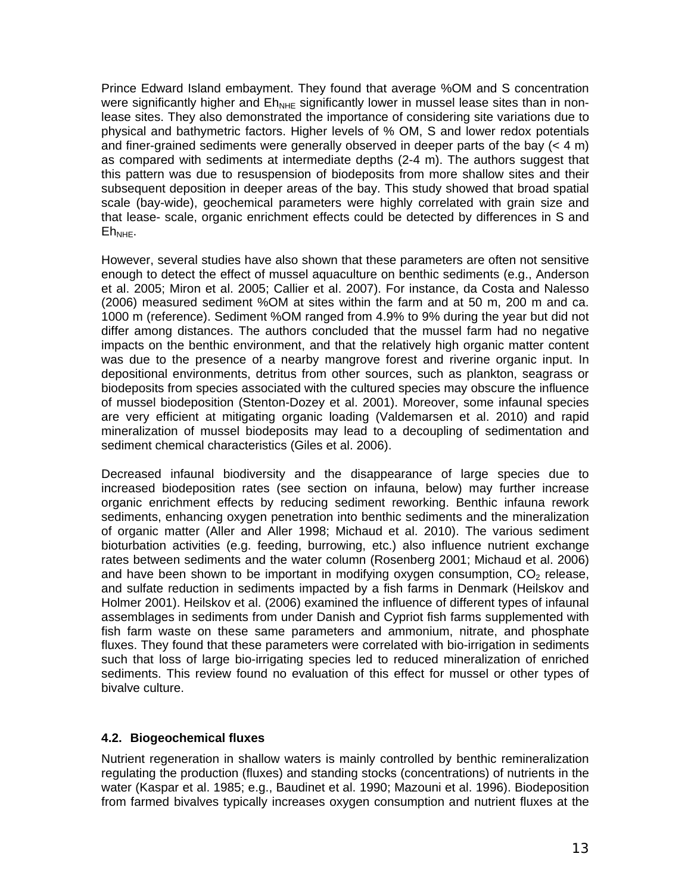Prince Edward Island embayment. They found that average %OM and S concentration were significantly higher and $Eh_{NHE}$ significantly lower in mussel lease sites than in non-lease sites. They also demonstrated the importance of considering site variations due to physical and bathymetric factors. Higher levels of % OM, S and lower redox potentials and finer-grained sediments were generally observed in deeper parts of the bay (< 4 m) as compared with sediments at intermediate depths (2-4 m). The authors suggest that this pattern was due to resuspension of biodeposits from more shallow sites and their subsequent deposition in deeper areas of the bay. This study showed that broad spatial scale (bay-wide), geochemical parameters were highly correlated with grain size and that lease- scale, organic enrichment effects could be detected by differences in S and $Eh_{NHE}$.

However, several studies have also shown that these parameters are often not sensitive enough to detect the effect of mussel aquaculture on benthic sediments (e.g., Anderson et al. 2005; Miron et al. 2005; Callier et al. 2007). For instance, da Costa and Nalesso (2006) measured sediment %OM at sites within the farm and at 50 m, 200 m and ca. 1000 m (reference). Sediment %OM ranged from 4.9% to 9% during the year but did not differ among distances. The authors concluded that the mussel farm had no negative impacts on the benthic environment, and that the relatively high organic matter content was due to the presence of a nearby mangrove forest and riverine organic input. In depositional environments, detritus from other sources, such as plankton, seagrass or biodeposits from species associated with the cultured species may obscure the influence of mussel biodeposition (Stenton-Dozey et al. 2001). Moreover, some infaunal species are very efficient at mitigating organic loading (Valdemarsen et al. 2010) and rapid mineralization of mussel biodeposits may lead to a decoupling of sedimentation and sediment chemical characteristics (Giles et al. 2006).

Decreased infaunal biodiversity and the disappearance of large species due to increased biodeposition rates (see section on infauna, below) may further increase organic enrichment effects by reducing sediment reworking. Benthic infauna rework sediments, enhancing oxygen penetration into benthic sediments and the mineralization of organic matter (Aller and Aller 1998; Michaud et al. 2010). The various sediment bioturbation activities (e.g. feeding, burrowing, etc.) also influence nutrient exchange rates between sediments and the water column (Rosenberg 2001; Michaud et al. 2006) and have been shown to be important in modifying oxygen consumption, $CO_2$ release, and sulfate reduction in sediments impacted by a fish farms in Denmark (Heilskov and Holmer 2001). Heilskov et al. (2006) examined the influence of different types of infaunal assemblages in sediments from under Danish and Cypriot fish farms supplemented with fish farm waste on these same parameters and ammonium, nitrate, and phosphate fluxes. They found that these parameters were correlated with bio-irrigation in sediments such that loss of large bio-irrigating species led to reduced mineralization of enriched sediments. This review found no evaluation of this effect for mussel or other types of bivalve culture.

### 4.2. Biogeochemical fluxes

Nutrient regeneration in shallow waters is mainly controlled by benthic remineralization regulating the production (fluxes) and standing stocks (concentrations) of nutrients in the water (Kaspar et al. 1985; e.g., Baudinet et al. 1990; Mazouni et al. 1996). Biodeposition from farmed bivalves typically increases oxygen consumption and nutrient fluxes at the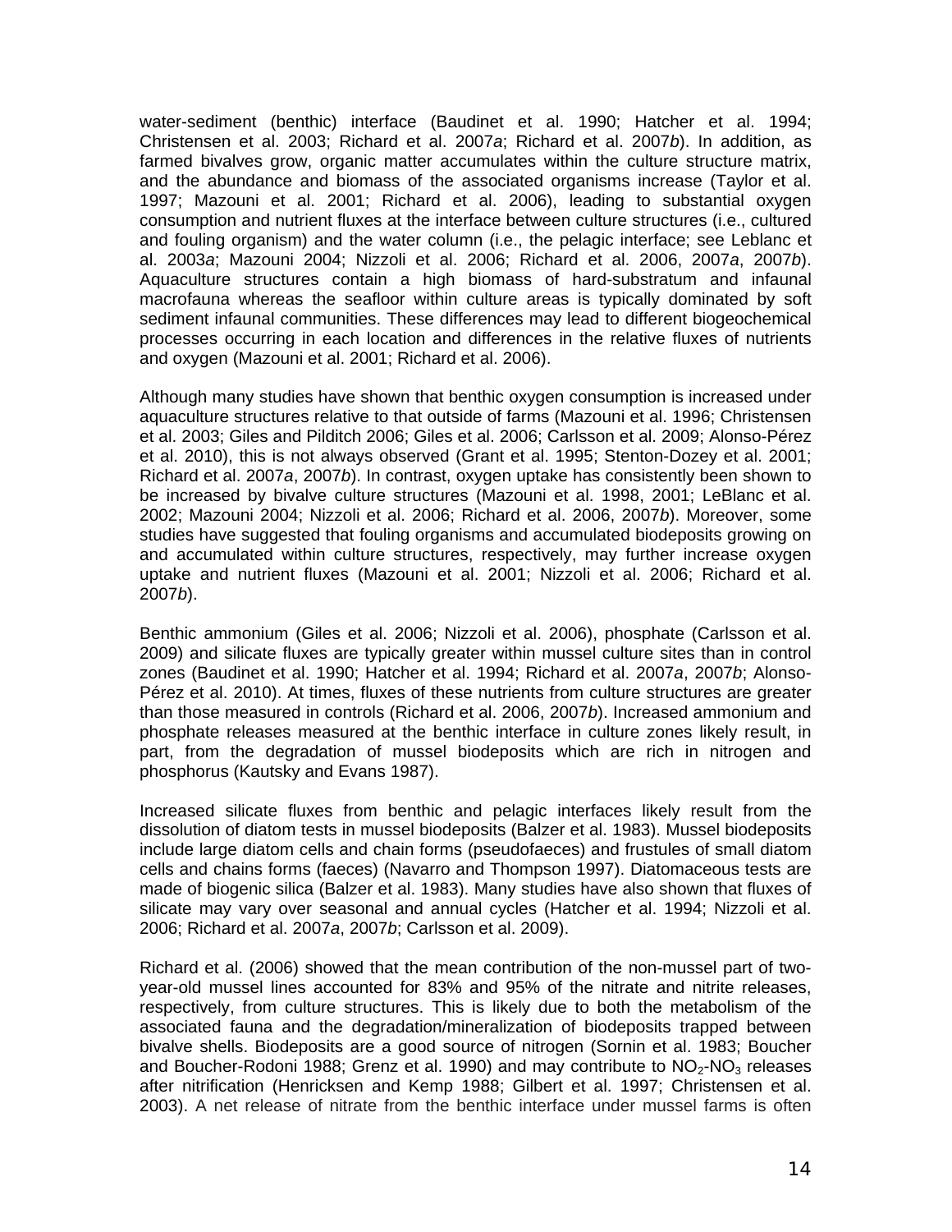water-sediment (benthic) interface (Baudinet et al. 1990; Hatcher et al. 1994; Christensen et al. 2003; Richard et al. 2007*a*; Richard et al. 2007*b*). In addition, as farmed bivalves grow, organic matter accumulates within the culture structure matrix, and the abundance and biomass of the associated organisms increase (Taylor et al. 1997; Mazouni et al. 2001; Richard et al. 2006), leading to substantial oxygen consumption and nutrient fluxes at the interface between culture structures (i.e., cultured and fouling organism) and the water column (i.e., the pelagic interface; see Leblanc et al. 2003*a*; Mazouni 2004; Nizzoli et al. 2006; Richard et al. 2006, 2007*a*, 2007*b*). Aquaculture structures contain a high biomass of hard-substratum and infaunal macrofauna whereas the seafloor within culture areas is typically dominated by soft sediment infaunal communities. These differences may lead to different biogeochemical processes occurring in each location and differences in the relative fluxes of nutrients and oxygen (Mazouni et al. 2001; Richard et al. 2006).

Although many studies have shown that benthic oxygen consumption is increased under aquaculture structures relative to that outside of farms (Mazouni et al. 1996; Christensen et al. 2003; Giles and Pilditch 2006; Giles et al. 2006; Carlsson et al. 2009; Alonso-Pérez et al. 2010), this is not always observed (Grant et al. 1995; Stenton-Dozey et al. 2001; Richard et al. 2007*a*, 2007*b*). In contrast, oxygen uptake has consistently been shown to be increased by bivalve culture structures (Mazouni et al. 1998, 2001; LeBlanc et al. 2002; Mazouni 2004; Nizzoli et al. 2006; Richard et al. 2006, 2007*b*). Moreover, some studies have suggested that fouling organisms and accumulated biodeposits growing on and accumulated within culture structures, respectively, may further increase oxygen uptake and nutrient fluxes (Mazouni et al. 2001; Nizzoli et al. 2006; Richard et al. 2007*b*).

Benthic ammonium (Giles et al. 2006; Nizzoli et al. 2006), phosphate (Carlsson et al. 2009) and silicate fluxes are typically greater within mussel culture sites than in control zones (Baudinet et al. 1990; Hatcher et al. 1994; Richard et al. 2007*a*, 2007*b*; Alonso-Pérez et al. 2010). At times, fluxes of these nutrients from culture structures are greater than those measured in controls (Richard et al. 2006, 2007*b*). Increased ammonium and phosphate releases measured at the benthic interface in culture zones likely result, in part, from the degradation of mussel biodeposits which are rich in nitrogen and phosphorus (Kautsky and Evans 1987).

Increased silicate fluxes from benthic and pelagic interfaces likely result from the dissolution of diatom tests in mussel biodeposits (Balzer et al. 1983). Mussel biodeposits include large diatom cells and chain forms (pseudofaeces) and frustules of small diatom cells and chains forms (faeces) (Navarro and Thompson 1997). Diatomaceous tests are made of biogenic silica (Balzer et al. 1983). Many studies have also shown that fluxes of silicate may vary over seasonal and annual cycles (Hatcher et al. 1994; Nizzoli et al. 2006; Richard et al. 2007*a*, 2007*b*; Carlsson et al. 2009).

Richard et al. (2006) showed that the mean contribution of the non-mussel part of two-year-old mussel lines accounted for 83% and 95% of the nitrate and nitrite releases, respectively, from culture structures. This is likely due to both the metabolism of the associated fauna and the degradation/mineralization of biodeposits trapped between bivalve shells. Biodeposits are a good source of nitrogen (Sornin et al. 1983; Boucher and Boucher-Rodoni 1988; Grenz et al. 1990) and may contribute to $NO_2$-$NO_3$ releases after nitrification (Henricksen and Kemp 1988; Gilbert et al. 1997; Christensen et al. 2003). A net release of nitrate from the benthic interface under mussel farms is often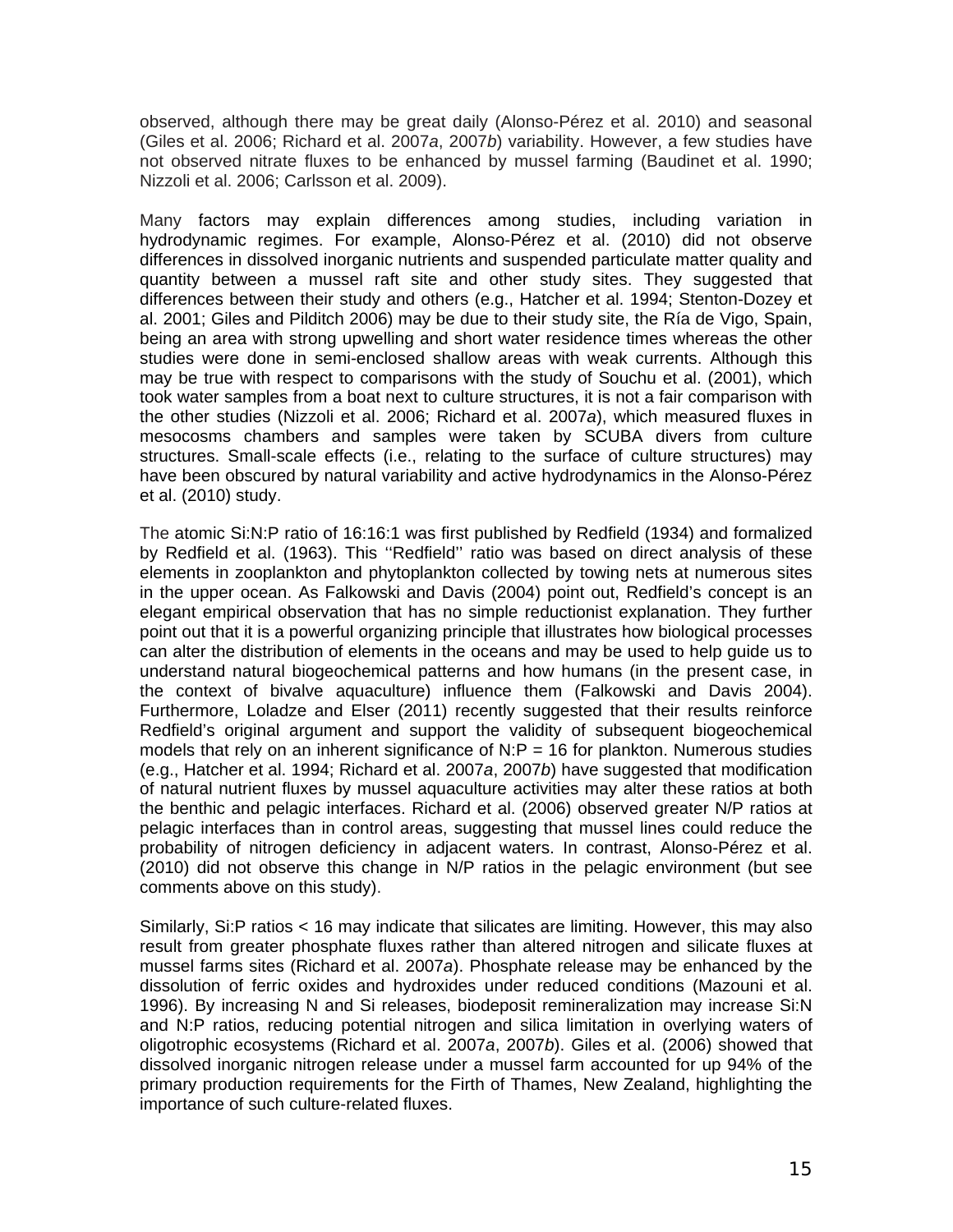observed, although there may be great daily (Alonso-Pérez et al. 2010) and seasonal (Giles et al. 2006; Richard et al. 2007*a*, 2007*b*) variability. However, a few studies have not observed nitrate fluxes to be enhanced by mussel farming (Baudinet et al. 1990; Nizzoli et al. 2006; Carlsson et al. 2009).

Many factors may explain differences among studies, including variation in hydrodynamic regimes. For example, Alonso-Pérez et al. (2010) did not observe differences in dissolved inorganic nutrients and suspended particulate matter quality and quantity between a mussel raft site and other study sites. They suggested that differences between their study and others (e.g., Hatcher et al. 1994; Stenton-Dozey et al. 2001; Giles and Pilditch 2006) may be due to their study site, the Ría de Vigo, Spain, being an area with strong upwelling and short water residence times whereas the other studies were done in semi-enclosed shallow areas with weak currents. Although this may be true with respect to comparisons with the study of Souchu et al. (2001), which took water samples from a boat next to culture structures, it is not a fair comparison with the other studies (Nizzoli et al. 2006; Richard et al. 2007*a*), which measured fluxes in mesocosms chambers and samples were taken by SCUBA divers from culture structures. Small-scale effects (i.e., relating to the surface of culture structures) may have been obscured by natural variability and active hydrodynamics in the Alonso-Pérez et al. (2010) study.

The atomic Si:N:P ratio of 16:16:1 was first published by Redfield (1934) and formalized by Redfield et al. (1963). This ''Redfield'' ratio was based on direct analysis of these elements in zooplankton and phytoplankton collected by towing nets at numerous sites in the upper ocean. As Falkowski and Davis (2004) point out, Redfield's concept is an elegant empirical observation that has no simple reductionist explanation. They further point out that it is a powerful organizing principle that illustrates how biological processes can alter the distribution of elements in the oceans and may be used to help guide us to understand natural biogeochemical patterns and how humans (in the present case, in the context of bivalve aquaculture) influence them (Falkowski and Davis 2004). Furthermore, Loladze and Elser (2011) recently suggested that their results reinforce Redfield's original argument and support the validity of subsequent biogeochemical models that rely on an inherent significance of N:P = 16 for plankton. Numerous studies (e.g., Hatcher et al. 1994; Richard et al. 2007*a*, 2007*b*) have suggested that modification of natural nutrient fluxes by mussel aquaculture activities may alter these ratios at both the benthic and pelagic interfaces. Richard et al. (2006) observed greater N/P ratios at pelagic interfaces than in control areas, suggesting that mussel lines could reduce the probability of nitrogen deficiency in adjacent waters. In contrast, Alonso-Pérez et al. (2010) did not observe this change in N/P ratios in the pelagic environment (but see comments above on this study).

Similarly, Si:P ratios < 16 may indicate that silicates are limiting. However, this may also result from greater phosphate fluxes rather than altered nitrogen and silicate fluxes at mussel farms sites (Richard et al. 2007*a*). Phosphate release may be enhanced by the dissolution of ferric oxides and hydroxides under reduced conditions (Mazouni et al. 1996). By increasing N and Si releases, biodeposit remineralization may increase Si:N and N:P ratios, reducing potential nitrogen and silica limitation in overlying waters of oligotrophic ecosystems (Richard et al. 2007*a*, 2007*b*). Giles et al. (2006) showed that dissolved inorganic nitrogen release under a mussel farm accounted for up 94% of the primary production requirements for the Firth of Thames, New Zealand, highlighting the importance of such culture-related fluxes.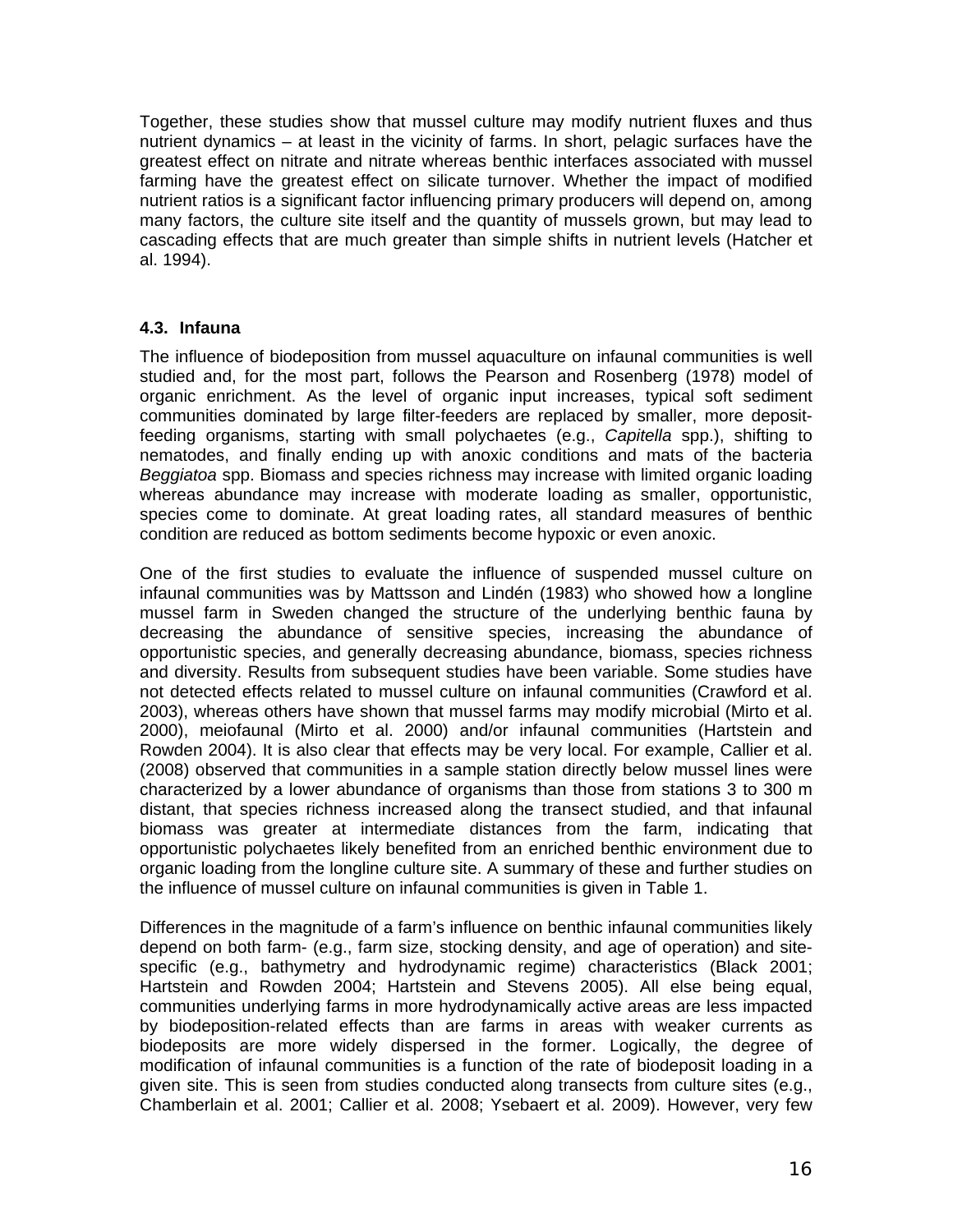Together, these studies show that mussel culture may modify nutrient fluxes and thus nutrient dynamics – at least in the vicinity of farms. In short, pelagic surfaces have the greatest effect on nitrate and nitrate whereas benthic interfaces associated with mussel farming have the greatest effect on silicate turnover. Whether the impact of modified nutrient ratios is a significant factor influencing primary producers will depend on, among many factors, the culture site itself and the quantity of mussels grown, but may lead to cascading effects that are much greater than simple shifts in nutrient levels (Hatcher et al. 1994).

### 4.3. Infauna

The influence of biodeposition from mussel aquaculture on infaunal communities is well studied and, for the most part, follows the Pearson and Rosenberg (1978) model of organic enrichment. As the level of organic input increases, typical soft sediment communities dominated by large filter-feeders are replaced by smaller, more deposit-feeding organisms, starting with small polychaetes (e.g., *Capitella* spp.), shifting to nematodes, and finally ending up with anoxic conditions and mats of the bacteria *Beggiatoa* spp. Biomass and species richness may increase with limited organic loading whereas abundance may increase with moderate loading as smaller, opportunistic, species come to dominate. At great loading rates, all standard measures of benthic condition are reduced as bottom sediments become hypoxic or even anoxic.

One of the first studies to evaluate the influence of suspended mussel culture on infaunal communities was by Mattsson and Lindén (1983) who showed how a longline mussel farm in Sweden changed the structure of the underlying benthic fauna by decreasing the abundance of sensitive species, increasing the abundance of opportunistic species, and generally decreasing abundance, biomass, species richness and diversity. Results from subsequent studies have been variable. Some studies have not detected effects related to mussel culture on infaunal communities (Crawford et al. 2003), whereas others have shown that mussel farms may modify microbial (Mirto et al. 2000), meiofaunal (Mirto et al. 2000) and/or infaunal communities (Hartstein and Rowden 2004). It is also clear that effects may be very local. For example, Callier et al. (2008) observed that communities in a sample station directly below mussel lines were characterized by a lower abundance of organisms than those from stations 3 to 300 m distant, that species richness increased along the transect studied, and that infaunal biomass was greater at intermediate distances from the farm, indicating that opportunistic polychaetes likely benefited from an enriched benthic environment due to organic loading from the longline culture site. A summary of these and further studies on the influence of mussel culture on infaunal communities is given in Table 1.

Differences in the magnitude of a farm's influence on benthic infaunal communities likely depend on both farm- (e.g., farm size, stocking density, and age of operation) and site-specific (e.g., bathymetry and hydrodynamic regime) characteristics (Black 2001; Hartstein and Rowden 2004; Hartstein and Stevens 2005). All else being equal, communities underlying farms in more hydrodynamically active areas are less impacted by biodeposition-related effects than are farms in areas with weaker currents as biodeposits are more widely dispersed in the former. Logically, the degree of modification of infaunal communities is a function of the rate of biodeposit loading in a given site. This is seen from studies conducted along transects from culture sites (e.g., Chamberlain et al. 2001; Callier et al. 2008; Ysebaert et al. 2009). However, very few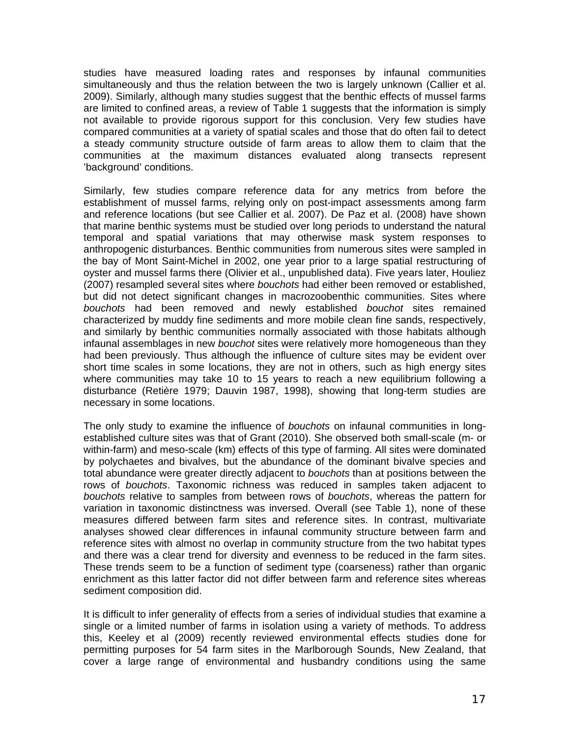studies have measured loading rates and responses by infaunal communities simultaneously and thus the relation between the two is largely unknown (Callier et al. 2009). Similarly, although many studies suggest that the benthic effects of mussel farms are limited to confined areas, a review of Table 1 suggests that the information is simply not available to provide rigorous support for this conclusion. Very few studies have compared communities at a variety of spatial scales and those that do often fail to detect a steady community structure outside of farm areas to allow them to claim that the communities at the maximum distances evaluated along transects represent 'background' conditions.

Similarly, few studies compare reference data for any metrics from before the establishment of mussel farms, relying only on post-impact assessments among farm and reference locations (but see Callier et al. 2007). De Paz et al. (2008) have shown that marine benthic systems must be studied over long periods to understand the natural temporal and spatial variations that may otherwise mask system responses to anthropogenic disturbances. Benthic communities from numerous sites were sampled in the bay of Mont Saint-Michel in 2002, one year prior to a large spatial restructuring of oyster and mussel farms there (Olivier et al., unpublished data). Five years later, Houliez (2007) resampled several sites where *bouchots* had either been removed or established, but did not detect significant changes in macrozoobenthic communities. Sites where *bouchots* had been removed and newly established *bouchot* sites remained characterized by muddy fine sediments and more mobile clean fine sands, respectively, and similarly by benthic communities normally associated with those habitats although infaunal assemblages in new *bouchot* sites were relatively more homogeneous than they had been previously. Thus although the influence of culture sites may be evident over short time scales in some locations, they are not in others, such as high energy sites where communities may take 10 to 15 years to reach a new equilibrium following a disturbance (Retière 1979; Dauvin 1987, 1998), showing that long-term studies are necessary in some locations.

The only study to examine the influence of *bouchots* on infaunal communities in long-established culture sites was that of Grant (2010). She observed both small-scale (m- or within-farm) and meso-scale (km) effects of this type of farming. All sites were dominated by polychaetes and bivalves, but the abundance of the dominant bivalve species and total abundance were greater directly adjacent to *bouchots* than at positions between the rows of *bouchots*. Taxonomic richness was reduced in samples taken adjacent to *bouchots* relative to samples from between rows of *bouchots*, whereas the pattern for variation in taxonomic distinctness was inversed. Overall (see Table 1), none of these measures differed between farm sites and reference sites. In contrast, multivariate analyses showed clear differences in infaunal community structure between farm and reference sites with almost no overlap in community structure from the two habitat types and there was a clear trend for diversity and evenness to be reduced in the farm sites. These trends seem to be a function of sediment type (coarseness) rather than organic enrichment as this latter factor did not differ between farm and reference sites whereas sediment composition did.

It is difficult to infer generality of effects from a series of individual studies that examine a single or a limited number of farms in isolation using a variety of methods. To address this, Keeley et al (2009) recently reviewed environmental effects studies done for permitting purposes for 54 farm sites in the Marlborough Sounds, New Zealand, that cover a large range of environmental and husbandry conditions using the same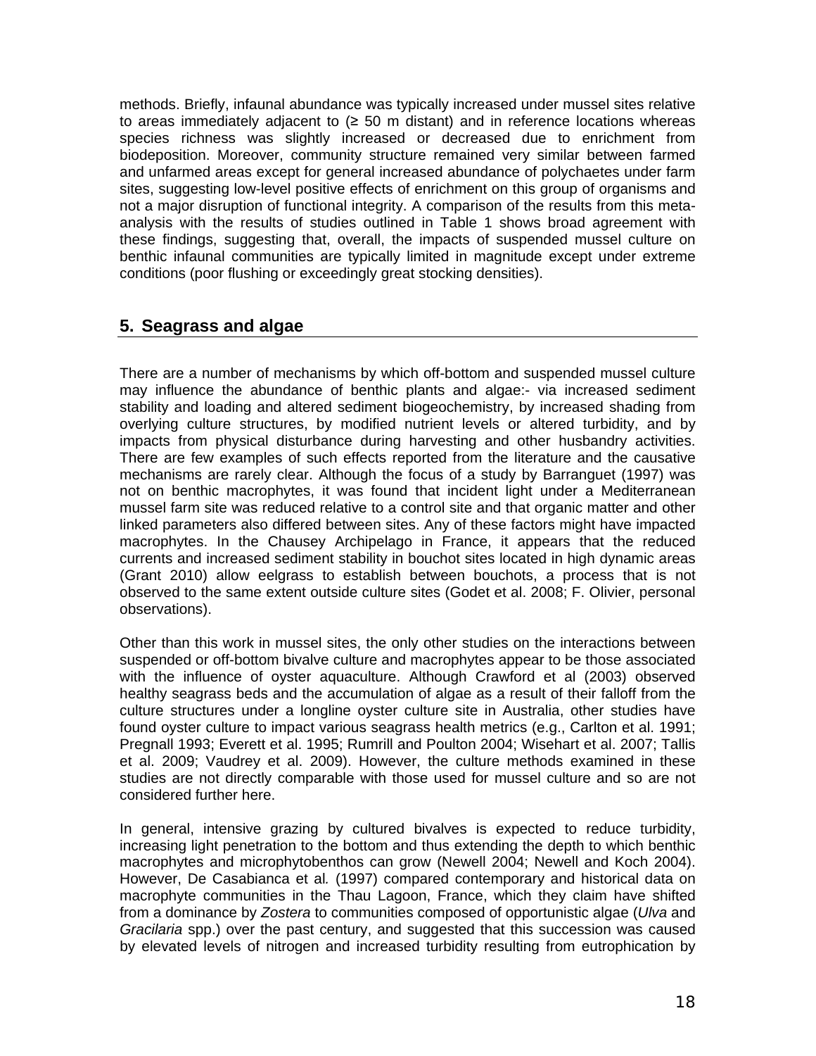methods. Briefly, infaunal abundance was typically increased under mussel sites relative to areas immediately adjacent to (≥ 50 m distant) and in reference locations whereas species richness was slightly increased or decreased due to enrichment from biodeposition. Moreover, community structure remained very similar between farmed and unfarmed areas except for general increased abundance of polychaetes under farm sites, suggesting low-level positive effects of enrichment on this group of organisms and not a major disruption of functional integrity. A comparison of the results from this meta-analysis with the results of studies outlined in Table 1 shows broad agreement with these findings, suggesting that, overall, the impacts of suspended mussel culture on benthic infaunal communities are typically limited in magnitude except under extreme conditions (poor flushing or exceedingly great stocking densities).

## 5. Seagrass and algae

There are a number of mechanisms by which off-bottom and suspended mussel culture may influence the abundance of benthic plants and algae:- via increased sediment stability and loading and altered sediment biogeochemistry, by increased shading from overlying culture structures, by modified nutrient levels or altered turbidity, and by impacts from physical disturbance during harvesting and other husbandry activities. There are few examples of such effects reported from the literature and the causative mechanisms are rarely clear. Although the focus of a study by Barranguet (1997) was not on benthic macrophytes, it was found that incident light under a Mediterranean mussel farm site was reduced relative to a control site and that organic matter and other linked parameters also differed between sites. Any of these factors might have impacted macrophytes. In the Chausey Archipelago in France, it appears that the reduced currents and increased sediment stability in bouchot sites located in high dynamic areas (Grant 2010) allow eelgrass to establish between bouchots, a process that is not observed to the same extent outside culture sites (Godet et al. 2008; F. Olivier, personal observations).

Other than this work in mussel sites, the only other studies on the interactions between suspended or off-bottom bivalve culture and macrophytes appear to be those associated with the influence of oyster aquaculture. Although Crawford et al (2003) observed healthy seagrass beds and the accumulation of algae as a result of their falloff from the culture structures under a longline oyster culture site in Australia, other studies have found oyster culture to impact various seagrass health metrics (e.g., Carlton et al. 1991; Pregnall 1993; Everett et al. 1995; Rumrill and Poulton 2004; Wisehart et al. 2007; Tallis et al. 2009; Vaudrey et al. 2009). However, the culture methods examined in these studies are not directly comparable with those used for mussel culture and so are not considered further here.

In general, intensive grazing by cultured bivalves is expected to reduce turbidity, increasing light penetration to the bottom and thus extending the depth to which benthic macrophytes and microphytobenthos can grow (Newell 2004; Newell and Koch 2004). However, De Casabianca et al*.* (1997) compared contemporary and historical data on macrophyte communities in the Thau Lagoon, France, which they claim have shifted from a dominance by *Zostera* to communities composed of opportunistic algae (*Ulva* and *Gracilaria* spp.) over the past century, and suggested that this succession was caused by elevated levels of nitrogen and increased turbidity resulting from eutrophication by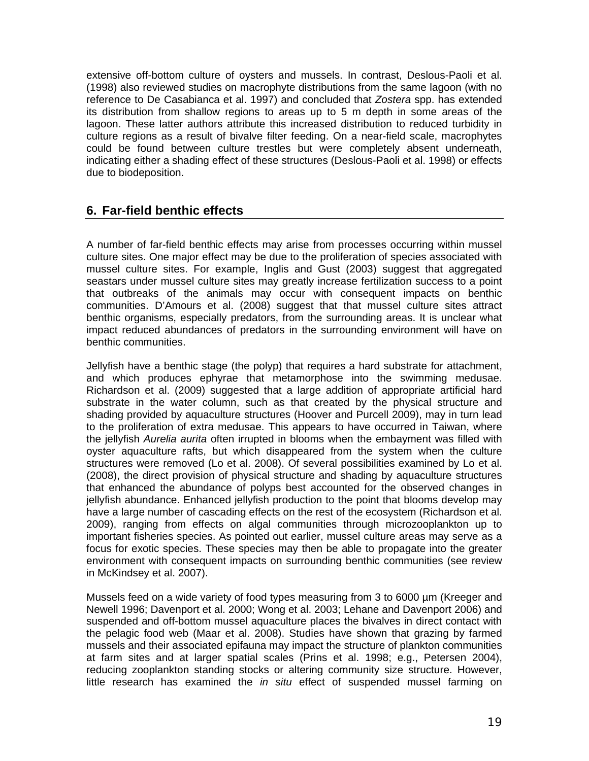extensive off-bottom culture of oysters and mussels. In contrast, Deslous-Paoli et al. (1998) also reviewed studies on macrophyte distributions from the same lagoon (with no reference to De Casabianca et al. 1997) and concluded that *Zostera* spp. has extended its distribution from shallow regions to areas up to 5 m depth in some areas of the lagoon. These latter authors attribute this increased distribution to reduced turbidity in culture regions as a result of bivalve filter feeding. On a near-field scale, macrophytes could be found between culture trestles but were completely absent underneath, indicating either a shading effect of these structures (Deslous-Paoli et al. 1998) or effects due to biodeposition.

## 6. Far-field benthic effects

A number of far-field benthic effects may arise from processes occurring within mussel culture sites. One major effect may be due to the proliferation of species associated with mussel culture sites. For example, Inglis and Gust (2003) suggest that aggregated seastars under mussel culture sites may greatly increase fertilization success to a point that outbreaks of the animals may occur with consequent impacts on benthic communities. D'Amours et al. (2008) suggest that that mussel culture sites attract benthic organisms, especially predators, from the surrounding areas. It is unclear what impact reduced abundances of predators in the surrounding environment will have on benthic communities.

Jellyfish have a benthic stage (the polyp) that requires a hard substrate for attachment, and which produces ephyrae that metamorphose into the swimming medusae. Richardson et al. (2009) suggested that a large addition of appropriate artificial hard substrate in the water column, such as that created by the physical structure and shading provided by aquaculture structures (Hoover and Purcell 2009), may in turn lead to the proliferation of extra medusae. This appears to have occurred in Taiwan, where the jellyfish *Aurelia aurita* often irrupted in blooms when the embayment was filled with oyster aquaculture rafts, but which disappeared from the system when the culture structures were removed (Lo et al. 2008). Of several possibilities examined by Lo et al. (2008), the direct provision of physical structure and shading by aquaculture structures that enhanced the abundance of polyps best accounted for the observed changes in jellyfish abundance. Enhanced jellyfish production to the point that blooms develop may have a large number of cascading effects on the rest of the ecosystem (Richardson et al. 2009), ranging from effects on algal communities through microzooplankton up to important fisheries species. As pointed out earlier, mussel culture areas may serve as a focus for exotic species. These species may then be able to propagate into the greater environment with consequent impacts on surrounding benthic communities (see review in McKindsey et al. 2007).

Mussels feed on a wide variety of food types measuring from 3 to 6000 µm (Kreeger and Newell 1996; Davenport et al. 2000; Wong et al. 2003; Lehane and Davenport 2006) and suspended and off-bottom mussel aquaculture places the bivalves in direct contact with the pelagic food web (Maar et al. 2008). Studies have shown that grazing by farmed mussels and their associated epifauna may impact the structure of plankton communities at farm sites and at larger spatial scales (Prins et al. 1998; e.g., Petersen 2004), reducing zooplankton standing stocks or altering community size structure. However, little research has examined the *in situ* effect of suspended mussel farming on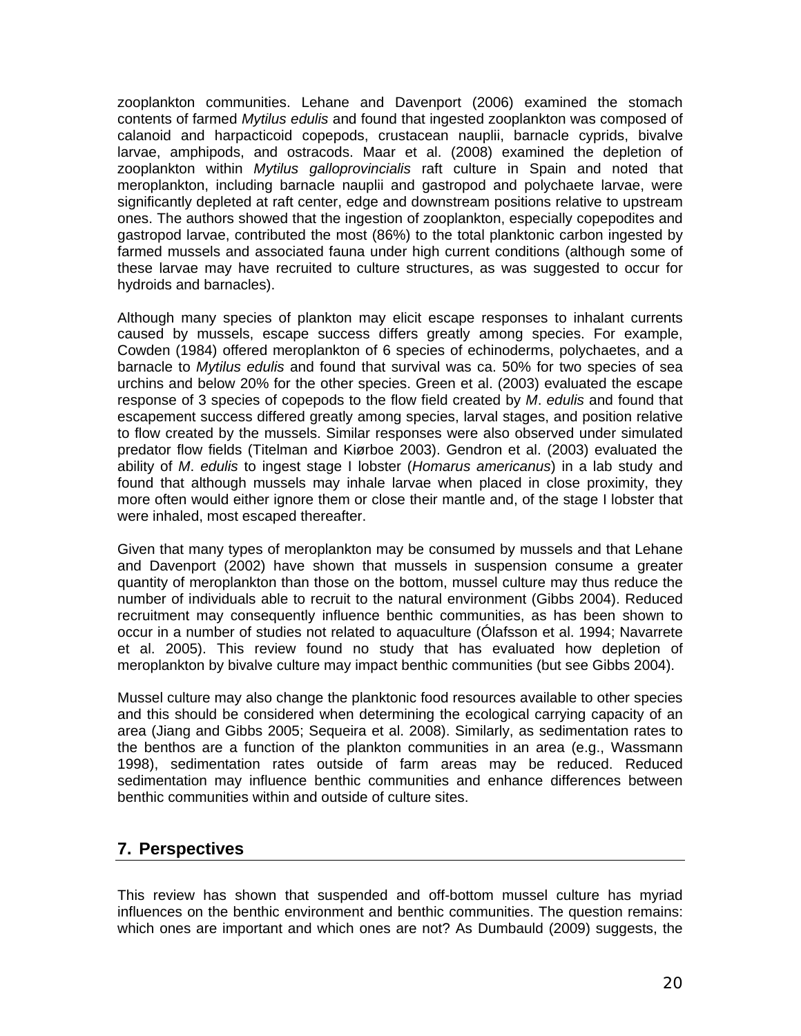zooplankton communities. Lehane and Davenport (2006) examined the stomach contents of farmed *Mytilus edulis* and found that ingested zooplankton was composed of calanoid and harpacticoid copepods, crustacean nauplii, barnacle cyprids, bivalve larvae, amphipods, and ostracods. Maar et al. (2008) examined the depletion of zooplankton within *Mytilus galloprovincialis* raft culture in Spain and noted that meroplankton, including barnacle nauplii and gastropod and polychaete larvae, were significantly depleted at raft center, edge and downstream positions relative to upstream ones. The authors showed that the ingestion of zooplankton, especially copepodites and gastropod larvae, contributed the most (86%) to the total planktonic carbon ingested by farmed mussels and associated fauna under high current conditions (although some of these larvae may have recruited to culture structures, as was suggested to occur for hydroids and barnacles).

Although many species of plankton may elicit escape responses to inhalant currents caused by mussels, escape success differs greatly among species. For example, Cowden (1984) offered meroplankton of 6 species of echinoderms, polychaetes, and a barnacle to *Mytilus edulis* and found that survival was ca. 50% for two species of sea urchins and below 20% for the other species. Green et al. (2003) evaluated the escape response of 3 species of copepods to the flow field created by *M*. *edulis* and found that escapement success differed greatly among species, larval stages, and position relative to flow created by the mussels. Similar responses were also observed under simulated predator flow fields (Titelman and Kiørboe 2003). Gendron et al. (2003) evaluated the ability of *M*. *edulis* to ingest stage I lobster (*Homarus americanus*) in a lab study and found that although mussels may inhale larvae when placed in close proximity, they more often would either ignore them or close their mantle and, of the stage I lobster that were inhaled, most escaped thereafter.

Given that many types of meroplankton may be consumed by mussels and that Lehane and Davenport (2002) have shown that mussels in suspension consume a greater quantity of meroplankton than those on the bottom, mussel culture may thus reduce the number of individuals able to recruit to the natural environment (Gibbs 2004). Reduced recruitment may consequently influence benthic communities, as has been shown to occur in a number of studies not related to aquaculture (Ólafsson et al. 1994; Navarrete et al. 2005). This review found no study that has evaluated how depletion of meroplankton by bivalve culture may impact benthic communities (but see Gibbs 2004).

Mussel culture may also change the planktonic food resources available to other species and this should be considered when determining the ecological carrying capacity of an area (Jiang and Gibbs 2005; Sequeira et al. 2008). Similarly, as sedimentation rates to the benthos are a function of the plankton communities in an area (e.g., Wassmann 1998), sedimentation rates outside of farm areas may be reduced. Reduced sedimentation may influence benthic communities and enhance differences between benthic communities within and outside of culture sites.

## 7. Perspectives

This review has shown that suspended and off-bottom mussel culture has myriad influences on the benthic environment and benthic communities. The question remains: which ones are important and which ones are not? As Dumbauld (2009) suggests, the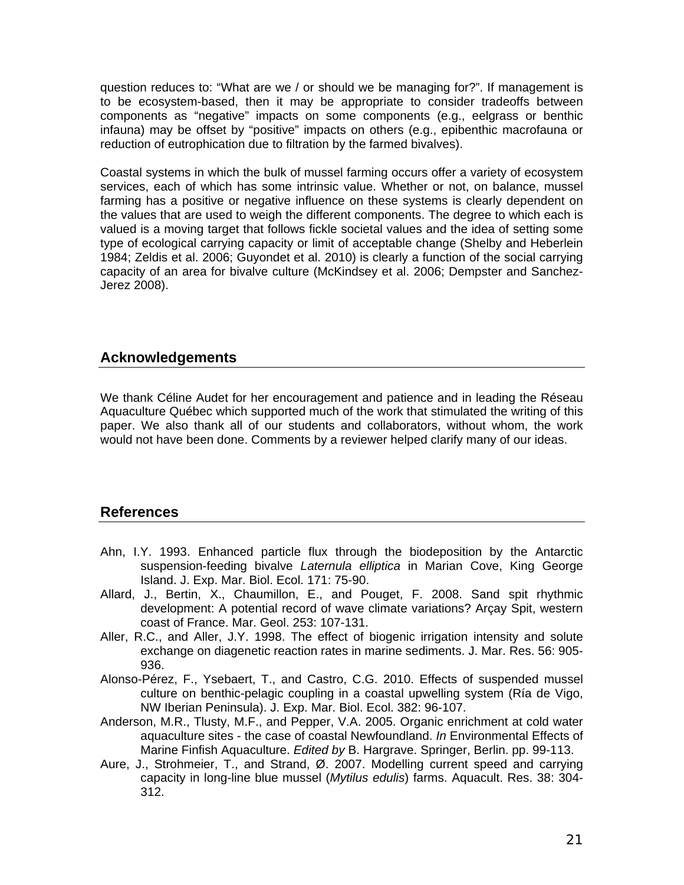question reduces to: "What are we / or should we be managing for?". If management is to be ecosystem-based, then it may be appropriate to consider tradeoffs between components as "negative" impacts on some components (e.g., eelgrass or benthic infauna) may be offset by "positive" impacts on others (e.g., epibenthic macrofauna or reduction of eutrophication due to filtration by the farmed bivalves).

Coastal systems in which the bulk of mussel farming occurs offer a variety of ecosystem services, each of which has some intrinsic value. Whether or not, on balance, mussel farming has a positive or negative influence on these systems is clearly dependent on the values that are used to weigh the different components. The degree to which each is valued is a moving target that follows fickle societal values and the idea of setting some type of ecological carrying capacity or limit of acceptable change (Shelby and Heberlein 1984; Zeldis et al. 2006; Guyondet et al. 2010) is clearly a function of the social carrying capacity of an area for bivalve culture (McKindsey et al. 2006; Dempster and Sanchez-Jerez 2008).

## Acknowledgements

We thank Céline Audet for her encouragement and patience and in leading the Réseau Aquaculture Québec which supported much of the work that stimulated the writing of this paper. We also thank all of our students and collaborators, without whom, the work would not have been done. Comments by a reviewer helped clarify many of our ideas.

## References

Ahn, I.Y. 1993. Enhanced particle flux through the biodeposition by the Antarctic suspension-feeding bivalve *Laternula elliptica* in Marian Cove, King George Island. J. Exp. Mar. Biol. Ecol. 171: 75-90.

Allard, J., Bertin, X., Chaumillon, E., and Pouget, F. 2008. Sand spit rhythmic development: A potential record of wave climate variations? Arçay Spit, western coast of France. Mar. Geol. 253: 107-131.

Aller, R.C., and Aller, J.Y. 1998. The effect of biogenic irrigation intensity and solute exchange on diagenetic reaction rates in marine sediments. J. Mar. Res. 56: 905-936.

Alonso-Pérez, F., Ysebaert, T., and Castro, C.G. 2010. Effects of suspended mussel culture on benthic-pelagic coupling in a coastal upwelling system (Ría de Vigo, NW Iberian Peninsula). J. Exp. Mar. Biol. Ecol. 382: 96-107.

Anderson, M.R., Tlusty, M.F., and Pepper, V.A. 2005. Organic enrichment at cold water aquaculture sites - the case of coastal Newfoundland. *In* Environmental Effects of Marine Finfish Aquaculture. *Edited by* B. Hargrave. Springer, Berlin. pp. 99-113.

Aure, J., Strohmeier, T., and Strand, Ø. 2007. Modelling current speed and carrying capacity in long-line blue mussel (*Mytilus edulis*) farms. Aquacult. Res. 38: 304-312.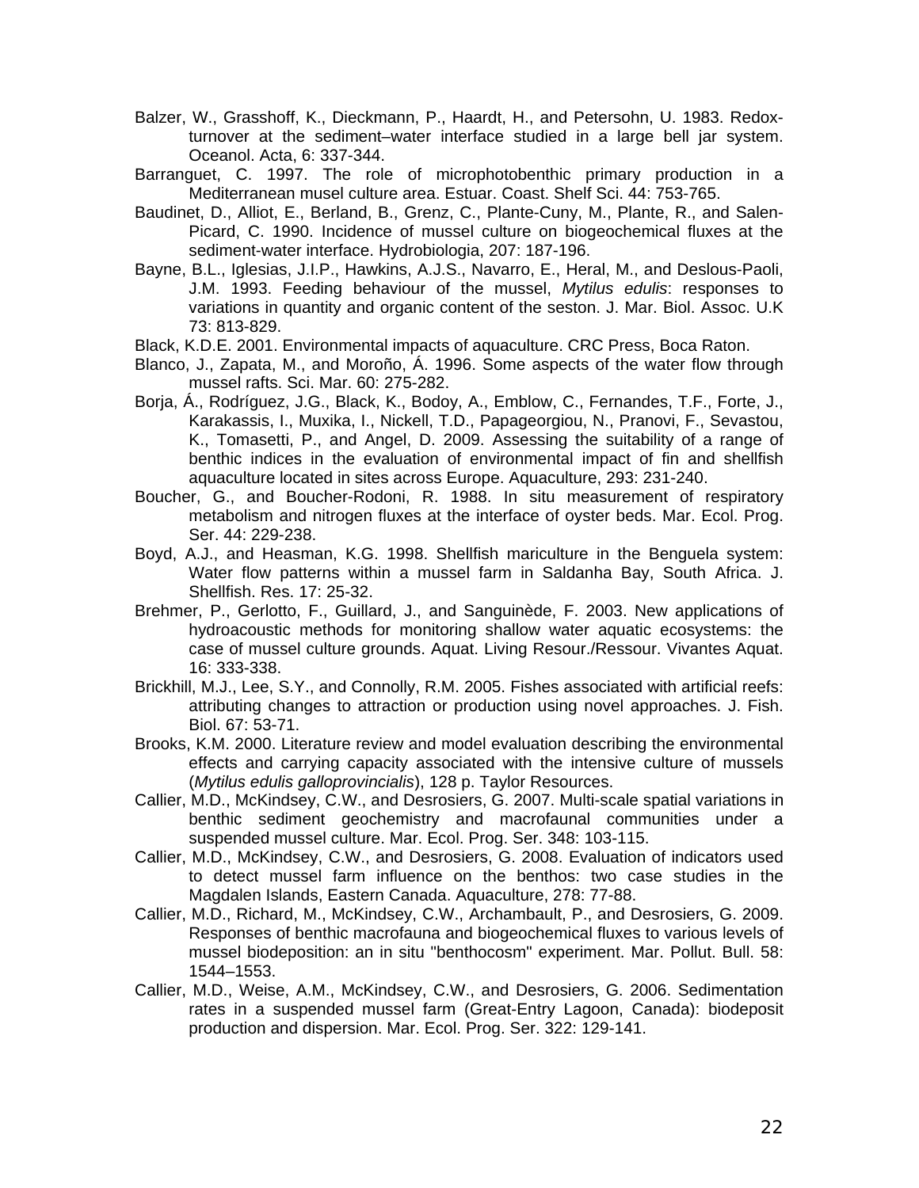Balzer, W., Grasshoff, K., Dieckmann, P., Haardt, H., and Petersohn, U. 1983. Redox-turnover at the sediment–water interface studied in a large bell jar system. Oceanol. Acta, 6: 337-344.

Barranguet, C. 1997. The role of microphotobenthic primary production in a Mediterranean musel culture area. Estuar. Coast. Shelf Sci. 44: 753-765.

Baudinet, D., Alliot, E., Berland, B., Grenz, C., Plante-Cuny, M., Plante, R., and Salen-Picard, C. 1990. Incidence of mussel culture on biogeochemical fluxes at the sediment-water interface. Hydrobiologia, 207: 187-196.

Bayne, B.L., Iglesias, J.I.P., Hawkins, A.J.S., Navarro, E., Heral, M., and Deslous-Paoli, J.M. 1993. Feeding behaviour of the mussel, *Mytilus edulis*: responses to variations in quantity and organic content of the seston. J. Mar. Biol. Assoc. U.K 73: 813-829.

Black, K.D.E. 2001. Environmental impacts of aquaculture. CRC Press, Boca Raton.

Blanco, J., Zapata, M., and Moroño, Á. 1996. Some aspects of the water flow through mussel rafts. Sci. Mar. 60: 275-282.

Borja, Á., Rodríguez, J.G., Black, K., Bodoy, A., Emblow, C., Fernandes, T.F., Forte, J., Karakassis, I., Muxika, I., Nickell, T.D., Papageorgiou, N., Pranovi, F., Sevastou, K., Tomasetti, P., and Angel, D. 2009. Assessing the suitability of a range of benthic indices in the evaluation of environmental impact of fin and shellfish aquaculture located in sites across Europe. Aquaculture, 293: 231-240.

Boucher, G., and Boucher-Rodoni, R. 1988. In situ measurement of respiratory metabolism and nitrogen fluxes at the interface of oyster beds. Mar. Ecol. Prog. Ser. 44: 229-238.

Boyd, A.J., and Heasman, K.G. 1998. Shellfish mariculture in the Benguela system: Water flow patterns within a mussel farm in Saldanha Bay, South Africa. J. Shellfish. Res. 17: 25-32.

Brehmer, P., Gerlotto, F., Guillard, J., and Sanguinède, F. 2003. New applications of hydroacoustic methods for monitoring shallow water aquatic ecosystems: the case of mussel culture grounds. Aquat. Living Resour./Ressour. Vivantes Aquat. 16: 333-338.

Brickhill, M.J., Lee, S.Y., and Connolly, R.M. 2005. Fishes associated with artificial reefs: attributing changes to attraction or production using novel approaches. J. Fish. Biol. 67: 53-71.

Brooks, K.M. 2000. Literature review and model evaluation describing the environmental effects and carrying capacity associated with the intensive culture of mussels (*Mytilus edulis galloprovincialis*), 128 p. Taylor Resources.

Callier, M.D., McKindsey, C.W., and Desrosiers, G. 2007. Multi-scale spatial variations in benthic sediment geochemistry and macrofaunal communities under a suspended mussel culture. Mar. Ecol. Prog. Ser. 348: 103-115.

Callier, M.D., McKindsey, C.W., and Desrosiers, G. 2008. Evaluation of indicators used to detect mussel farm influence on the benthos: two case studies in the Magdalen Islands, Eastern Canada. Aquaculture, 278: 77-88.

Callier, M.D., Richard, M., McKindsey, C.W., Archambault, P., and Desrosiers, G. 2009. Responses of benthic macrofauna and biogeochemical fluxes to various levels of mussel biodeposition: an in situ "benthocosm" experiment. Mar. Pollut. Bull. 58: 1544–1553.

Callier, M.D., Weise, A.M., McKindsey, C.W., and Desrosiers, G. 2006. Sedimentation rates in a suspended mussel farm (Great-Entry Lagoon, Canada): biodeposit production and dispersion. Mar. Ecol. Prog. Ser. 322: 129-141.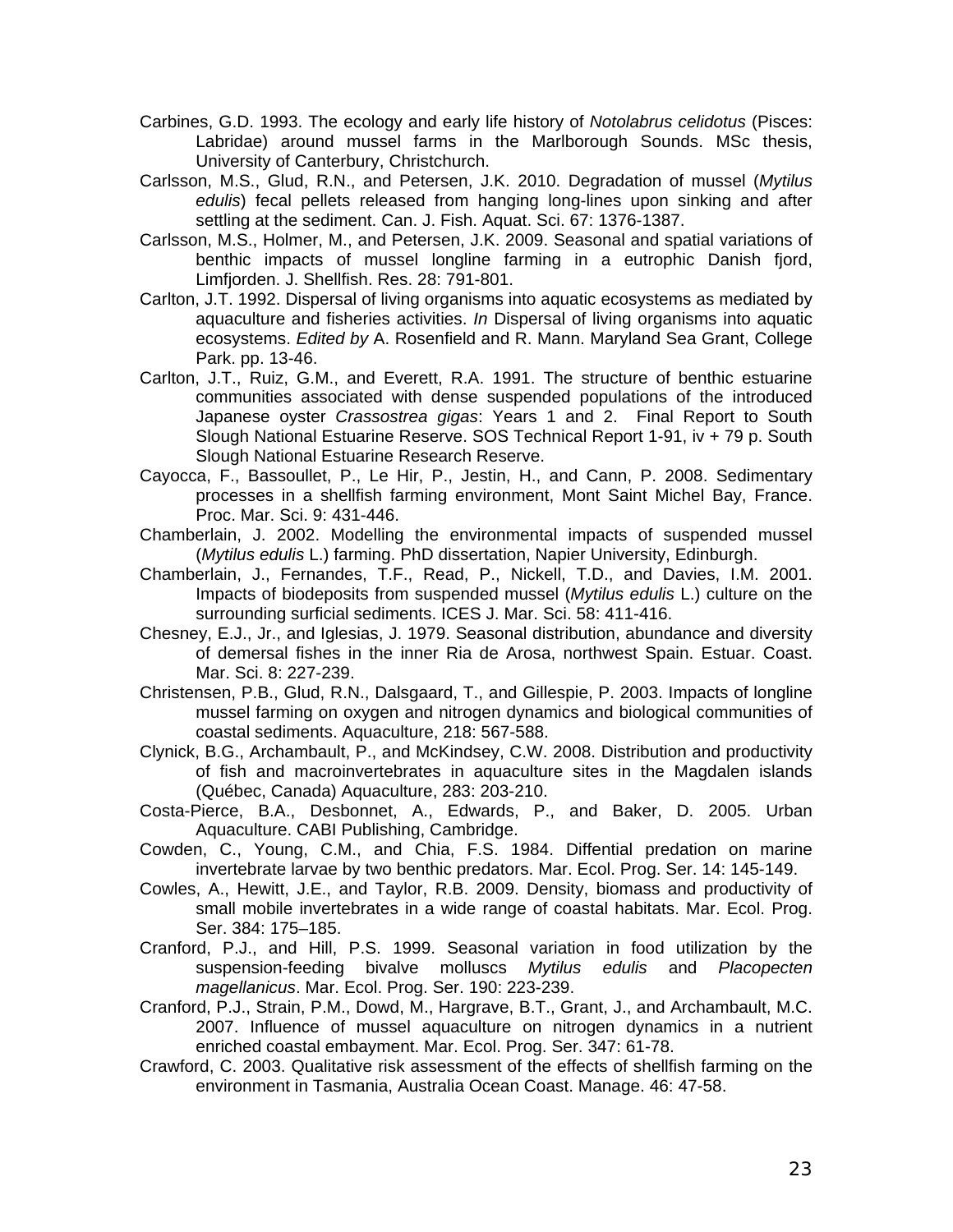Carbines, G.D. 1993. The ecology and early life history of *Notolabrus celidotus* (Pisces: Labridae) around mussel farms in the Marlborough Sounds. MSc thesis, University of Canterbury, Christchurch.

Carlsson, M.S., Glud, R.N., and Petersen, J.K. 2010. Degradation of mussel (*Mytilus edulis*) fecal pellets released from hanging long-lines upon sinking and after settling at the sediment. Can. J. Fish. Aquat. Sci. 67: 1376-1387.

Carlsson, M.S., Holmer, M., and Petersen, J.K. 2009. Seasonal and spatial variations of benthic impacts of mussel longline farming in a eutrophic Danish fjord, Limfjorden. J. Shellfish. Res. 28: 791-801.

Carlton, J.T. 1992. Dispersal of living organisms into aquatic ecosystems as mediated by aquaculture and fisheries activities. *In* Dispersal of living organisms into aquatic ecosystems. *Edited by* A. Rosenfield and R. Mann. Maryland Sea Grant, College Park. pp. 13-46.

Carlton, J.T., Ruiz, G.M., and Everett, R.A. 1991. The structure of benthic estuarine communities associated with dense suspended populations of the introduced Japanese oyster *Crassostrea gigas*: Years 1 and 2. Final Report to South Slough National Estuarine Reserve. SOS Technical Report 1-91, iv + 79 p. South Slough National Estuarine Research Reserve.

Cayocca, F., Bassoullet, P., Le Hir, P., Jestin, H., and Cann, P. 2008. Sedimentary processes in a shellfish farming environment, Mont Saint Michel Bay, France. Proc. Mar. Sci. 9: 431-446.

Chamberlain, J. 2002. Modelling the environmental impacts of suspended mussel (*Mytilus edulis* L.) farming. PhD dissertation, Napier University, Edinburgh.

Chamberlain, J., Fernandes, T.F., Read, P., Nickell, T.D., and Davies, I.M. 2001. Impacts of biodeposits from suspended mussel (*Mytilus edulis* L.) culture on the surrounding surficial sediments. ICES J. Mar. Sci. 58: 411-416.

Chesney, E.J., Jr., and Iglesias, J. 1979. Seasonal distribution, abundance and diversity of demersal fishes in the inner Ria de Arosa, northwest Spain. Estuar. Coast. Mar. Sci. 8: 227-239.

Christensen, P.B., Glud, R.N., Dalsgaard, T., and Gillespie, P. 2003. Impacts of longline mussel farming on oxygen and nitrogen dynamics and biological communities of coastal sediments. Aquaculture, 218: 567-588.

Clynick, B.G., Archambault, P., and McKindsey, C.W. 2008. Distribution and productivity of fish and macroinvertebrates in aquaculture sites in the Magdalen islands (Québec, Canada) Aquaculture, 283: 203-210.

Costa-Pierce, B.A., Desbonnet, A., Edwards, P., and Baker, D. 2005. Urban Aquaculture. CABI Publishing, Cambridge.

Cowden, C., Young, C.M., and Chia, F.S. 1984. Diffential predation on marine invertebrate larvae by two benthic predators. Mar. Ecol. Prog. Ser. 14: 145-149.

Cowles, A., Hewitt, J.E., and Taylor, R.B. 2009. Density, biomass and productivity of small mobile invertebrates in a wide range of coastal habitats. Mar. Ecol. Prog. Ser. 384: 175–185.

Cranford, P.J., and Hill, P.S. 1999. Seasonal variation in food utilization by the suspension-feeding bivalve molluscs *Mytilus edulis* and *Placopecten magellanicus*. Mar. Ecol. Prog. Ser. 190: 223-239.

Cranford, P.J., Strain, P.M., Dowd, M., Hargrave, B.T., Grant, J., and Archambault, M.C. 2007. Influence of mussel aquaculture on nitrogen dynamics in a nutrient enriched coastal embayment. Mar. Ecol. Prog. Ser. 347: 61-78.

Crawford, C. 2003. Qualitative risk assessment of the effects of shellfish farming on the environment in Tasmania, Australia Ocean Coast. Manage. 46: 47-58.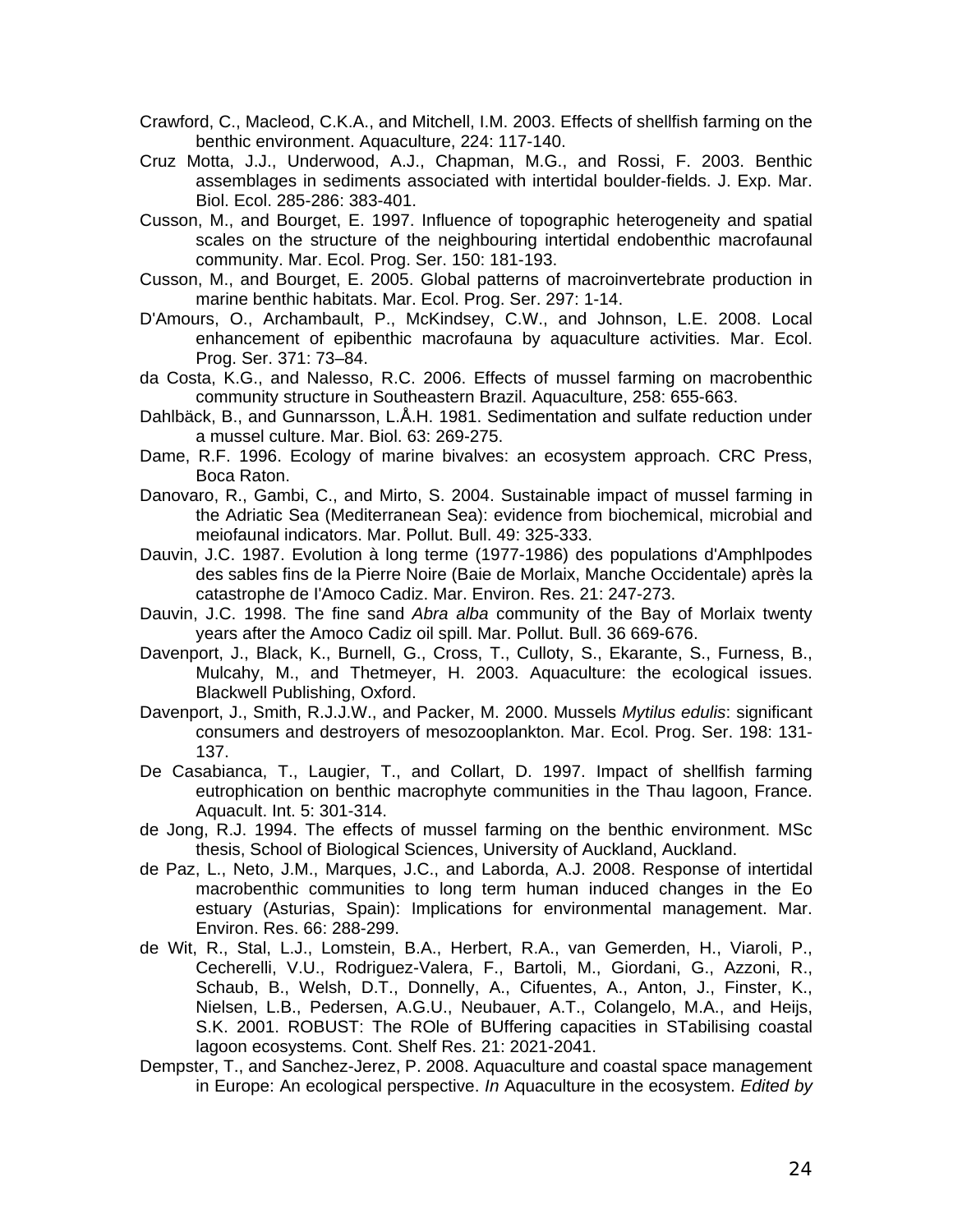Crawford, C., Macleod, C.K.A., and Mitchell, I.M. 2003. Effects of shellfish farming on the benthic environment. Aquaculture, 224: 117-140.

Cruz Motta, J.J., Underwood, A.J., Chapman, M.G., and Rossi, F. 2003. Benthic assemblages in sediments associated with intertidal boulder-fields. J. Exp. Mar. Biol. Ecol. 285-286: 383-401.

Cusson, M., and Bourget, E. 1997. Influence of topographic heterogeneity and spatial scales on the structure of the neighbouring intertidal endobenthic macrofaunal community. Mar. Ecol. Prog. Ser. 150: 181-193.

Cusson, M., and Bourget, E. 2005. Global patterns of macroinvertebrate production in marine benthic habitats. Mar. Ecol. Prog. Ser. 297: 1-14.

D'Amours, O., Archambault, P., McKindsey, C.W., and Johnson, L.E. 2008. Local enhancement of epibenthic macrofauna by aquaculture activities. Mar. Ecol. Prog. Ser. 371: 73–84.

da Costa, K.G., and Nalesso, R.C. 2006. Effects of mussel farming on macrobenthic community structure in Southeastern Brazil. Aquaculture, 258: 655-663.

Dahlbäck, B., and Gunnarsson, L.Å.H. 1981. Sedimentation and sulfate reduction under a mussel culture. Mar. Biol. 63: 269-275.

Dame, R.F. 1996. Ecology of marine bivalves: an ecosystem approach. CRC Press, Boca Raton.

Danovaro, R., Gambi, C., and Mirto, S. 2004. Sustainable impact of mussel farming in the Adriatic Sea (Mediterranean Sea): evidence from biochemical, microbial and meiofaunal indicators. Mar. Pollut. Bull. 49: 325-333.

Dauvin, J.C. 1987. Evolution à long terme (1977-1986) des populations d'Amphlpodes des sables fins de la Pierre Noire (Baie de Morlaix, Manche Occidentale) après la catastrophe de I'Amoco Cadiz. Mar. Environ. Res. 21: 247-273.

Dauvin, J.C. 1998. The fine sand *Abra alba* community of the Bay of Morlaix twenty years after the Amoco Cadiz oil spill. Mar. Pollut. Bull. 36 669-676.

Davenport, J., Black, K., Burnell, G., Cross, T., Culloty, S., Ekarante, S., Furness, B., Mulcahy, M., and Thetmeyer, H. 2003. Aquaculture: the ecological issues. Blackwell Publishing, Oxford.

Davenport, J., Smith, R.J.J.W., and Packer, M. 2000. Mussels *Mytilus edulis*: significant consumers and destroyers of mesozooplankton. Mar. Ecol. Prog. Ser. 198: 131-137.

De Casabianca, T., Laugier, T., and Collart, D. 1997. Impact of shellfish farming eutrophication on benthic macrophyte communities in the Thau lagoon, France. Aquacult. Int. 5: 301-314.

de Jong, R.J. 1994. The effects of mussel farming on the benthic environment. MSc thesis, School of Biological Sciences, University of Auckland, Auckland.

de Paz, L., Neto, J.M., Marques, J.C., and Laborda, A.J. 2008. Response of intertidal macrobenthic communities to long term human induced changes in the Eo estuary (Asturias, Spain): Implications for environmental management. Mar. Environ. Res. 66: 288-299.

de Wit, R., Stal, L.J., Lomstein, B.A., Herbert, R.A., van Gemerden, H., Viaroli, P., Cecherelli, V.U., Rodriguez-Valera, F., Bartoli, M., Giordani, G., Azzoni, R., Schaub, B., Welsh, D.T., Donnelly, A., Cifuentes, A., Anton, J., Finster, K., Nielsen, L.B., Pedersen, A.G.U., Neubauer, A.T., Colangelo, M.A., and Heijs, S.K. 2001. ROBUST: The ROle of BUffering capacities in STabilising coastal lagoon ecosystems. Cont. Shelf Res. 21: 2021-2041.

Dempster, T., and Sanchez-Jerez, P. 2008. Aquaculture and coastal space management in Europe: An ecological perspective. *In* Aquaculture in the ecosystem. *Edited by*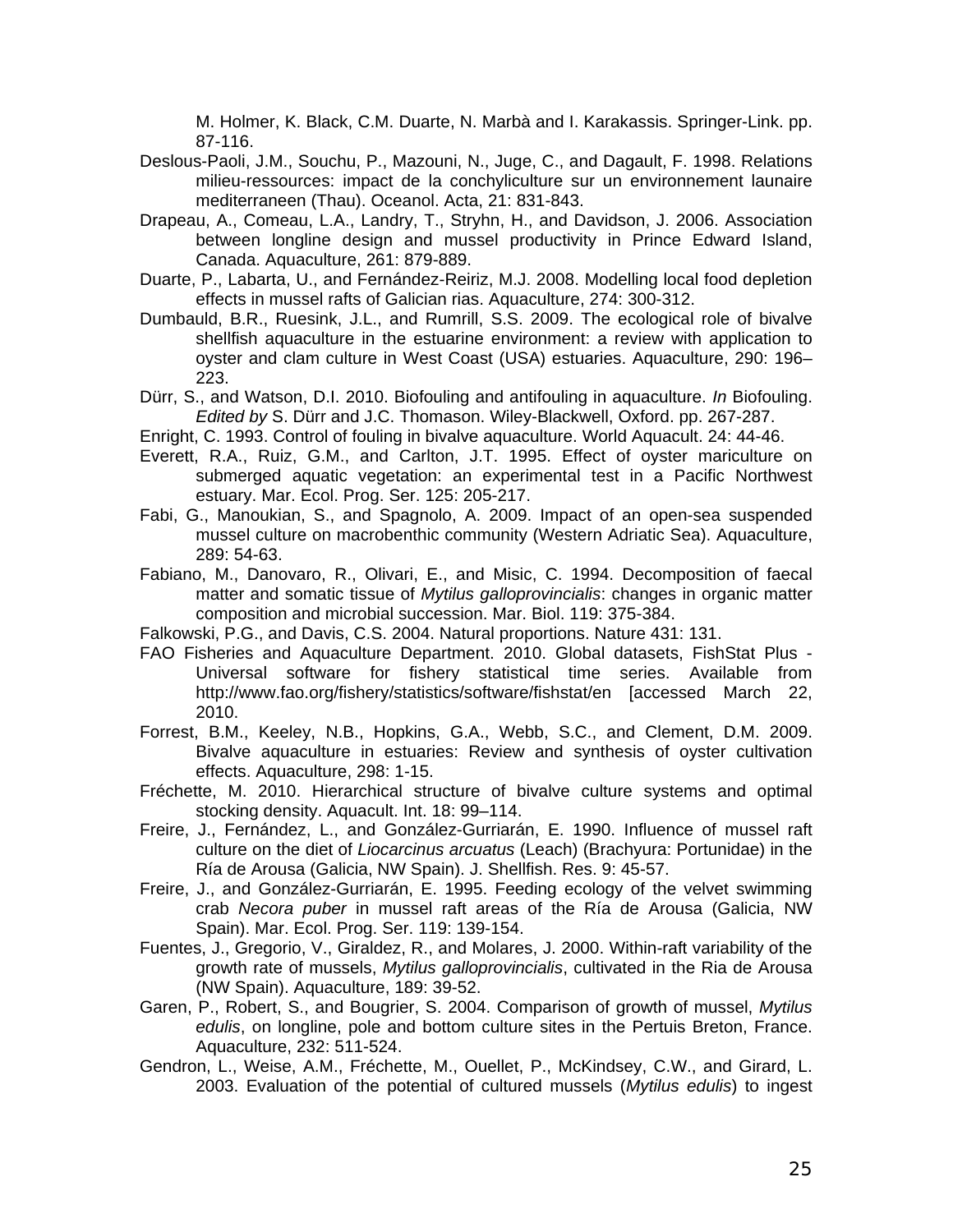M. Holmer, K. Black, C.M. Duarte, N. Marbà and I. Karakassis. Springer-Link. pp. 87-116.

Deslous-Paoli, J.M., Souchu, P., Mazouni, N., Juge, C., and Dagault, F. 1998. Relations milieu-ressources: impact de la conchyliculture sur un environnement launaire mediterraneen (Thau). Oceanol. Acta, 21: 831-843.

Drapeau, A., Comeau, L.A., Landry, T., Stryhn, H., and Davidson, J. 2006. Association between longline design and mussel productivity in Prince Edward Island, Canada. Aquaculture, 261: 879-889.

Duarte, P., Labarta, U., and Fernández-Reiriz, M.J. 2008. Modelling local food depletion effects in mussel rafts of Galician rias. Aquaculture, 274: 300-312.

Dumbauld, B.R., Ruesink, J.L., and Rumrill, S.S. 2009. The ecological role of bivalve shellfish aquaculture in the estuarine environment: a review with application to oyster and clam culture in West Coast (USA) estuaries. Aquaculture, 290: 196–223.

Dürr, S., and Watson, D.I. 2010. Biofouling and antifouling in aquaculture. *In* Biofouling. *Edited by* S. Dürr and J.C. Thomason. Wiley-Blackwell, Oxford. pp. 267-287.

Enright, C. 1993. Control of fouling in bivalve aquaculture. World Aquacult. 24: 44-46.

Everett, R.A., Ruiz, G.M., and Carlton, J.T. 1995. Effect of oyster mariculture on submerged aquatic vegetation: an experimental test in a Pacific Northwest estuary. Mar. Ecol. Prog. Ser. 125: 205-217.

Fabi, G., Manoukian, S., and Spagnolo, A. 2009. Impact of an open-sea suspended mussel culture on macrobenthic community (Western Adriatic Sea). Aquaculture, 289: 54-63.

Fabiano, M., Danovaro, R., Olivari, E., and Misic, C. 1994. Decomposition of faecal matter and somatic tissue of *Mytilus galloprovincialis*: changes in organic matter composition and microbial succession. Mar. Biol. 119: 375-384.

Falkowski, P.G., and Davis, C.S. 2004. Natural proportions. Nature 431: 131.

FAO Fisheries and Aquaculture Department. 2010. Global datasets, FishStat Plus - Universal software for fishery statistical time series. Available from http://www.fao.org/fishery/statistics/software/fishstat/en [accessed March 22, 2010.

Forrest, B.M., Keeley, N.B., Hopkins, G.A., Webb, S.C., and Clement, D.M. 2009. Bivalve aquaculture in estuaries: Review and synthesis of oyster cultivation effects. Aquaculture, 298: 1-15.

Fréchette, M. 2010. Hierarchical structure of bivalve culture systems and optimal stocking density. Aquacult. Int. 18: 99–114.

Freire, J., Fernández, L., and González-Gurriarán, E. 1990. Influence of mussel raft culture on the diet of *Liocarcinus arcuatus* (Leach) (Brachyura: Portunidae) in the Ría de Arousa (Galicia, NW Spain). J. Shellfish. Res. 9: 45-57.

Freire, J., and González-Gurriarán, E. 1995. Feeding ecology of the velvet swimming crab *Necora puber* in mussel raft areas of the Ría de Arousa (Galicia, NW Spain). Mar. Ecol. Prog. Ser. 119: 139-154.

Fuentes, J., Gregorio, V., Giraldez, R., and Molares, J. 2000. Within-raft variability of the growth rate of mussels, *Mytilus galloprovincialis*, cultivated in the Ria de Arousa (NW Spain). Aquaculture, 189: 39-52.

Garen, P., Robert, S., and Bougrier, S. 2004. Comparison of growth of mussel, *Mytilus edulis*, on longline, pole and bottom culture sites in the Pertuis Breton, France. Aquaculture, 232: 511-524.

Gendron, L., Weise, A.M., Fréchette, M., Ouellet, P., McKindsey, C.W., and Girard, L. 2003. Evaluation of the potential of cultured mussels (*Mytilus edulis*) to ingest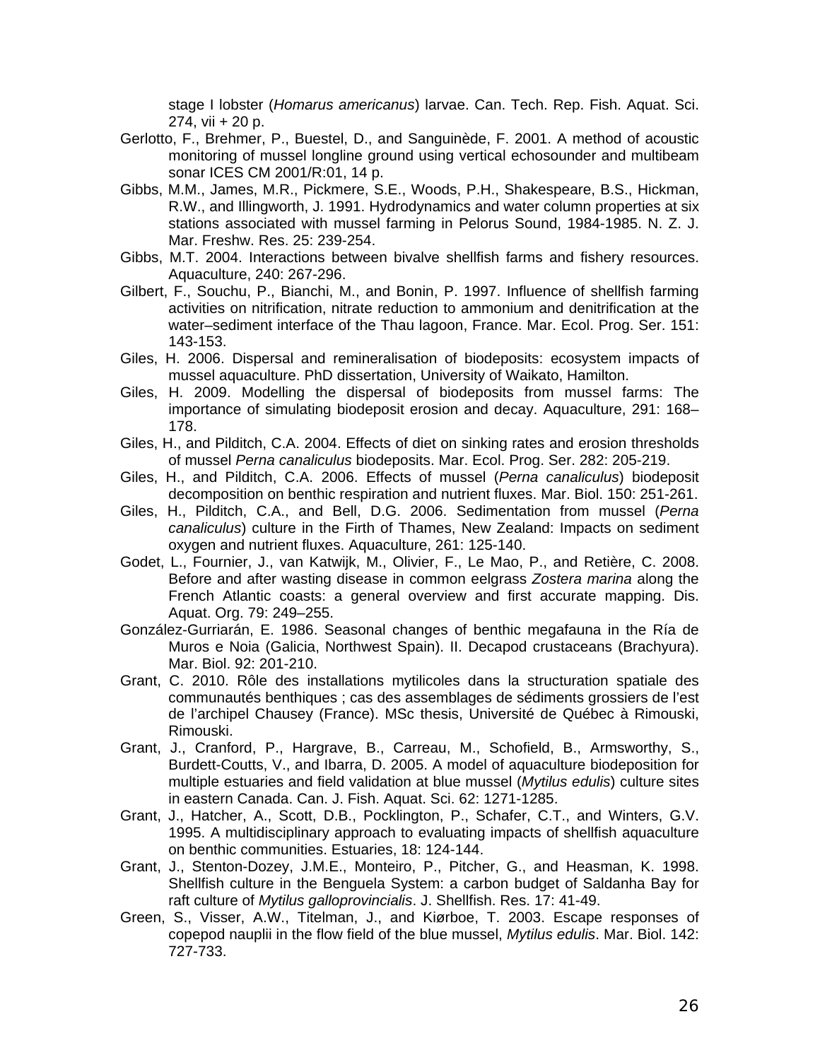stage I lobster (*Homarus americanus*) larvae. Can. Tech. Rep. Fish. Aquat. Sci. 274, vii + 20 p.

Gerlotto, F., Brehmer, P., Buestel, D., and Sanguinède, F. 2001. A method of acoustic monitoring of mussel longline ground using vertical echosounder and multibeam sonar ICES CM 2001/R:01, 14 p.

Gibbs, M.M., James, M.R., Pickmere, S.E., Woods, P.H., Shakespeare, B.S., Hickman, R.W., and Illingworth, J. 1991. Hydrodynamics and water column properties at six stations associated with mussel farming in Pelorus Sound, 1984-1985. N. Z. J. Mar. Freshw. Res. 25: 239-254.

Gibbs, M.T. 2004. Interactions between bivalve shellfish farms and fishery resources. Aquaculture, 240: 267-296.

Gilbert, F., Souchu, P., Bianchi, M., and Bonin, P. 1997. Influence of shellfish farming activities on nitrification, nitrate reduction to ammonium and denitrification at the water–sediment interface of the Thau lagoon, France. Mar. Ecol. Prog. Ser. 151: 143-153.

Giles, H. 2006. Dispersal and remineralisation of biodeposits: ecosystem impacts of mussel aquaculture. PhD dissertation, University of Waikato, Hamilton.

Giles, H. 2009. Modelling the dispersal of biodeposits from mussel farms: The importance of simulating biodeposit erosion and decay. Aquaculture, 291: 168–178.

Giles, H., and Pilditch, C.A. 2004. Effects of diet on sinking rates and erosion thresholds of mussel *Perna canaliculus* biodeposits. Mar. Ecol. Prog. Ser. 282: 205-219.

Giles, H., and Pilditch, C.A. 2006. Effects of mussel (*Perna canaliculus*) biodeposit decomposition on benthic respiration and nutrient fluxes. Mar. Biol. 150: 251-261.

Giles, H., Pilditch, C.A., and Bell, D.G. 2006. Sedimentation from mussel (*Perna canaliculus*) culture in the Firth of Thames, New Zealand: Impacts on sediment oxygen and nutrient fluxes. Aquaculture, 261: 125-140.

Godet, L., Fournier, J., van Katwijk, M., Olivier, F., Le Mao, P., and Retière, C. 2008. Before and after wasting disease in common eelgrass *Zostera marina* along the French Atlantic coasts: a general overview and first accurate mapping. Dis. Aquat. Org. 79: 249–255.

González-Gurriarán, E. 1986. Seasonal changes of benthic megafauna in the Ría de Muros e Noia (Galicia, Northwest Spain). II. Decapod crustaceans (Brachyura). Mar. Biol. 92: 201-210.

Grant, C. 2010. Rôle des installations mytilicoles dans la structuration spatiale des communautés benthiques ; cas des assemblages de sédiments grossiers de l'est de l'archipel Chausey (France). MSc thesis, Université de Québec à Rimouski, Rimouski.

Grant, J., Cranford, P., Hargrave, B., Carreau, M., Schofield, B., Armsworthy, S., Burdett-Coutts, V., and Ibarra, D. 2005. A model of aquaculture biodeposition for multiple estuaries and field validation at blue mussel (*Mytilus edulis*) culture sites in eastern Canada. Can. J. Fish. Aquat. Sci. 62: 1271-1285.

Grant, J., Hatcher, A., Scott, D.B., Pocklington, P., Schafer, C.T., and Winters, G.V. 1995. A multidisciplinary approach to evaluating impacts of shellfish aquaculture on benthic communities. Estuaries, 18: 124-144.

Grant, J., Stenton-Dozey, J.M.E., Monteiro, P., Pitcher, G., and Heasman, K. 1998. Shellfish culture in the Benguela System: a carbon budget of Saldanha Bay for raft culture of *Mytilus galloprovincialis*. J. Shellfish. Res. 17: 41-49.

Green, S., Visser, A.W., Titelman, J., and Kiørboe, T. 2003. Escape responses of copepod nauplii in the flow field of the blue mussel, *Mytilus edulis*. Mar. Biol. 142: 727-733.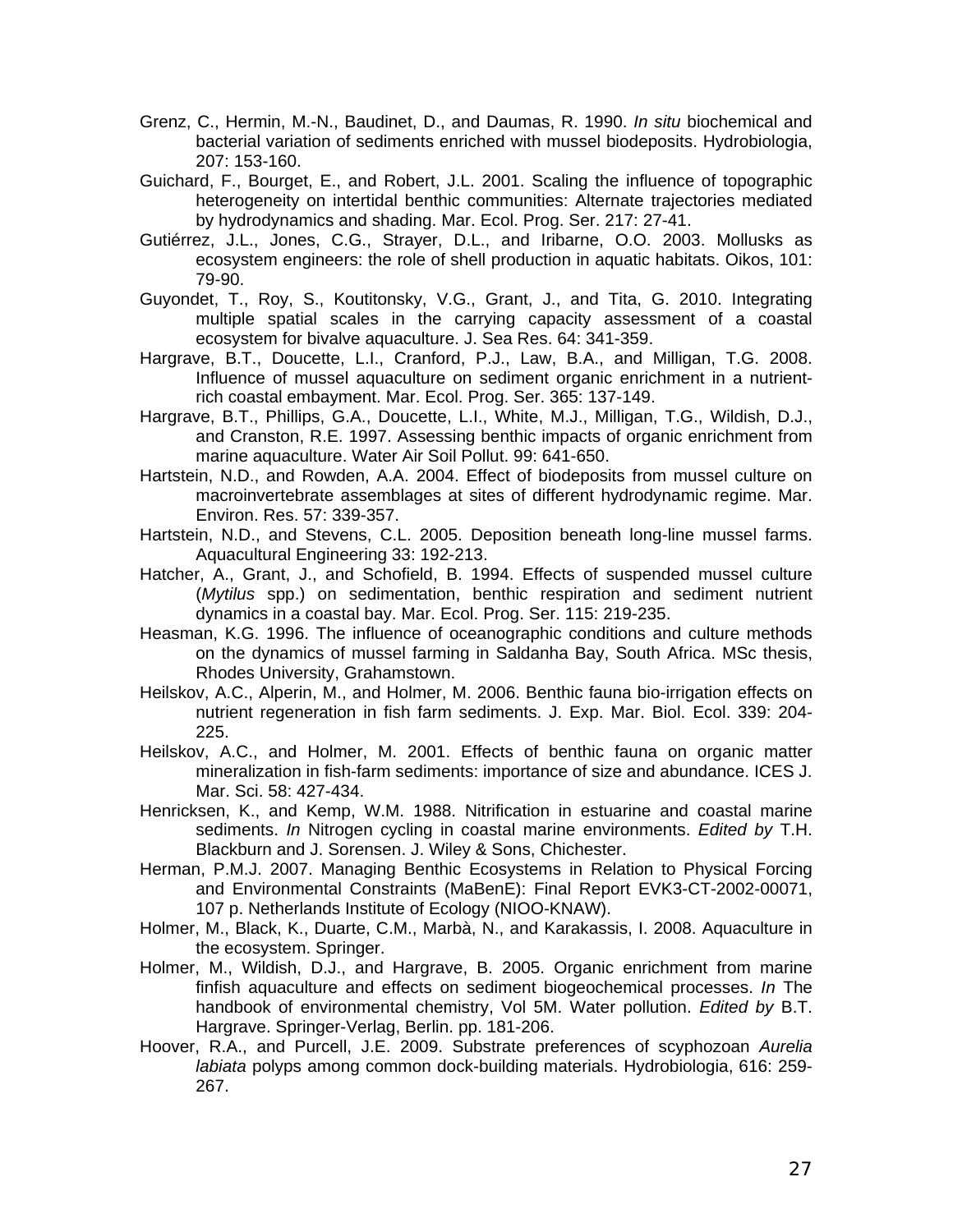Grenz, C., Hermin, M.-N., Baudinet, D., and Daumas, R. 1990. *In situ* biochemical and bacterial variation of sediments enriched with mussel biodeposits. Hydrobiologia, 207: 153-160.

Guichard, F., Bourget, E., and Robert, J.L. 2001. Scaling the influence of topographic heterogeneity on intertidal benthic communities: Alternate trajectories mediated by hydrodynamics and shading. Mar. Ecol. Prog. Ser. 217: 27-41.

Gutiérrez, J.L., Jones, C.G., Strayer, D.L., and Iribarne, O.O. 2003. Mollusks as ecosystem engineers: the role of shell production in aquatic habitats. Oikos, 101: 79-90.

Guyondet, T., Roy, S., Koutitonsky, V.G., Grant, J., and Tita, G. 2010. Integrating multiple spatial scales in the carrying capacity assessment of a coastal ecosystem for bivalve aquaculture. J. Sea Res. 64: 341-359.

Hargrave, B.T., Doucette, L.I., Cranford, P.J., Law, B.A., and Milligan, T.G. 2008. Influence of mussel aquaculture on sediment organic enrichment in a nutrient-rich coastal embayment. Mar. Ecol. Prog. Ser. 365: 137-149.

Hargrave, B.T., Phillips, G.A., Doucette, L.I., White, M.J., Milligan, T.G., Wildish, D.J., and Cranston, R.E. 1997. Assessing benthic impacts of organic enrichment from marine aquaculture. Water Air Soil Pollut. 99: 641-650.

Hartstein, N.D., and Rowden, A.A. 2004. Effect of biodeposits from mussel culture on macroinvertebrate assemblages at sites of different hydrodynamic regime. Mar. Environ. Res. 57: 339-357.

Hartstein, N.D., and Stevens, C.L. 2005. Deposition beneath long-line mussel farms. Aquacultural Engineering 33: 192-213.

Hatcher, A., Grant, J., and Schofield, B. 1994. Effects of suspended mussel culture (*Mytilus* spp.) on sedimentation, benthic respiration and sediment nutrient dynamics in a coastal bay. Mar. Ecol. Prog. Ser. 115: 219-235.

Heasman, K.G. 1996. The influence of oceanographic conditions and culture methods on the dynamics of mussel farming in Saldanha Bay, South Africa. MSc thesis, Rhodes University, Grahamstown.

Heilskov, A.C., Alperin, M., and Holmer, M. 2006. Benthic fauna bio-irrigation effects on nutrient regeneration in fish farm sediments. J. Exp. Mar. Biol. Ecol. 339: 204-225.

Heilskov, A.C., and Holmer, M. 2001. Effects of benthic fauna on organic matter mineralization in fish-farm sediments: importance of size and abundance. ICES J. Mar. Sci. 58: 427-434.

Henricksen, K., and Kemp, W.M. 1988. Nitrification in estuarine and coastal marine sediments. *In* Nitrogen cycling in coastal marine environments. *Edited by* T.H. Blackburn and J. Sorensen. J. Wiley & Sons, Chichester.

Herman, P.M.J. 2007. Managing Benthic Ecosystems in Relation to Physical Forcing and Environmental Constraints (MaBenE): Final Report EVK3-CT-2002-00071, 107 p. Netherlands Institute of Ecology (NIOO-KNAW).

Holmer, M., Black, K., Duarte, C.M., Marbà, N., and Karakassis, I. 2008. Aquaculture in the ecosystem. Springer.

Holmer, M., Wildish, D.J., and Hargrave, B. 2005. Organic enrichment from marine finfish aquaculture and effects on sediment biogeochemical processes. *In* The handbook of environmental chemistry, Vol 5M. Water pollution. *Edited by* B.T. Hargrave. Springer-Verlag, Berlin. pp. 181-206.

Hoover, R.A., and Purcell, J.E. 2009. Substrate preferences of scyphozoan *Aurelia labiata* polyps among common dock-building materials. Hydrobiologia, 616: 259-267.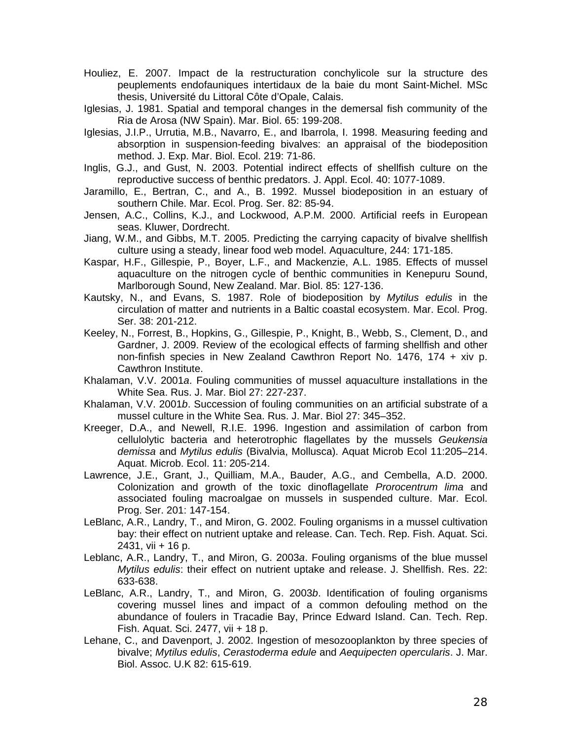Houliez, E. 2007. Impact de la restructuration conchylicole sur la structure des peuplements endofauniques intertidaux de la baie du mont Saint-Michel. MSc thesis, Université du Littoral Côte d'Opale, Calais.

Iglesias, J. 1981. Spatial and temporal changes in the demersal fish community of the Ria de Arosa (NW Spain). Mar. Biol. 65: 199-208.

Iglesias, J.I.P., Urrutia, M.B., Navarro, E., and Ibarrola, I. 1998. Measuring feeding and absorption in suspension-feeding bivalves: an appraisal of the biodeposition method. J. Exp. Mar. Biol. Ecol. 219: 71-86.

Inglis, G.J., and Gust, N. 2003. Potential indirect effects of shellfish culture on the reproductive success of benthic predators. J. Appl. Ecol. 40: 1077-1089.

Jaramillo, E., Bertran, C., and A., B. 1992. Mussel biodeposition in an estuary of southern Chile. Mar. Ecol. Prog. Ser. 82: 85-94.

Jensen, A.C., Collins, K.J., and Lockwood, A.P.M. 2000. Artificial reefs in European seas. Kluwer, Dordrecht.

Jiang, W.M., and Gibbs, M.T. 2005. Predicting the carrying capacity of bivalve shellfish culture using a steady, linear food web model. Aquaculture, 244: 171-185.

Kaspar, H.F., Gillespie, P., Boyer, L.F., and Mackenzie, A.L. 1985. Effects of mussel aquaculture on the nitrogen cycle of benthic communities in Kenepuru Sound, Marlborough Sound, New Zealand. Mar. Biol. 85: 127-136.

Kautsky, N., and Evans, S. 1987. Role of biodeposition by *Mytilus edulis* in the circulation of matter and nutrients in a Baltic coastal ecosystem. Mar. Ecol. Prog. Ser. 38: 201-212.

Keeley, N., Forrest, B., Hopkins, G., Gillespie, P., Knight, B., Webb, S., Clement, D., and Gardner, J. 2009. Review of the ecological effects of farming shellfish and other non-finfish species in New Zealand Cawthron Report No. 1476, 174 + xiv p. Cawthron Institute.

Khalaman, V.V. 2001*a*. Fouling communities of mussel aquaculture installations in the White Sea. Rus. J. Mar. Biol 27: 227-237.

Khalaman, V.V. 2001*b*. Succession of fouling communities on an artificial substrate of a mussel culture in the White Sea. Rus. J. Mar. Biol 27: 345–352.

Kreeger, D.A., and Newell, R.I.E. 1996. Ingestion and assimilation of carbon from cellulolytic bacteria and heterotrophic flagellates by the mussels *Geukensia demissa* and *Mytilus edulis* (Bivalvia, Mollusca). Aquat Microb Ecol 11:205–214. Aquat. Microb. Ecol. 11: 205-214.

Lawrence, J.E., Grant, J., Quilliam, M.A., Bauder, A.G., and Cembella, A.D. 2000. Colonization and growth of the toxic dinoflagellate *Prorocentrum lima* and associated fouling macroalgae on mussels in suspended culture. Mar. Ecol. Prog. Ser. 201: 147-154.

LeBlanc, A.R., Landry, T., and Miron, G. 2002. Fouling organisms in a mussel cultivation bay: their effect on nutrient uptake and release. Can. Tech. Rep. Fish. Aquat. Sci. 2431, vii + 16 p.

Leblanc, A.R., Landry, T., and Miron, G. 2003*a*. Fouling organisms of the blue mussel *Mytilus edulis*: their effect on nutrient uptake and release. J. Shellfish. Res. 22: 633-638.

LeBlanc, A.R., Landry, T., and Miron, G. 2003*b*. Identification of fouling organisms covering mussel lines and impact of a common defouling method on the abundance of foulers in Tracadie Bay, Prince Edward Island. Can. Tech. Rep. Fish. Aquat. Sci. 2477, vii + 18 p.

Lehane, C., and Davenport, J. 2002. Ingestion of mesozooplankton by three species of bivalve; *Mytilus edulis*, *Cerastoderma edule* and *Aequipecten opercularis*. J. Mar. Biol. Assoc. U.K 82: 615-619.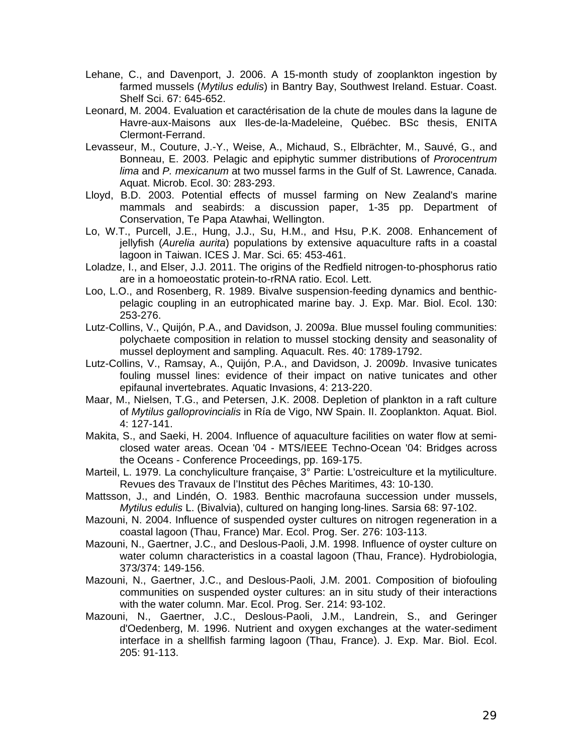Lehane, C., and Davenport, J. 2006. A 15-month study of zooplankton ingestion by farmed mussels (*Mytilus edulis*) in Bantry Bay, Southwest Ireland. Estuar. Coast. Shelf Sci. 67: 645-652.

Leonard, M. 2004. Evaluation et caractérisation de la chute de moules dans la lagune de Havre-aux-Maisons aux Iles-de-la-Madeleine, Québec. BSc thesis, ENITA Clermont-Ferrand.

Levasseur, M., Couture, J.-Y., Weise, A., Michaud, S., Elbrächter, M., Sauvé, G., and Bonneau, E. 2003. Pelagic and epiphytic summer distributions of *Prorocentrum lima* and *P. mexicanum* at two mussel farms in the Gulf of St. Lawrence, Canada. Aquat. Microb. Ecol. 30: 283-293.

Lloyd, B.D. 2003. Potential effects of mussel farming on New Zealand's marine mammals and seabirds: a discussion paper, 1-35 pp. Department of Conservation, Te Papa Atawhai, Wellington.

Lo, W.T., Purcell, J.E., Hung, J.J., Su, H.M., and Hsu, P.K. 2008. Enhancement of jellyfish (*Aurelia aurita*) populations by extensive aquaculture rafts in a coastal lagoon in Taiwan. ICES J. Mar. Sci. 65: 453-461.

Loladze, I., and Elser, J.J. 2011. The origins of the Redfield nitrogen-to-phosphorus ratio are in a homoeostatic protein-to-rRNA ratio. Ecol. Lett.

Loo, L.O., and Rosenberg, R. 1989. Bivalve suspension-feeding dynamics and benthic-pelagic coupling in an eutrophicated marine bay. J. Exp. Mar. Biol. Ecol. 130: 253-276.

Lutz-Collins, V., Quijón, P.A., and Davidson, J. 2009*a*. Blue mussel fouling communities: polychaete composition in relation to mussel stocking density and seasonality of mussel deployment and sampling. Aquacult. Res. 40: 1789-1792.

Lutz-Collins, V., Ramsay, A., Quijón, P.A., and Davidson, J. 2009*b*. Invasive tunicates fouling mussel lines: evidence of their impact on native tunicates and other epifaunal invertebrates. Aquatic Invasions, 4: 213-220.

Maar, M., Nielsen, T.G., and Petersen, J.K. 2008. Depletion of plankton in a raft culture of *Mytilus galloprovincialis* in Ría de Vigo, NW Spain. II. Zooplankton. Aquat. Biol. 4: 127-141.

Makita, S., and Saeki, H. 2004. Influence of aquaculture facilities on water flow at semi-closed water areas. Ocean '04 - MTS/IEEE Techno-Ocean '04: Bridges across the Oceans - Conference Proceedings, pp. 169-175.

Marteil, L. 1979. La conchyliculture française, 3° Partie: L'ostreiculture et la mytiliculture. Revues des Travaux de l'Institut des Pêches Maritimes, 43: 10-130.

Mattsson, J., and Lindén, O. 1983. Benthic macrofauna succession under mussels, *Mytilus edulis* L. (Bivalvia), cultured on hanging long-lines. Sarsia 68: 97-102.

Mazouni, N. 2004. Influence of suspended oyster cultures on nitrogen regeneration in a coastal lagoon (Thau, France) Mar. Ecol. Prog. Ser. 276: 103-113.

Mazouni, N., Gaertner, J.C., and Deslous-Paoli, J.M. 1998. Influence of oyster culture on water column characteristics in a coastal lagoon (Thau, France). Hydrobiologia, 373/374: 149-156.

Mazouni, N., Gaertner, J.C., and Deslous-Paoli, J.M. 2001. Composition of biofouling communities on suspended oyster cultures: an in situ study of their interactions with the water column. Mar. Ecol. Prog. Ser. 214: 93-102.

Mazouni, N., Gaertner, J.C., Deslous-Paoli, J.M., Landrein, S., and Geringer d'Oedenberg, M. 1996. Nutrient and oxygen exchanges at the water-sediment interface in a shellfish farming lagoon (Thau, France). J. Exp. Mar. Biol. Ecol. 205: 91-113.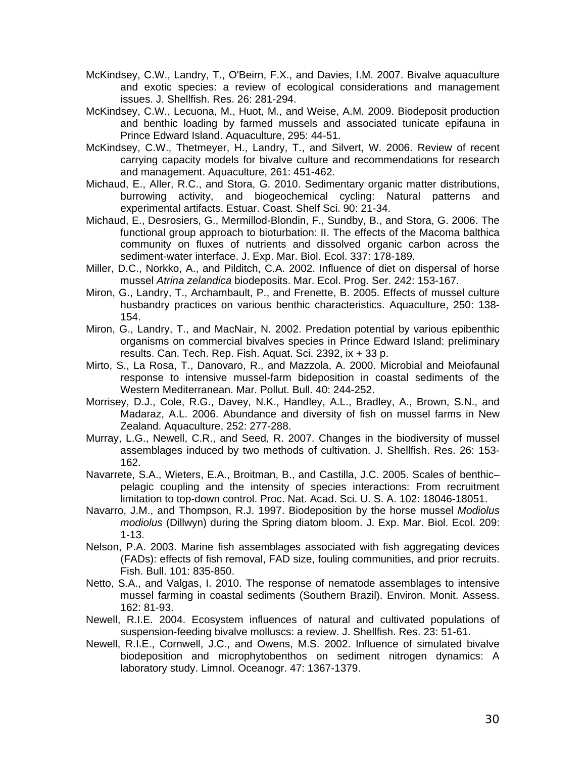McKindsey, C.W., Landry, T., O'Beirn, F.X., and Davies, I.M. 2007. Bivalve aquaculture and exotic species: a review of ecological considerations and management issues. J. Shellfish. Res. 26: 281-294.

McKindsey, C.W., Lecuona, M., Huot, M., and Weise, A.M. 2009. Biodeposit production and benthic loading by farmed mussels and associated tunicate epifauna in Prince Edward Island. Aquaculture, 295: 44-51.

McKindsey, C.W., Thetmeyer, H., Landry, T., and Silvert, W. 2006. Review of recent carrying capacity models for bivalve culture and recommendations for research and management. Aquaculture, 261: 451-462.

Michaud, E., Aller, R.C., and Stora, G. 2010. Sedimentary organic matter distributions, burrowing activity, and biogeochemical cycling: Natural patterns and experimental artifacts. Estuar. Coast. Shelf Sci. 90: 21-34.

Michaud, E., Desrosiers, G., Mermillod-Blondin, F., Sundby, B., and Stora, G. 2006. The functional group approach to bioturbation: II. The effects of the Macoma balthica community on fluxes of nutrients and dissolved organic carbon across the sediment-water interface. J. Exp. Mar. Biol. Ecol. 337: 178-189.

Miller, D.C., Norkko, A., and Pilditch, C.A. 2002. Influence of diet on dispersal of horse mussel *Atrina zelandica* biodeposits. Mar. Ecol. Prog. Ser. 242: 153-167.

Miron, G., Landry, T., Archambault, P., and Frenette, B. 2005. Effects of mussel culture husbandry practices on various benthic characteristics. Aquaculture, 250: 138-154.

Miron, G., Landry, T., and MacNair, N. 2002. Predation potential by various epibenthic organisms on commercial bivalves species in Prince Edward Island: preliminary results. Can. Tech. Rep. Fish. Aquat. Sci. 2392, ix + 33 p.

Mirto, S., La Rosa, T., Danovaro, R., and Mazzola, A. 2000. Microbial and Meiofaunal response to intensive mussel-farm bideposition in coastal sediments of the Western Mediterranean. Mar. Pollut. Bull. 40: 244-252.

Morrisey, D.J., Cole, R.G., Davey, N.K., Handley, A.L., Bradley, A., Brown, S.N., and Madaraz, A.L. 2006. Abundance and diversity of fish on mussel farms in New Zealand. Aquaculture, 252: 277-288.

Murray, L.G., Newell, C.R., and Seed, R. 2007. Changes in the biodiversity of mussel assemblages induced by two methods of cultivation. J. Shellfish. Res. 26: 153-162.

Navarrete, S.A., Wieters, E.A., Broitman, B., and Castilla, J.C. 2005. Scales of benthic–pelagic coupling and the intensity of species interactions: From recruitment limitation to top-down control. Proc. Nat. Acad. Sci. U. S. A. 102: 18046-18051.

Navarro, J.M., and Thompson, R.J. 1997. Biodeposition by the horse mussel *Modiolus modiolus* (Dillwyn) during the Spring diatom bloom. J. Exp. Mar. Biol. Ecol. 209: 1-13.

Nelson, P.A. 2003. Marine fish assemblages associated with fish aggregating devices (FADs): effects of fish removal, FAD size, fouling communities, and prior recruits. Fish. Bull. 101: 835-850.

Netto, S.A., and Valgas, I. 2010. The response of nematode assemblages to intensive mussel farming in coastal sediments (Southern Brazil). Environ. Monit. Assess. 162: 81-93.

Newell, R.I.E. 2004. Ecosystem influences of natural and cultivated populations of suspension-feeding bivalve molluscs: a review. J. Shellfish. Res. 23: 51-61.

Newell, R.I.E., Cornwell, J.C., and Owens, M.S. 2002. Influence of simulated bivalve biodeposition and microphytobenthos on sediment nitrogen dynamics: A laboratory study. Limnol. Oceanogr. 47: 1367-1379.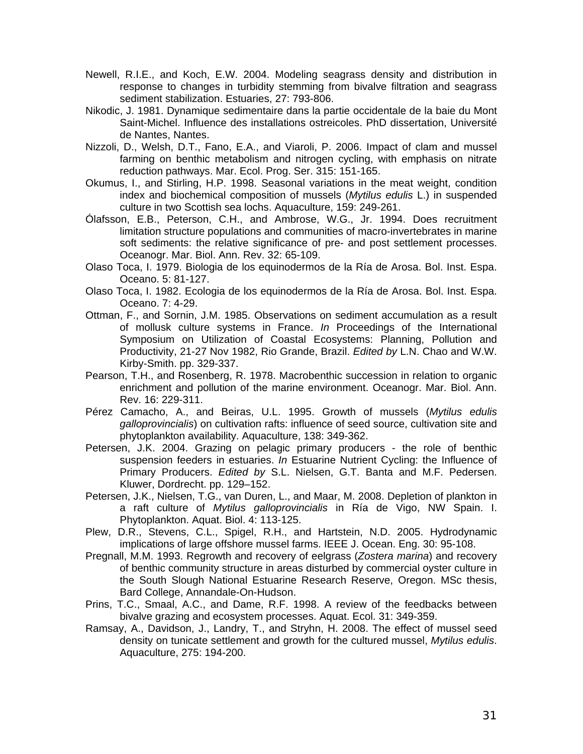Newell, R.I.E., and Koch, E.W. 2004. Modeling seagrass density and distribution in response to changes in turbidity stemming from bivalve filtration and seagrass sediment stabilization. Estuaries, 27: 793-806.

Nikodic, J. 1981. Dynamique sedimentaire dans la partie occidentale de la baie du Mont Saint-Michel. Influence des installations ostreicoles. PhD dissertation, Université de Nantes, Nantes.

Nizzoli, D., Welsh, D.T., Fano, E.A., and Viaroli, P. 2006. Impact of clam and mussel farming on benthic metabolism and nitrogen cycling, with emphasis on nitrate reduction pathways. Mar. Ecol. Prog. Ser. 315: 151-165.

Okumus, I., and Stirling, H.P. 1998. Seasonal variations in the meat weight, condition index and biochemical composition of mussels (*Mytilus edulis* L.) in suspended culture in two Scottish sea lochs. Aquaculture, 159: 249-261.

Ólafsson, E.B., Peterson, C.H., and Ambrose, W.G., Jr. 1994. Does recruitment limitation structure populations and communities of macro-invertebrates in marine soft sediments: the relative significance of pre- and post settlement processes. Oceanogr. Mar. Biol. Ann. Rev. 32: 65-109.

Olaso Toca, I. 1979. Biologia de los equinodermos de la Ría de Arosa. Bol. Inst. Espa. Oceano. 5: 81-127.

Olaso Toca, I. 1982. Ecologia de los equinodermos de la Ría de Arosa. Bol. Inst. Espa. Oceano. 7: 4-29.

Ottman, F., and Sornin, J.M. 1985. Observations on sediment accumulation as a result of mollusk culture systems in France. *In* Proceedings of the International Symposium on Utilization of Coastal Ecosystems: Planning, Pollution and Productivity, 21-27 Nov 1982, Rio Grande, Brazil. *Edited by* L.N. Chao and W.W. Kirby-Smith. pp. 329-337.

Pearson, T.H., and Rosenberg, R. 1978. Macrobenthic succession in relation to organic enrichment and pollution of the marine environment. Oceanogr. Mar. Biol. Ann. Rev. 16: 229-311.

Pérez Camacho, A., and Beiras, U.L. 1995. Growth of mussels (*Mytilus edulis galloprovincialis*) on cultivation rafts: influence of seed source, cultivation site and phytoplankton availability. Aquaculture, 138: 349-362.

Petersen, J.K. 2004. Grazing on pelagic primary producers - the role of benthic suspension feeders in estuaries. *In* Estuarine Nutrient Cycling: the Influence of Primary Producers. *Edited by* S.L. Nielsen, G.T. Banta and M.F. Pedersen. Kluwer, Dordrecht. pp. 129–152.

Petersen, J.K., Nielsen, T.G., van Duren, L., and Maar, M. 2008. Depletion of plankton in a raft culture of *Mytilus galloprovincialis* in Ría de Vigo, NW Spain. I. Phytoplankton. Aquat. Biol. 4: 113-125.

Plew, D.R., Stevens, C.L., Spigel, R.H., and Hartstein, N.D. 2005. Hydrodynamic implications of large offshore mussel farms. IEEE J. Ocean. Eng. 30: 95-108.

Pregnall, M.M. 1993. Regrowth and recovery of eelgrass (*Zostera marina*) and recovery of benthic community structure in areas disturbed by commercial oyster culture in the South Slough National Estuarine Research Reserve, Oregon. MSc thesis, Bard College, Annandale-On-Hudson.

Prins, T.C., Smaal, A.C., and Dame, R.F. 1998. A review of the feedbacks between bivalve grazing and ecosystem processes. Aquat. Ecol. 31: 349-359.

Ramsay, A., Davidson, J., Landry, T., and Stryhn, H. 2008. The effect of mussel seed density on tunicate settlement and growth for the cultured mussel, *Mytilus edulis*. Aquaculture, 275: 194-200.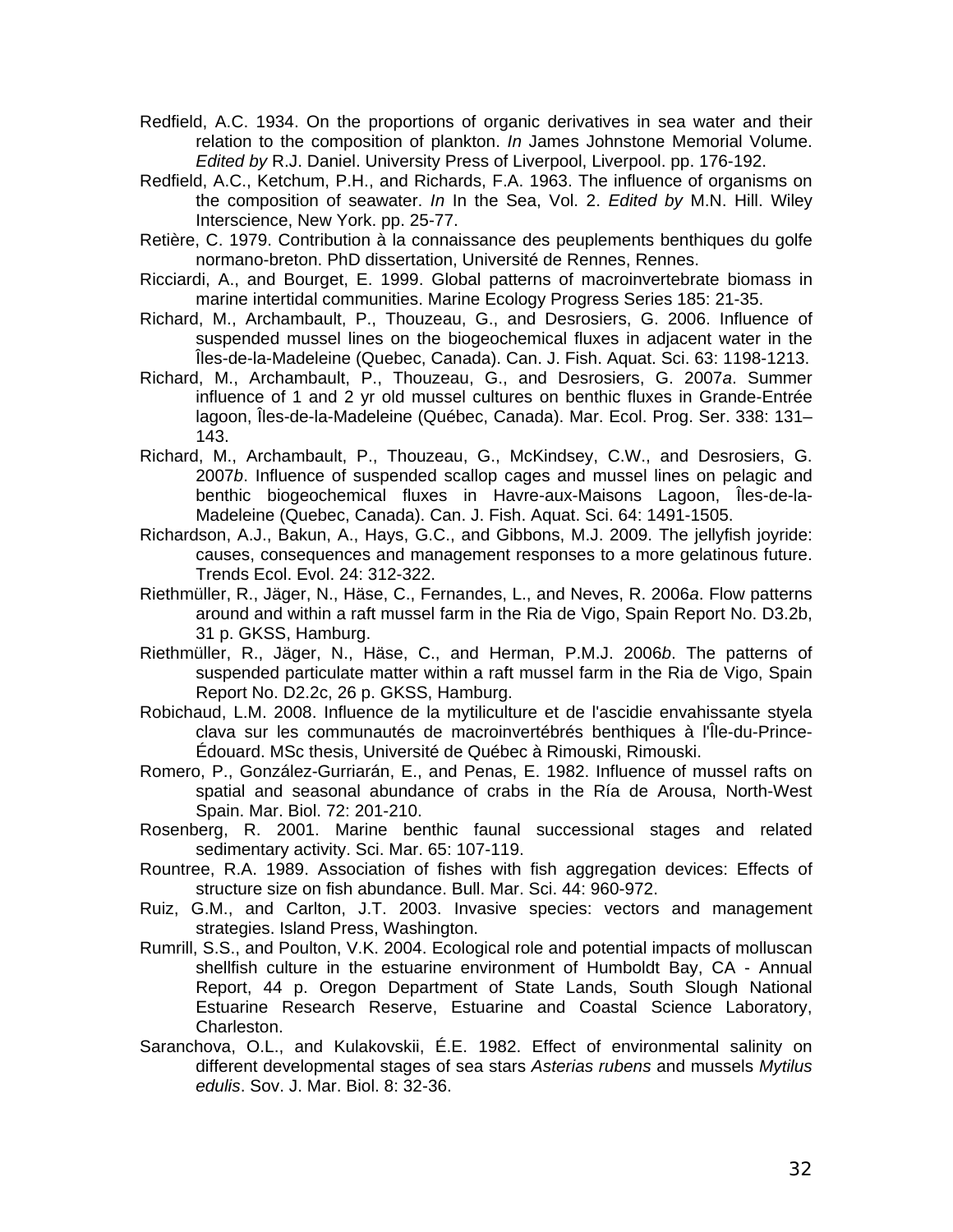Redfield, A.C. 1934. On the proportions of organic derivatives in sea water and their relation to the composition of plankton. *In* James Johnstone Memorial Volume. *Edited by* R.J. Daniel. University Press of Liverpool, Liverpool. pp. 176-192.

Redfield, A.C., Ketchum, P.H., and Richards, F.A. 1963. The influence of organisms on the composition of seawater. *In* In the Sea, Vol. 2. *Edited by* M.N. Hill. Wiley Interscience, New York. pp. 25-77.

Retière, C. 1979. Contribution à la connaissance des peuplements benthiques du golfe normano-breton. PhD dissertation, Université de Rennes, Rennes.

Ricciardi, A., and Bourget, E. 1999. Global patterns of macroinvertebrate biomass in marine intertidal communities. Marine Ecology Progress Series 185: 21-35.

Richard, M., Archambault, P., Thouzeau, G., and Desrosiers, G. 2006. Influence of suspended mussel lines on the biogeochemical fluxes in adjacent water in the Îles-de-la-Madeleine (Quebec, Canada). Can. J. Fish. Aquat. Sci. 63: 1198-1213.

Richard, M., Archambault, P., Thouzeau, G., and Desrosiers, G. 2007*a*. Summer influence of 1 and 2 yr old mussel cultures on benthic fluxes in Grande-Entrée lagoon, Îles-de-la-Madeleine (Québec, Canada). Mar. Ecol. Prog. Ser. 338: 131–143.

Richard, M., Archambault, P., Thouzeau, G., McKindsey, C.W., and Desrosiers, G. 2007*b*. Influence of suspended scallop cages and mussel lines on pelagic and benthic biogeochemical fluxes in Havre-aux-Maisons Lagoon, Îles-de-la-Madeleine (Quebec, Canada). Can. J. Fish. Aquat. Sci. 64: 1491-1505.

Richardson, A.J., Bakun, A., Hays, G.C., and Gibbons, M.J. 2009. The jellyfish joyride: causes, consequences and management responses to a more gelatinous future. Trends Ecol. Evol. 24: 312-322.

Riethmüller, R., Jäger, N., Häse, C., Fernandes, L., and Neves, R. 2006*a*. Flow patterns around and within a raft mussel farm in the Ria de Vigo, Spain Report No. D3.2b, 31 p. GKSS, Hamburg.

Riethmüller, R., Jäger, N., Häse, C., and Herman, P.M.J. 2006*b*. The patterns of suspended particulate matter within a raft mussel farm in the Ria de Vigo, Spain Report No. D2.2c, 26 p. GKSS, Hamburg.

Robichaud, L.M. 2008. Influence de la mytiliculture et de l'ascidie envahissante styela clava sur les communautés de macroinvertébrés benthiques à l'Île-du-Prince-Édouard. MSc thesis, Université de Québec à Rimouski, Rimouski.

Romero, P., González-Gurriarán, E., and Penas, E. 1982. Influence of mussel rafts on spatial and seasonal abundance of crabs in the Ría de Arousa, North-West Spain. Mar. Biol. 72: 201-210.

Rosenberg, R. 2001. Marine benthic faunal successional stages and related sedimentary activity. Sci. Mar. 65: 107-119.

Rountree, R.A. 1989. Association of fishes with fish aggregation devices: Effects of structure size on fish abundance. Bull. Mar. Sci. 44: 960-972.

Ruiz, G.M., and Carlton, J.T. 2003. Invasive species: vectors and management strategies. Island Press, Washington.

Rumrill, S.S., and Poulton, V.K. 2004. Ecological role and potential impacts of molluscan shellfish culture in the estuarine environment of Humboldt Bay, CA - Annual Report, 44 p. Oregon Department of State Lands, South Slough National Estuarine Research Reserve, Estuarine and Coastal Science Laboratory, Charleston.

Saranchova, O.L., and Kulakovskii, É.E. 1982. Effect of environmental salinity on different developmental stages of sea stars *Asterias rubens* and mussels *Mytilus edulis*. Sov. J. Mar. Biol. 8: 32-36.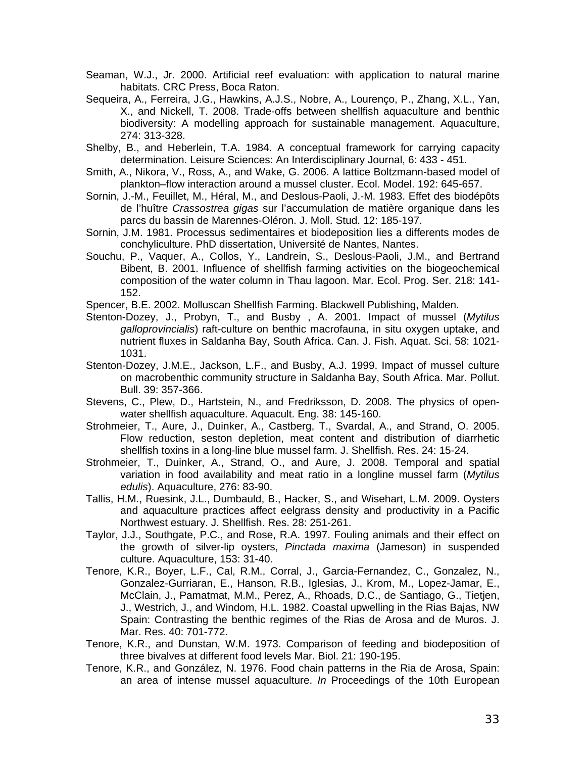Seaman, W.J., Jr. 2000. Artificial reef evaluation: with application to natural marine habitats. CRC Press, Boca Raton.

Sequeira, A., Ferreira, J.G., Hawkins, A.J.S., Nobre, A., Lourenço, P., Zhang, X.L., Yan, X., and Nickell, T. 2008. Trade-offs between shellfish aquaculture and benthic biodiversity: A modelling approach for sustainable management. Aquaculture, 274: 313-328.

Shelby, B., and Heberlein, T.A. 1984. A conceptual framework for carrying capacity determination. Leisure Sciences: An Interdisciplinary Journal, 6: 433 - 451.

Smith, A., Nikora, V., Ross, A., and Wake, G. 2006. A lattice Boltzmann-based model of plankton–flow interaction around a mussel cluster. Ecol. Model. 192: 645-657.

Sornin, J.-M., Feuillet, M., Héral, M., and Deslous-Paoli, J.-M. 1983. Effet des biodépôts de l'huître *Crassostrea gigas* sur l'accumulation de matière organique dans les parcs du bassin de Marennes-Oléron. J. Moll. Stud. 12: 185-197.

Sornin, J.M. 1981. Processus sedimentaires et biodeposition lies a differents modes de conchyliculture. PhD dissertation, Université de Nantes, Nantes.

Souchu, P., Vaquer, A., Collos, Y., Landrein, S., Deslous-Paoli, J.M., and Bertrand Bibent, B. 2001. Influence of shellfish farming activities on the biogeochemical composition of the water column in Thau lagoon. Mar. Ecol. Prog. Ser. 218: 141-152.

Spencer, B.E. 2002. Molluscan Shellfish Farming. Blackwell Publishing, Malden.

Stenton-Dozey, J., Probyn, T., and Busby , A. 2001. Impact of mussel (*Mytilus galloprovincialis*) raft-culture on benthic macrofauna, in situ oxygen uptake, and nutrient fluxes in Saldanha Bay, South Africa. Can. J. Fish. Aquat. Sci. 58: 1021-1031.

Stenton-Dozey, J.M.E., Jackson, L.F., and Busby, A.J. 1999. Impact of mussel culture on macrobenthic community structure in Saldanha Bay, South Africa. Mar. Pollut. Bull. 39: 357-366.

Stevens, C., Plew, D., Hartstein, N., and Fredriksson, D. 2008. The physics of open-water shellfish aquaculture. Aquacult. Eng. 38: 145-160.

Strohmeier, T., Aure, J., Duinker, A., Castberg, T., Svardal, A., and Strand, O. 2005. Flow reduction, seston depletion, meat content and distribution of diarrhetic shellfish toxins in a long-line blue mussel farm. J. Shellfish. Res. 24: 15-24.

Strohmeier, T., Duinker, A., Strand, O., and Aure, J. 2008. Temporal and spatial variation in food availability and meat ratio in a longline mussel farm (*Mytilus edulis*). Aquaculture, 276: 83-90.

Tallis, H.M., Ruesink, J.L., Dumbauld, B., Hacker, S., and Wisehart, L.M. 2009. Oysters and aquaculture practices affect eelgrass density and productivity in a Pacific Northwest estuary. J. Shellfish. Res. 28: 251-261.

Taylor, J.J., Southgate, P.C., and Rose, R.A. 1997. Fouling animals and their effect on the growth of silver-lip oysters, *Pinctada maxima* (Jameson) in suspended culture. Aquaculture, 153: 31-40.

Tenore, K.R., Boyer, L.F., Cal, R.M., Corral, J., Garcia-Fernandez, C., Gonzalez, N., Gonzalez-Gurriaran, E., Hanson, R.B., Iglesias, J., Krom, M., Lopez-Jamar, E., McClain, J., Pamatmat, M.M., Perez, A., Rhoads, D.C., de Santiago, G., Tietjen, J., Westrich, J., and Windom, H.L. 1982. Coastal upwelling in the Rias Bajas, NW Spain: Contrasting the benthic regimes of the Rias de Arosa and de Muros. J. Mar. Res. 40: 701-772.

Tenore, K.R., and Dunstan, W.M. 1973. Comparison of feeding and biodeposition of three bivalves at different food levels Mar. Biol. 21: 190-195.

Tenore, K.R., and González, N. 1976. Food chain patterns in the Ria de Arosa, Spain: an area of intense mussel aquaculture. *In* Proceedings of the 10th European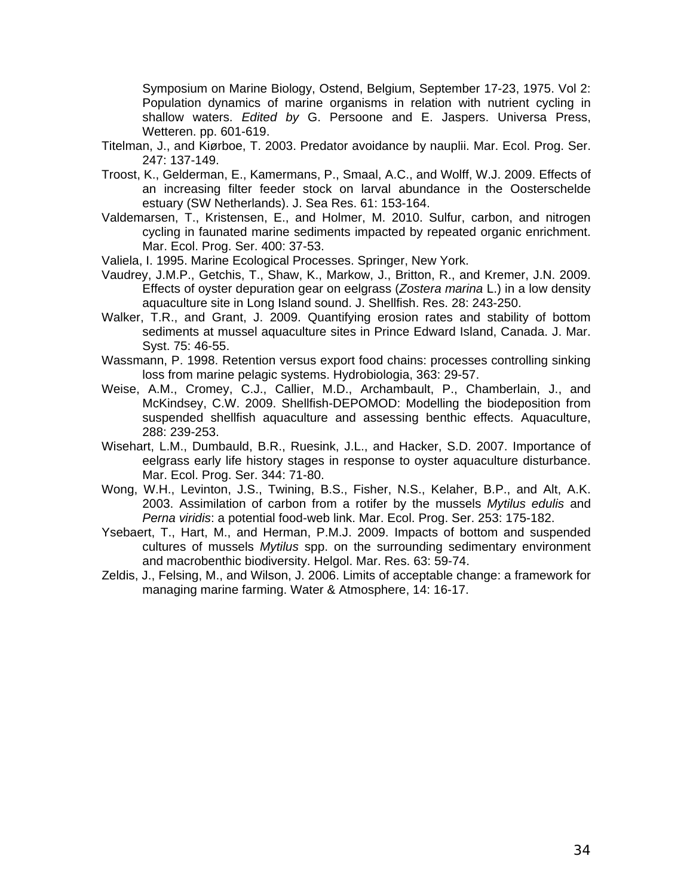Symposium on Marine Biology, Ostend, Belgium, September 17-23, 1975. Vol 2: Population dynamics of marine organisms in relation with nutrient cycling in shallow waters. *Edited by* G. Persoone and E. Jaspers. Universa Press, Wetteren. pp. 601-619.

Titelman, J., and Kiørboe, T. 2003. Predator avoidance by nauplii. Mar. Ecol. Prog. Ser. 247: 137-149.

Troost, K., Gelderman, E., Kamermans, P., Smaal, A.C., and Wolff, W.J. 2009. Effects of an increasing filter feeder stock on larval abundance in the Oosterschelde estuary (SW Netherlands). J. Sea Res. 61: 153-164.

Valdemarsen, T., Kristensen, E., and Holmer, M. 2010. Sulfur, carbon, and nitrogen cycling in faunated marine sediments impacted by repeated organic enrichment. Mar. Ecol. Prog. Ser. 400: 37-53.

Valiela, I. 1995. Marine Ecological Processes. Springer, New York.

Vaudrey, J.M.P., Getchis, T., Shaw, K., Markow, J., Britton, R., and Kremer, J.N. 2009. Effects of oyster depuration gear on eelgrass (*Zostera marina* L.) in a low density aquaculture site in Long Island sound. J. Shellfish. Res. 28: 243-250.

Walker, T.R., and Grant, J. 2009. Quantifying erosion rates and stability of bottom sediments at mussel aquaculture sites in Prince Edward Island, Canada. J. Mar. Syst. 75: 46-55.

Wassmann, P. 1998. Retention versus export food chains: processes controlling sinking loss from marine pelagic systems. Hydrobiologia, 363: 29-57.

Weise, A.M., Cromey, C.J., Callier, M.D., Archambault, P., Chamberlain, J., and McKindsey, C.W. 2009. Shellfish-DEPOMOD: Modelling the biodeposition from suspended shellfish aquaculture and assessing benthic effects. Aquaculture, 288: 239-253.

Wisehart, L.M., Dumbauld, B.R., Ruesink, J.L., and Hacker, S.D. 2007. Importance of eelgrass early life history stages in response to oyster aquaculture disturbance. Mar. Ecol. Prog. Ser. 344: 71-80.

Wong, W.H., Levinton, J.S., Twining, B.S., Fisher, N.S., Kelaher, B.P., and Alt, A.K. 2003. Assimilation of carbon from a rotifer by the mussels *Mytilus edulis* and *Perna viridis*: a potential food-web link. Mar. Ecol. Prog. Ser. 253: 175-182.

Ysebaert, T., Hart, M., and Herman, P.M.J. 2009. Impacts of bottom and suspended cultures of mussels *Mytilus* spp. on the surrounding sedimentary environment and macrobenthic biodiversity. Helgol. Mar. Res. 63: 59-74.

Zeldis, J., Felsing, M., and Wilson, J. 2006. Limits of acceptable change: a framework for managing marine farming. Water & Atmosphere, 14: 16-17.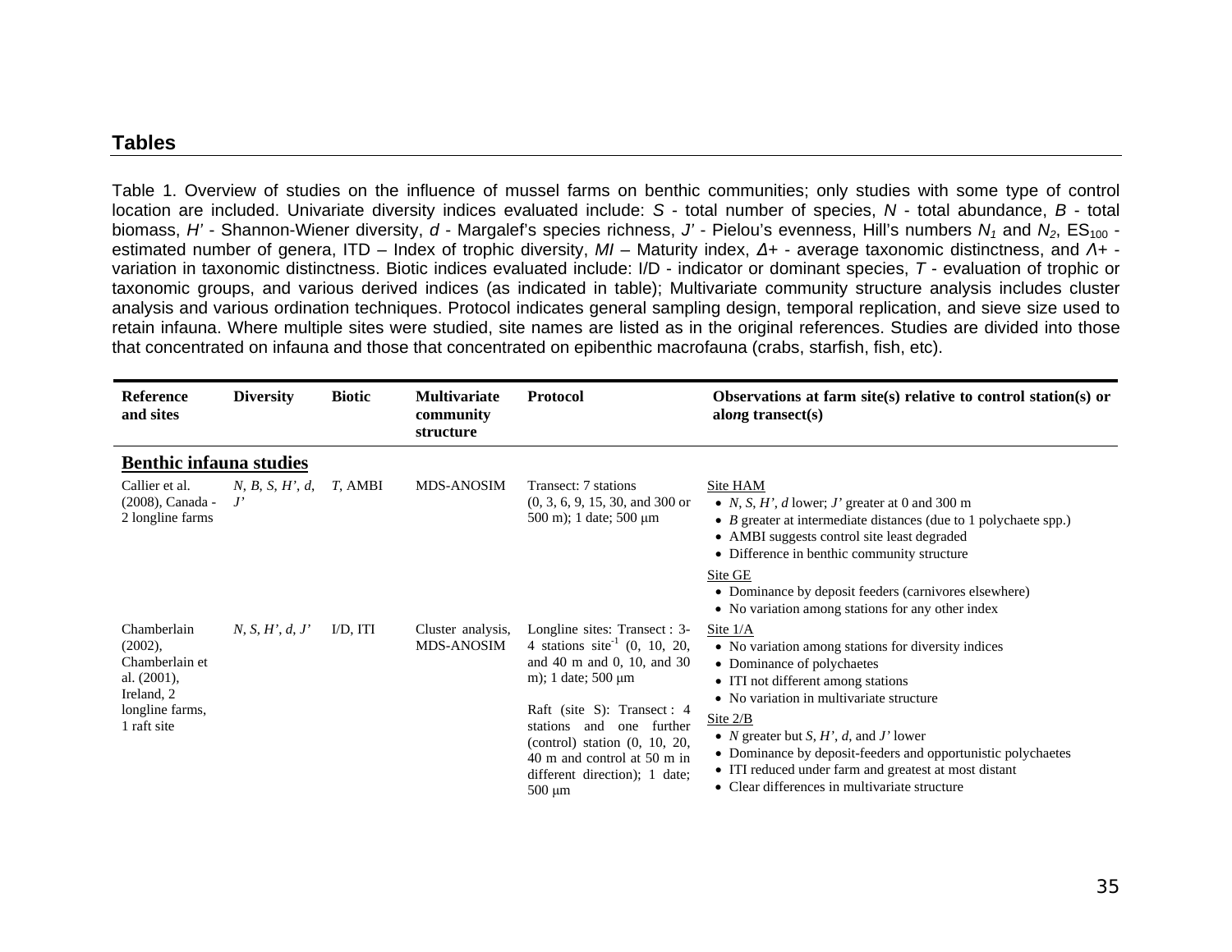## Tables

Table 1. Overview of studies on the influence of mussel farms on benthic communities; only studies with some type of control location are included. Univariate diversity indices evaluated include: *S* - total number of species, *N* - total abundance, *B* - total biomass, *H'* - Shannon-Wiener diversity, *d* - Margalef's species richness, *J'* - Pielou's evenness, Hill's numbers $N_1$ and $N_2$, $ES_{100}$ - estimated number of genera, ITD – Index of trophic diversity, *MI* – Maturity index, *Δ+* - average taxonomic distinctness, and *Λ+* - variation in taxonomic distinctness. Biotic indices evaluated include: I/D - indicator or dominant species, *T* - evaluation of trophic or taxonomic groups, and various derived indices (as indicated in table); Multivariate community structure analysis includes cluster analysis and various ordination techniques. Protocol indicates general sampling design, temporal replication, and sieve size used to retain infauna. Where multiple sites were studied, site names are listed as in the original references. Studies are divided into those that concentrated on infauna and those that concentrated on epibenthic macrofauna (crabs, starfish, fish, etc).

| Reference and sites | Diversity | Biotic | Multivariate community structure | Protocol | Observations at farm site(s) relative to control station(s) or along transect(s) |
|---|---|---|---|---|---|
| **Benthic infauna studies** | | | | | |
| Callier et al. (2008), Canada - 2 longline farms | *N*, *B*, *S*, *H'*, *d*, *J'* | *T*, AMBI | MDS-ANOSIM | Transect: 7 stations (0, 3, 6, 9, 15, 30, and 300 or 500 m); 1 date; 500 μm | Site HAM<br>• *N*, *S*, *H'*, *d* lower; *J'* greater at 0 and 300 m<br>• *B* greater at intermediate distances (due to 1 polychaete spp.)<br>• AMBI suggests control site least degraded<br>• Difference in benthic community structure<br>Site GE<br>• Dominance by deposit feeders (carnivores elsewhere)<br>• No variation among stations for any other index |
| Chamberlain (2002), Chamberlain et al. (2001), Ireland, 2 longline farms, 1 raft site | *N*, *S*, *H'*, *d*, *J'* | I/D, ITI | Cluster analysis, MDS-ANOSIM | Longline sites: Transect : 3-4 stations site$^{-1}$ (0, 10, 20, and 40 m and 0, 10, and 30 m); 1 date; 500 μm<br>Raft (site S): Transect : 4 stations and one further (control) station (0, 10, 20, 40 m and control at 50 m in different direction); 1 date; 500 μm | Site 1/A<br>• No variation among stations for diversity indices<br>• Dominance of polychaetes<br>• ITI not different among stations<br>• No variation in multivariate structure<br>Site 2/B<br>• *N* greater but *S*, *H'*, *d*, and *J'* lower<br>• Dominance by deposit-feeders and opportunistic polychaetes<br>• ITI reduced under farm and greatest at most distant<br>• Clear differences in multivariate structure |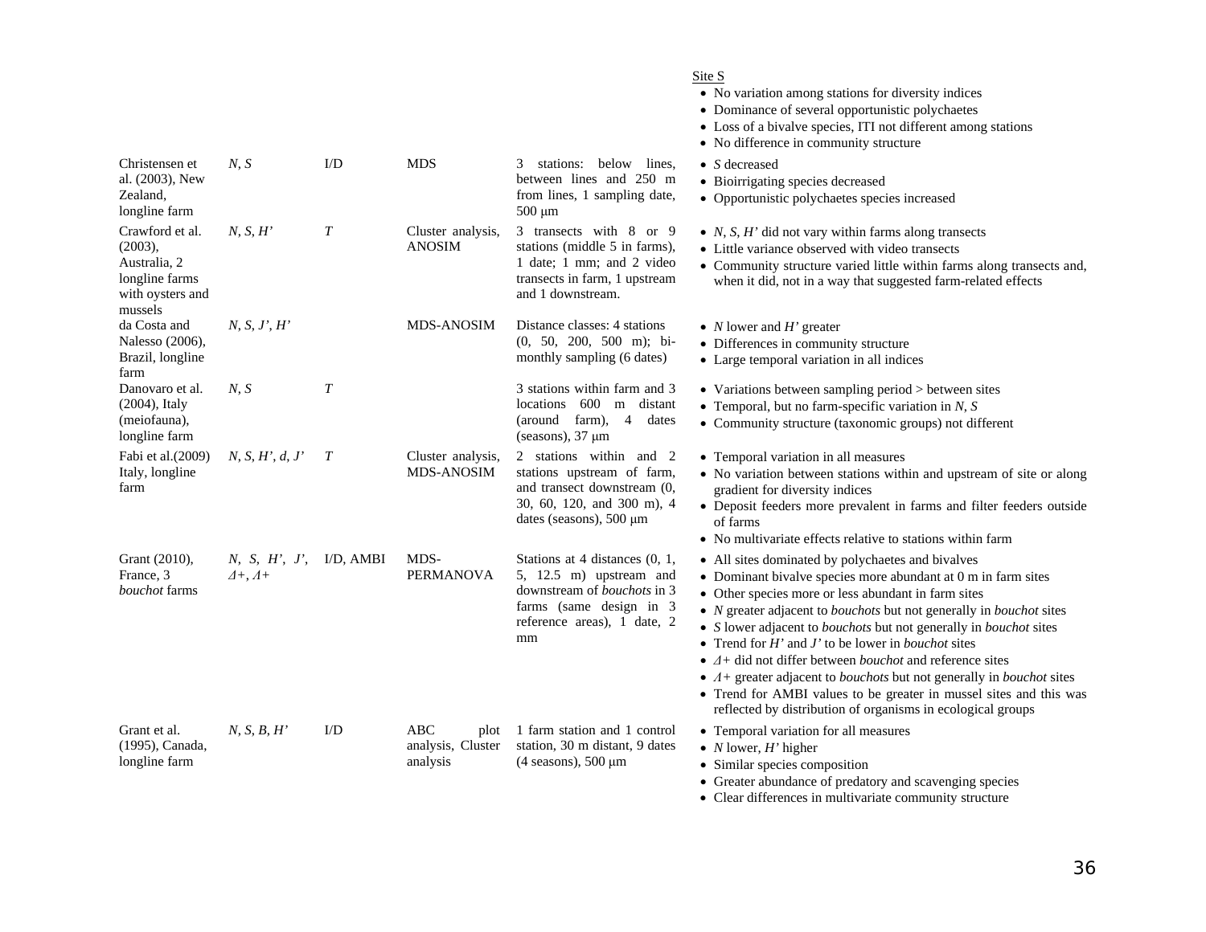| | | | | | Site S<br>• No variation among stations for diversity indices<br>• Dominance of several opportunistic polychaetes<br>• Loss of a bivalve species, ITI not different among stations<br>• No difference in community structure |
|---|---|---|---|---|---|
| Christensen et al. (2003), New Zealand, longline farm | *N*, *S* | I/D | MDS | 3 stations: below lines, between lines and 250 m from lines, 1 sampling date, 500 µm | • *S* decreased<br>• Bioirrigating species decreased<br>• Opportunistic polychaetes species increased |
| Crawford et al. (2003), Australia, 2 longline farms with oysters and mussels | *N*, *S*, *H'* | *T* | Cluster analysis, ANOSIM | 3 transects with 8 or 9 stations (middle 5 in farms), 1 date; 1 mm; and 2 video transects in farm, 1 upstream and 1 downstream. | • *N*, *S*, *H'* did not vary within farms along transects<br>• Little variance observed with video transects<br>• Community structure varied little within farms along transects and, when it did, not in a way that suggested farm-related effects |
| da Costa and Nalesso (2006), Brazil, longline farm | *N*, *S*, *J'*, *H'* | | MDS-ANOSIM | Distance classes: 4 stations (0, 50, 200, 500 m); bi-monthly sampling (6 dates) | • *N* lower and *H'* greater<br>• Differences in community structure<br>• Large temporal variation in all indices |
| Danovaro et al. (2004), Italy (meiofauna), longline farm | *N*, *S* | *T* | | 3 stations within farm and 3 locations 600 m distant (around farm), 4 dates (seasons), 37 µm | • Variations between sampling period > between sites<br>• Temporal, but no farm-specific variation in *N*, *S*<br>• Community structure (taxonomic groups) not different |
| Fabi et al.(2009) Italy, longline farm | *N*, *S*, *H'*, *d*, *J'* | *T* | Cluster analysis, MDS-ANOSIM | 2 stations within and 2 stations upstream of farm, and transect downstream (0, 30, 60, 120, and 300 m), 4 dates (seasons), 500 µm | • Temporal variation in all measures<br>• No variation between stations within and upstream of site or along gradient for diversity indices<br>• Deposit feeders more prevalent in farms and filter feeders outside of farms<br>• No multivariate effects relative to stations within farm |
| Grant (2010), France, 3 *bouchot* farms | *N*, *S*, *H'*, *J'*, *Δ+*, *Λ+* | I/D, AMBI | MDS-PERMANOVA | Stations at 4 distances (0, 1, 5, 12.5 m) upstream and downstream of *bouchots* in 3 farms (same design in 3 reference areas), 1 date, 2 mm | • All sites dominated by polychaetes and bivalves<br>• Dominant bivalve species more abundant at 0 m in farm sites<br>• Other species more or less abundant in farm sites<br>• *N* greater adjacent to *bouchots* but not generally in *bouchot* sites<br>• *S* lower adjacent to *bouchots* but not generally in *bouchot* sites<br>• Trend for *H'* and *J'* to be lower in *bouchot* sites<br>• *Δ+* did not differ between *bouchot* and reference sites<br>• *Λ+* greater adjacent to *bouchots* but not generally in *bouchot* sites<br>• Trend for AMBI values to be greater in mussel sites and this was reflected by distribution of organisms in ecological groups |
| Grant et al. (1995), Canada, longline farm | *N*, *S*, *B*, *H'* | I/D | ABC plot analysis, Cluster analysis | 1 farm station and 1 control station, 30 m distant, 9 dates (4 seasons), 500 µm | • Temporal variation for all measures<br>• *N* lower, *H'* higher<br>• Similar species composition<br>• Greater abundance of predatory and scavenging species<br>• Clear differences in multivariate community structure |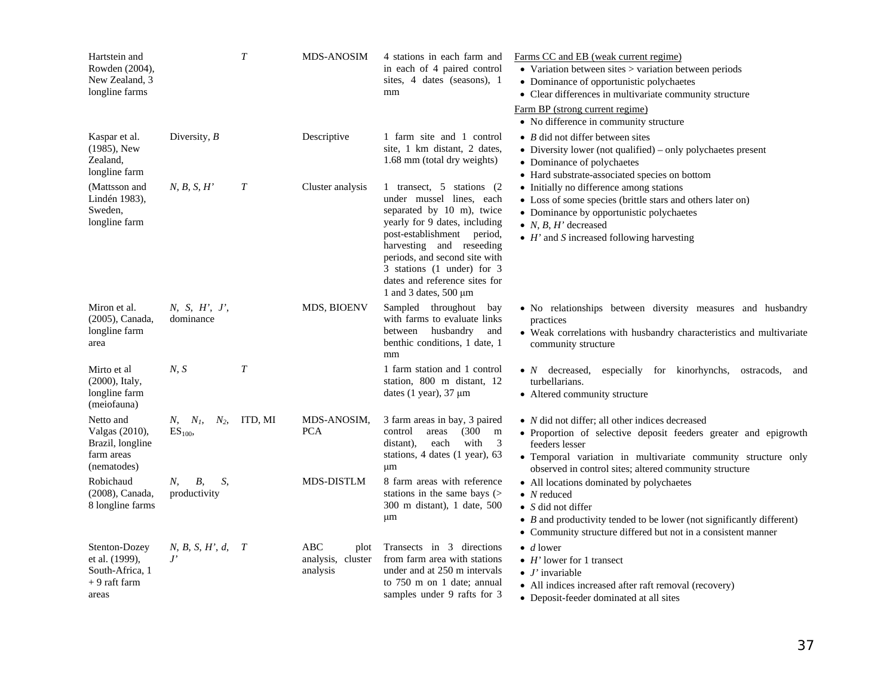| | | | | | |
|---|---|---|---|---|---|
| Hartstein and Rowden (2004), New Zealand, 3 longline farms | | *T* | MDS-ANOSIM | 4 stations in each farm and in each of 4 paired control sites, 4 dates (seasons), 1 mm | Farms CC and EB (weak current regime)<br>• Variation between sites > variation between periods<br>• Dominance of opportunistic polychaetes<br>• Clear differences in multivariate community structure<br>Farm BP (strong current regime)<br>• No difference in community structure |
| Kaspar et al. (1985), New Zealand, longline farm | Diversity, *B* | | Descriptive | 1 farm site and 1 control site, 1 km distant, 2 dates, 1.68 mm (total dry weights) | • *B* did not differ between sites<br>• Diversity lower (not qualified) – only polychaetes present<br>• Dominance of polychaetes<br>• Hard substrate-associated species on bottom |
| (Mattsson and Lindén 1983), Sweden, longline farm | *N*, *B*, *S*, *H'* | *T* | Cluster analysis | 1 transect, 5 stations (2 under mussel lines, each separated by 10 m), twice yearly for 9 dates, including post-establishment period, harvesting and reseeding periods, and second site with 3 stations (1 under) for 3 dates and reference sites for 1 and 3 dates, 500 μm | • Initially no difference among stations<br>• Loss of some species (brittle stars and others later on)<br>• Dominance by opportunistic polychaetes<br>• *N*, *B*, *H'* decreased<br>• *H'* and *S* increased following harvesting |
| Miron et al. (2005), Canada, longline farm area | *N*, *S*, *H'*, *J'*, dominance | | MDS, BIOENV | Sampled throughout bay with farms to evaluate links between husbandry and benthic conditions, 1 date, 1 mm | • No relationships between diversity measures and husbandry practices<br>• Weak correlations with husbandry characteristics and multivariate community structure |
| Mirto et al (2000), Italy, longline farm (meiofauna) | *N*, *S* | *T* | | 1 farm station and 1 control station, 800 m distant, 12 dates (1 year), 37 μm | • *N* decreased, especially for kinorhynchs, ostracods, and turbellarians.<br>• Altered community structure |
| Netto and Valgas (2010), Brazil, longline farm areas (nematodes) | *N*, $N_1$, $N_2$, $ES_{100}$, | ITD, MI | MDS-ANOSIM, PCA | 3 farm areas in bay, 3 paired control areas (300 m distant), each with 3 stations, 4 dates (1 year), 63 μm | • *N* did not differ; all other indices decreased<br>• Proportion of selective deposit feeders greater and epigrowth feeders lesser<br>• Temporal variation in multivariate community structure only observed in control sites; altered community structure |
| Robichaud (2008), Canada, 8 longline farms | *N*, *B*, *S*, productivity | | MDS-DISTLM | 8 farm areas with reference stations in the same bays (> 300 m distant), 1 date, 500 μm | • All locations dominated by polychaetes<br>• *N* reduced<br>• *S* did not differ<br>• *B* and productivity tended to be lower (not significantly different)<br>• Community structure differed but not in a consistent manner |
| Stenton-Dozey et al. (1999), South-Africa, 1 + 9 raft farm areas | *N*, *B*, *S*, *H'*, *d*, *J'* | *T* | ABC plot analysis, cluster analysis | Transects in 3 directions from farm area with stations under and at 250 m intervals to 750 m on 1 date; annual samples under 9 rafts for 3 | • *d* lower<br>• *H'* lower for 1 transect<br>• *J'* invariable<br>• All indices increased after raft removal (recovery)<br>• Deposit-feeder dominated at all sites |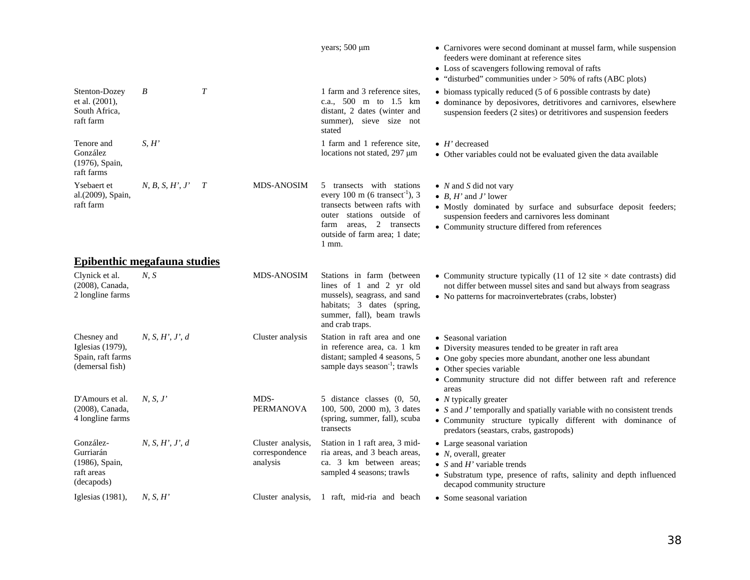| | | | | | |
|---|---|---|---|---|---|
| | | | | years; 500 μm | • Carnivores were second dominant at mussel farm, while suspension feeders were dominant at reference sites<br>• Loss of scavengers following removal of rafts<br>• "disturbed" communities under > 50% of rafts (ABC plots) |
| Stenton-Dozey et al. (2001), South Africa, raft farm | *B* | *T* | | 1 farm and 3 reference sites, c.a., 500 m to 1.5 km distant, 2 dates (winter and summer), sieve size not stated | • biomass typically reduced (5 of 6 possible contrasts by date)<br>• dominance by deposivores, detritivores and carnivores, elsewhere suspension feeders (2 sites) or detritivores and suspension feeders |
| Tenore and González (1976), Spain, raft farms | *S*, *H'* | | | 1 farm and 1 reference site, locations not stated, 297 μm | • *H'* decreased<br>• Other variables could not be evaluated given the data available |
| Ysebaert et al.(2009), Spain, raft farm | *N*, *B*, *S*, *H'*, *J'* | *T* | MDS-ANOSIM | 5 transects with stations every 100 m (6 transect$^{-1}$), 3 transects between rafts with outer stations outside of farm areas, 2 transects outside of farm area; 1 date; 1 mm. | • *N* and *S* did not vary<br>• *B*, *H'* and *J'* lower<br>• Mostly dominated by surface and subsurface deposit feeders; suspension feeders and carnivores less dominant<br>• Community structure differed from references |
| **Epibenthic megafauna studies** | | | | | |
| Clynick et al. (2008), Canada, 2 longline farms | *N*, *S* | | MDS-ANOSIM | Stations in farm (between lines of 1 and 2 yr old mussels), seagrass, and sand habitats; 3 dates (spring, summer, fall), beam trawls and crab traps. | • Community structure typically (11 of 12 site × date contrasts) did not differ between mussel sites and sand but always from seagrass<br>• No patterns for macroinvertebrates (crabs, lobster) |
| Chesney and Iglesias (1979), Spain, raft farms (demersal fish) | *N*, *S*, *H'*, *J'*, *d* | | Cluster analysis | Station in raft area and one in reference area, ca. 1 km distant; sampled 4 seasons, 5 sample days season$^{-1}$; trawls | • Seasonal variation<br>• Diversity measures tended to be greater in raft area<br>• One goby species more abundant, another one less abundant<br>• Other species variable<br>• Community structure did not differ between raft and reference areas |
| D'Amours et al. (2008), Canada, 4 longline farms | *N*, *S*, *J'* | | MDS-PERMANOVA | 5 distance classes (0, 50, 100, 500, 2000 m), 3 dates (spring, summer, fall), scuba transects | • *N* typically greater<br>• *S* and *J'* temporally and spatially variable with no consistent trends<br>• Community structure typically different with dominance of predators (seastars, crabs, gastropods) |
| González-Gurriarán (1986), Spain, raft areas (decapods) | *N*, *S*, *H'*, *J'*, *d* | | Cluster analysis, correspondence analysis | Station in 1 raft area, 3 mid-ria areas, and 3 beach areas, ca. 3 km between areas; sampled 4 seasons; trawls | • Large seasonal variation<br>• *N*, overall, greater<br>• *S* and *H'* variable trends<br>• Substratum type, presence of rafts, salinity and depth influenced decapod community structure |
| Iglesias (1981), | *N*, *S*, *H'* | | Cluster analysis, | 1 raft, mid-ria and beach | • Some seasonal variation |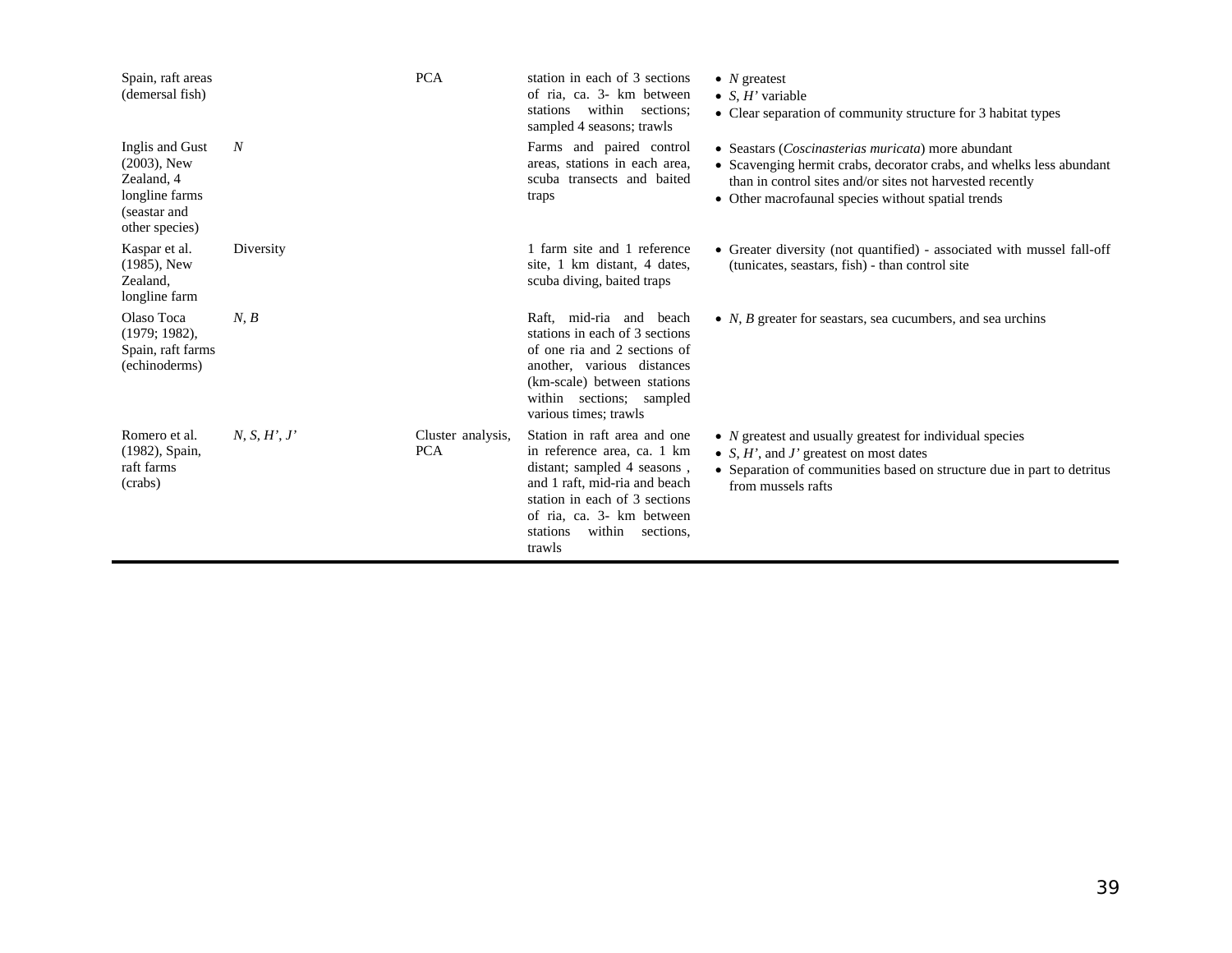| | | | | |
|---|---|---|---|---|
| Spain, raft areas (demersal fish) | | PCA | station in each of 3 sections of ria, ca. 3- km between stations within sections; sampled 4 seasons; trawls | • *N* greatest<br>• *S*, *H’* variable<br>• Clear separation of community structure for 3 habitat types |
| Inglis and Gust (2003), New Zealand, 4 longline farms (seastar and other species) | *N* | | Farms and paired control areas, stations in each area, scuba transects and baited traps | • Seastars (*Coscinasterias muricata*) more abundant<br>• Scavenging hermit crabs, decorator crabs, and whelks less abundant than in control sites and/or sites not harvested recently<br>• Other macrofaunal species without spatial trends |
| Kaspar et al. (1985), New Zealand, longline farm | Diversity | | 1 farm site and 1 reference site, 1 km distant, 4 dates, scuba diving, baited traps | • Greater diversity (not quantified) - associated with mussel fall-off (tunicates, seastars, fish) - than control site |
| Olaso Toca (1979; 1982), Spain, raft farms (echinoderms) | *N*, *B* | | Raft, mid-ria and beach stations in each of 3 sections of one ria and 2 sections of another, various distances (km-scale) between stations within sections; sampled various times; trawls | • *N*, *B* greater for seastars, sea cucumbers, and sea urchins |
| Romero et al. (1982), Spain, raft farms (crabs) | *N*, *S*, *H’*, *J’* | Cluster analysis, PCA | Station in raft area and one in reference area, ca. 1 km distant; sampled 4 seasons , and 1 raft, mid-ria and beach station in each of 3 sections of ria, ca. 3- km between stations within sections, trawls | • *N* greatest and usually greatest for individual species<br>• *S*, *H’*, and *J’* greatest on most dates<br>• Separation of communities based on structure due in part to detritus from mussels rafts |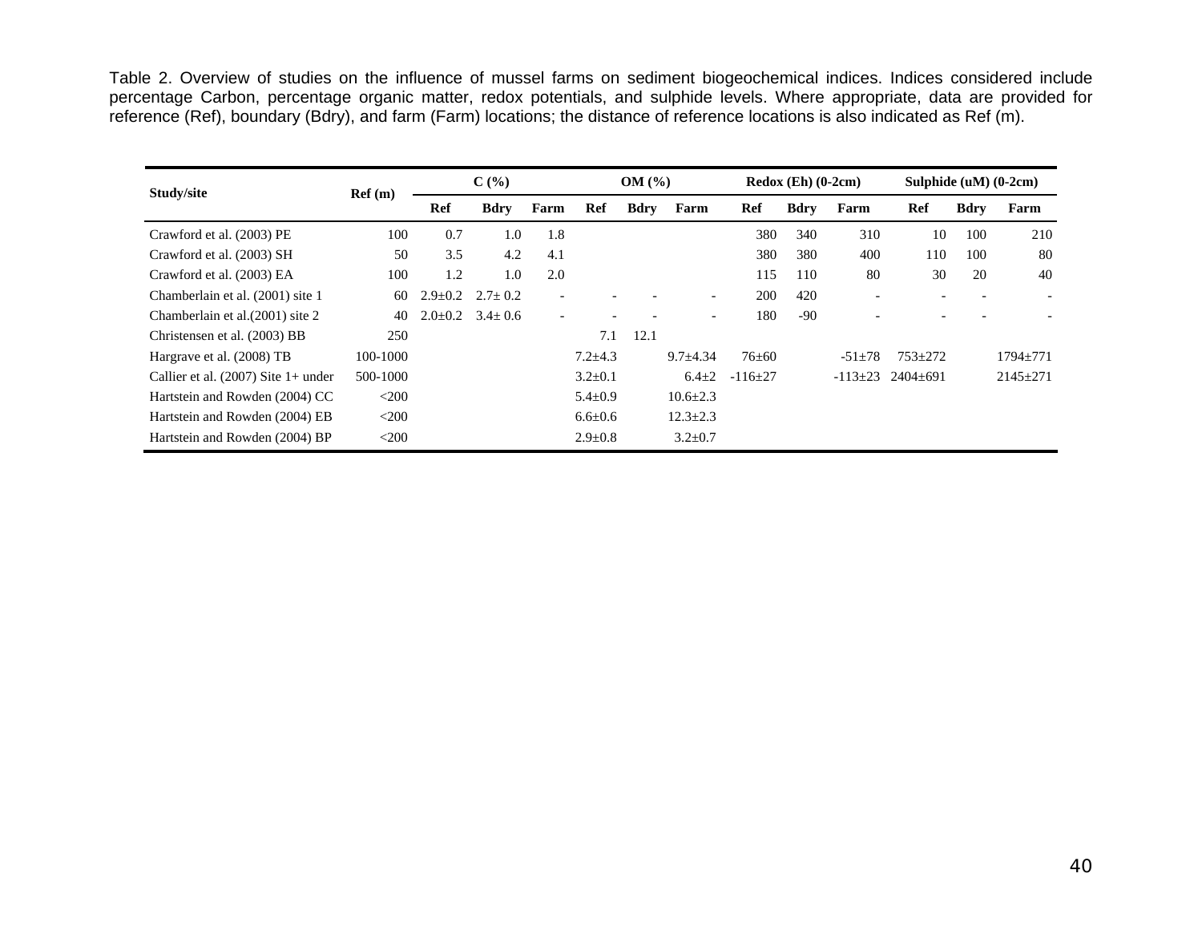Table 2. Overview of studies on the influence of mussel farms on sediment biogeochemical indices. Indices considered include percentage Carbon, percentage organic matter, redox potentials, and sulphide levels. Where appropriate, data are provided for reference (Ref), boundary (Bdry), and farm (Farm) locations; the distance of reference locations is also indicated as Ref (m).

| Study/site | Ref (m) | C (%) | | | OM (%) | | | Redox (Eh) (0-2cm) | | | Sulphide (uM) (0-2cm) | | |
|---|---|---|---|---|---|---|---|---|---|---|---|---|---|
| | | Ref | Bdry | Farm | Ref | Bdry | Farm | Ref | Bdry | Farm | Ref | Bdry | Farm |
| Crawford et al. (2003) PE | 100 | 0.7 | 1.0 | 1.8 | | | | 380 | 340 | 310 | 10 | 100 | 210 |
| Crawford et al. (2003) SH | 50 | 3.5 | 4.2 | 4.1 | | | | 380 | 380 | 400 | 110 | 100 | 80 |
| Crawford et al. (2003) EA | 100 | 1.2 | 1.0 | 2.0 | | | | 115 | 110 | 80 | 30 | 20 | 40 |
| Chamberlain et al. (2001) site 1 | 60 | 2.9±0.2 | 2.7± 0.2 | - | - | - | - | 200 | 420 | - | - | - | - |
| Chamberlain et al.(2001) site 2 | 40 | 2.0±0.2 | 3.4± 0.6 | - | - | - | - | 180 | -90 | - | - | - | - |
| Christensen et al. (2003) BB | 250 | | | | 7.1 | 12.1 | | | | | | | |
| Hargrave et al. (2008) TB | 100-1000 | | | | 7.2±4.3 | | 9.7±4.34 | 76±60 | | -51±78 | 753±272 | | 1794±771 |
| Callier et al. (2007) Site 1+ under | 500-1000 | | | | 3.2±0.1 | | 6.4±2 | -116±27 | | -113±23 | 2404±691 | | 2145±271 |
| Hartstein and Rowden (2004) CC | <200 | | | | 5.4±0.9 | | 10.6±2.3 | | | | | | |
| Hartstein and Rowden (2004) EB | <200 | | | | 6.6±0.6 | | 12.3±2.3 | | | | | | |
| Hartstein and Rowden (2004) BP | <200 | | | | 2.9±0.8 | | 3.2±0.7 | | | | | | |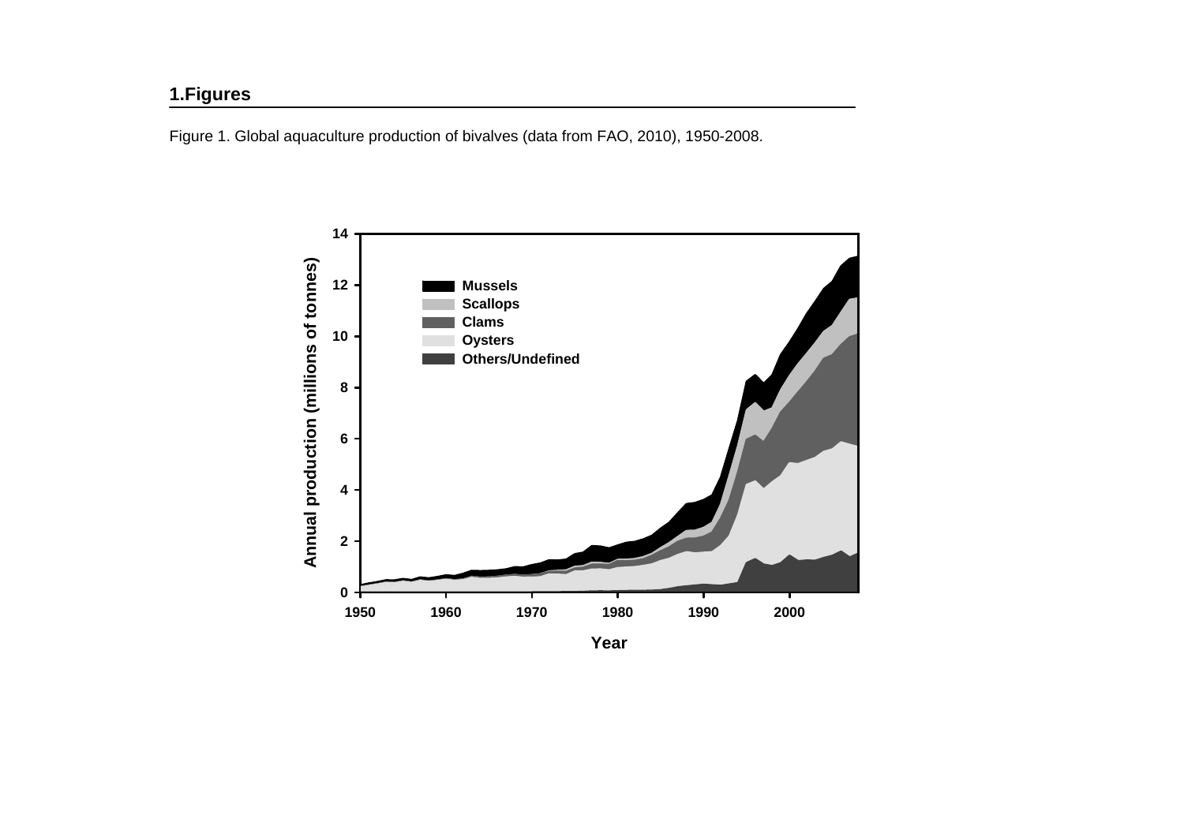# 1.Figures

Figure 1. Global aquaculture production of bivalves (data from FAO, 2010), 1950-2008.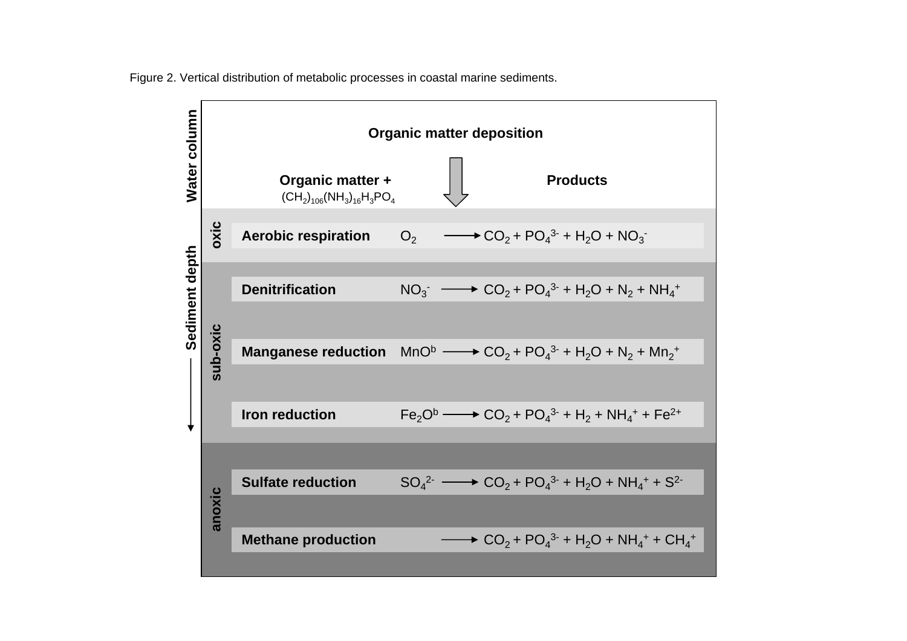Figure 2. Vertical distribution of metabolic processes in coastal marine sediments.

**Organic matter deposition**

| Zone | Process | Organic matter + $(CH_2)_{106}(NH_3)_{16}H_3PO_4$ | → | Products |
|---|---|---|---|---|
| oxic | **Aerobic respiration** | $O_2$ | → | $CO_2 + PO_4^{3-} + H_2O + NO_3^-$ |
| sub-oxic | **Denitrification** | $NO_3^-$ | → | $CO_2 + PO_4^{3-} + H_2O + N_2 + NH_4^+$ |
| sub-oxic | **Manganese reduction** | $MnO^b$ | → | $CO_2 + PO_4^{3-} + H_2O + N_2 + Mn_2^+$ |
| sub-oxic | **Iron reduction** | $Fe_2O^b$ | → | $CO_2 + PO_4^{3-} + H_2 + NH_4^+ + Fe^{2+}$ |
| anoxic | **Sulfate reduction** | $SO_4^{2-}$ | → | $CO_2 + PO_4^{3-} + H_2O + NH_4^+ + S^{2-}$ |
| anoxic | **Methane production** | | → | $CO_2 + PO_4^{3-} + H_2O + NH_4^+ + CH_4^+$ |

Water column / Sediment depth ↓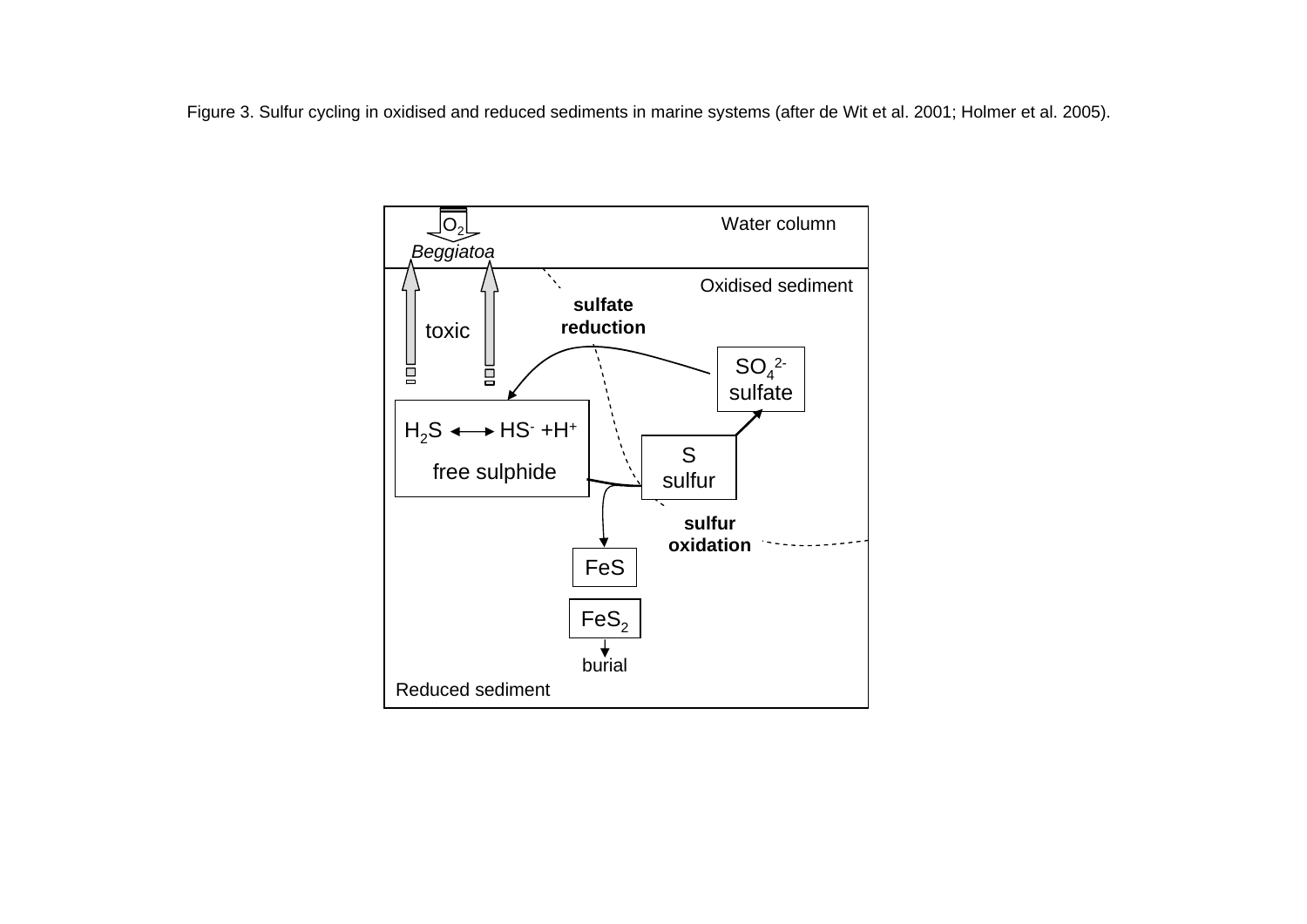Figure 3. Sulfur cycling in oxidised and reduced sediments in marine systems (after de Wit et al. 2001; Holmer et al. 2005).

Water column

$O_2$

*Beggiatoa*

Oxidised sediment

toxic

sulfate reduction

$SO_4^{2-}$ sulfate

$H_2S$ ⟷ $HS^-$ + $H^+$

free sulphide

S sulfur

sulfur oxidation

FeS

$FeS_2$

burial

Reduced sediment